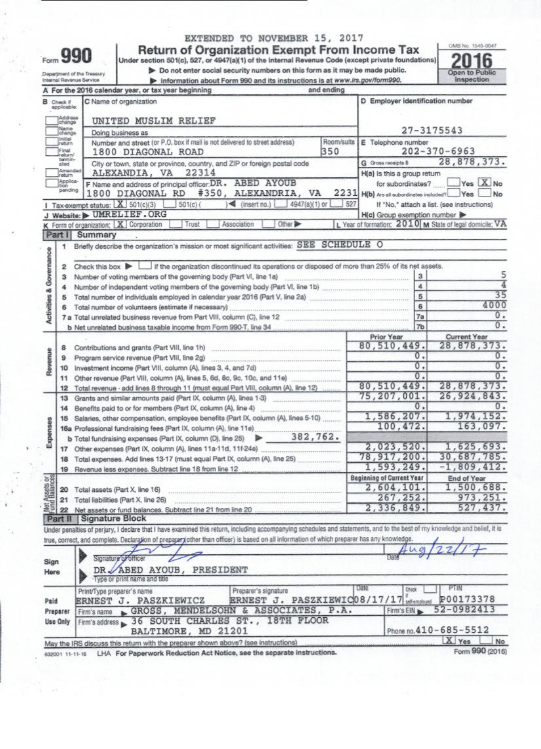EXTENDED TO NOVEMBER 15, 2017

# Form 990 Return of Organization Exempt From Income Tax

Under section 501(c), 527, or 4947(a)(1) of the Internal Revenue Code (except private foundations)

▶ Do not enter social security numbers on this form as it may be made public.

▶ Information about Form 990 and its instructions is at www.irs.gov/form990.

Department of the Treasury
Internal Revenue Service

OMB No. 1545-0047

**2016**

Open to Public Inspection

**A** For the 2016 calendar year, or tax year beginning and ending

**B** Check if applicable: Address change / Name change / Initial return / Final return/terminated / Amended return / Application pending

**C** Name of organization: UNITED MUSLIM RELIEF

Doing business as

Number and street (or P.O. box if mail is not delivered to street address): 1800 DIAGONAL ROAD — Room/suite: 350

City or town, state or province, country, and ZIP or foreign postal code: ALEXANDIA, VA 22314

**D** Employer identification number: 27-3175543

**E** Telephone number: 202-370-6963

**G** Gross receipts $ 28,878,373.

**F** Name and address of principal officer: DR. ABED AYOUB, 1800 DIAGONAL RD #350, ALEXANDRIA, VA 2231

**H(a)** Is this a group return for subordinates? ☐ Yes ☒ No

**H(b)** Are all subordinates included? ☐ Yes ☐ No — If "No," attach a list. (see instructions)

**I** Tax-exempt status: ☒ 501(c)(3) ☐ 501(c) ( ) ◀ (insert no.) ☐ 4947(a)(1) or ☐ 527

**J** Website: ▶ UMRELIEF.ORG

**H(c)** Group exemption number ▶

**K** Form of organization: ☒ Corporation ☐ Trust ☐ Association ☐ Other ▶

**L** Year of formation: 2010 **M** State of legal domicile: VA

## Part I Summary

**Activities & Governance**

1 Briefly describe the organization's mission or most significant activities: SEE SCHEDULE O

2 Check this box ▶ ☐ if the organization discontinued its operations or disposed of more than 25% of its net assets.

| Line | Description | | Value |
|---|---|---|---|
| 3 | Number of voting members of the governing body (Part VI, line 1a) | 3 | 5 |
| 4 | Number of independent voting members of the governing body (Part VI, line 1b) | 4 | 4 |
| 5 | Total number of individuals employed in calendar year 2016 (Part V, line 2a) | 5 | 35 |
| 6 | Total number of volunteers (estimate if necessary) | 6 | 4000 |
| 7a | Total unrelated business revenue from Part VIII, column (C), line 12 | 7a | 0. |
| b | Net unrelated business taxable income from Form 990-T, line 34 | 7b | 0. |

| Line | Description | Prior Year | Current Year |
|---|---|---|---|
| **Revenue** | | | |
| 8 | Contributions and grants (Part VIII, line 1h) | 80,510,449. | 28,878,373. |
| 9 | Program service revenue (Part VIII, line 2g) | 0. | 0. |
| 10 | Investment income (Part VIII, column (A), lines 3, 4, and 7d) | 0. | 0. |
| 11 | Other revenue (Part VIII, column (A), lines 5, 6d, 8c, 9c, 10c, and 11e) | 0. | 0. |
| 12 | Total revenue - add lines 8 through 11 (must equal Part VIII, column (A), line 12) | 80,510,449. | 28,878,373. |
| **Expenses** | | | |
| 13 | Grants and similar amounts paid (Part IX, column (A), lines 1-3) | 75,207,001. | 26,924,843. |
| 14 | Benefits paid to or for members (Part IX, column (A), line 4) | 0. | 0. |
| 15 | Salaries, other compensation, employee benefits (Part IX, column (A), lines 5-10) | 1,586,207. | 1,974,152. |
| 16a | Professional fundraising fees (Part IX, column (A), line 11e) | 100,472. | 163,097. |
| b | Total fundraising expenses (Part IX, column (D), line 25) ▶ 382,762. | | |
| 17 | Other expenses (Part IX, column (A), lines 11a-11d, 11f-24e) | 2,023,520. | 1,625,693. |
| 18 | Total expenses. Add lines 13-17 (must equal Part IX, column (A), line 25) | 78,917,200. | 30,687,785. |
| 19 | Revenue less expenses. Subtract line 18 from line 12 | 1,593,249. | -1,809,412. |

| Line | Net Assets or Fund Balances | Beginning of Current Year | End of Year |
|---|---|---|---|
| 20 | Total assets (Part X, line 16) | 2,604,101. | 1,500,688. |
| 21 | Total liabilities (Part X, line 26) | 267,252. | 973,251. |
| 22 | Net assets or fund balances. Subtract line 21 from line 20 | 2,336,849. | 527,437. |

## Part II Signature Block

Under penalties of perjury, I declare that I have examined this return, including accompanying schedules and statements, and to the best of my knowledge and belief, it is true, correct, and complete. Declaration of preparer (other than officer) is based on all information of which preparer has any knowledge.

**Sign Here**

Signature of officer — Date: Aug/22/17

DR. ABED AYOUB, PRESIDENT
Type or print name and title

**Paid Preparer Use Only**

| Print/Type preparer's name | Preparer's signature | Date | Check ☐ if self-employed | PTIN |
|---|---|---|---|---|
| ERNEST J. PASZKIEWICZ | ERNEST J. PASZKIEWIC | 08/17/17 | | P00173378 |

Firm's name ▶ GROSS, MENDELSOHN & ASSOCIATES, P.A. — Firm's EIN ▶ 52-0982413

Firm's address ▶ 36 SOUTH CHARLES ST., 18TH FLOOR, BALTIMORE, MD 21201 — Phone no. 410-685-5512

May the IRS discuss this return with the preparer shown above? (see instructions) ☒ Yes ☐ No

632001 11-11-16 LHA For Paperwork Reduction Act Notice, see the separate instructions. Form 990 (2016)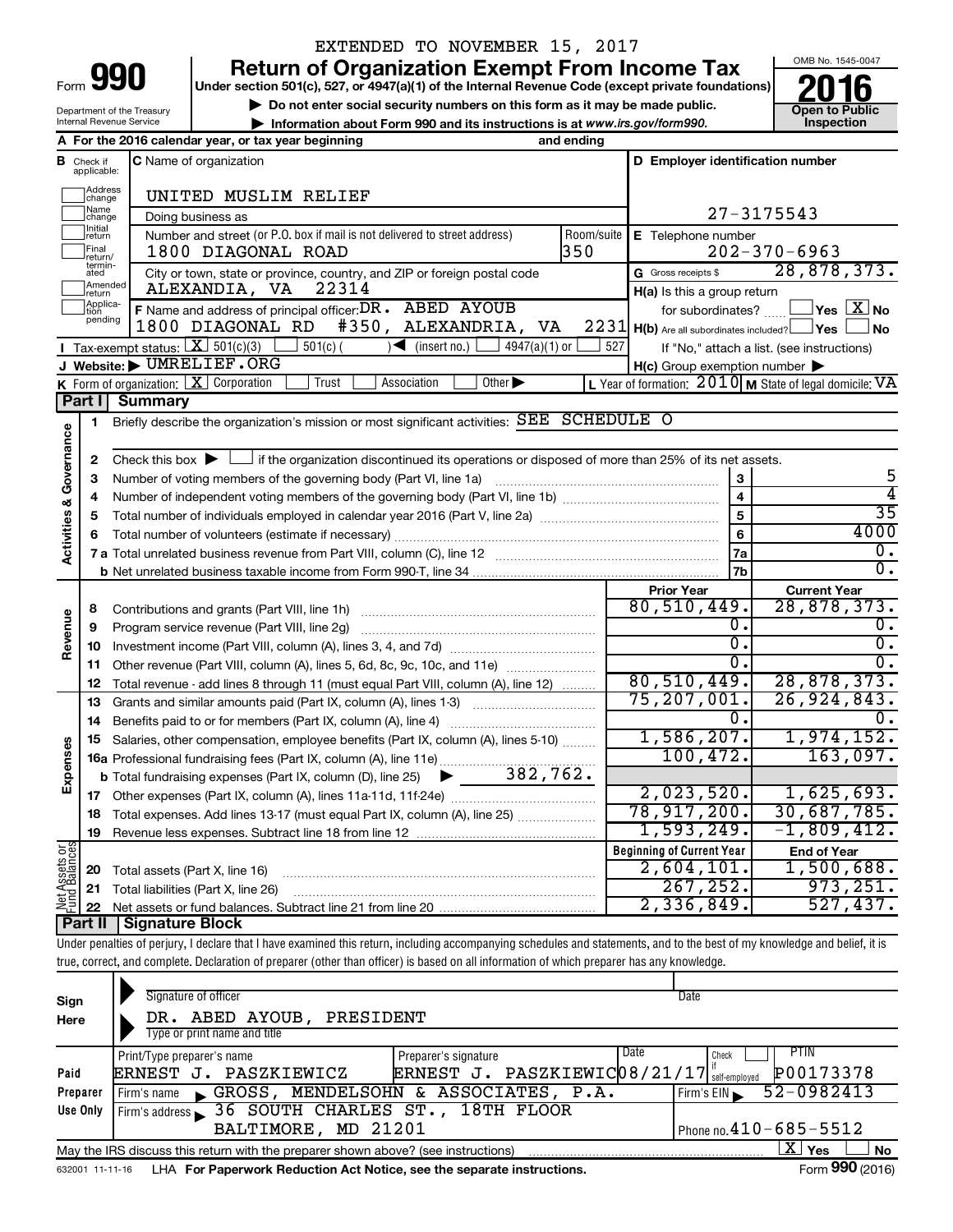EXTENDED TO NOVEMBER 15, 2017

# Form 990 — Return of Organization Exempt From Income Tax — 2016

Under section 501(c), 527, or 4947(a)(1) of the Internal Revenue Code (except private foundations)

▶ Do not enter social security numbers on this form as it may be made public.

▶ Information about Form 990 and its instructions is at www.irs.gov/form990.

Department of the Treasury, Internal Revenue Service

OMB No. 1545-0047 — Open to Public Inspection

**A** For the 2016 calendar year, or tax year beginning and ending

**B** Check if applicable: Address change, Name change, Initial return, Final return/terminated, Amended return, Application pending

**C** Name of organization: UNITED MUSLIM RELIEF

Doing business as

Number and street (or P.O. box if mail is not delivered to street address): 1800 DIAGONAL ROAD — Room/suite: 350

City or town, state or province, country, and ZIP or foreign postal code: ALEXANDIA, VA 22314

**D** Employer identification number: 27-3175543

**E** Telephone number: 202-370-6963

**G** Gross receipts $ 28,878,373.

**F** Name and address of principal officer: DR. ABED AYOUB, 1800 DIAGONAL RD #350, ALEXANDRIA, VA 2231

**H(a)** Is this a group return for subordinates? ☐ Yes ☒ No

**H(b)** Are all subordinates included? ☐ Yes ☐ No — If "No," attach a list. (see instructions)

**H(c)** Group exemption number ▶

**I** Tax-exempt status: ☒ 501(c)(3) ☐ 501(c) ( ) ◀ (insert no.) ☐ 4947(a)(1) or ☐ 527

**J** Website: ▶ UMRELIEF.ORG

**K** Form of organization: ☒ Corporation ☐ Trust ☐ Association ☐ Other ▶

**L** Year of formation: 2010 **M** State of legal domicile: VA

## Part I Summary

### Activities & Governance

1. Briefly describe the organization's mission or most significant activities: SEE SCHEDULE O
2. Check this box ▶ ☐ if the organization discontinued its operations or disposed of more than 25% of its net assets.

| Line | Description | | Value |
|---|---|---|---|
| 3 | Number of voting members of the governing body (Part VI, line 1a) | 3 | 5 |
| 4 | Number of independent voting members of the governing body (Part VI, line 1b) | 4 | 4 |
| 5 | Total number of individuals employed in calendar year 2016 (Part V, line 2a) | 5 | 35 |
| 6 | Total number of volunteers (estimate if necessary) | 6 | 4000 |
| 7a | Total unrelated business revenue from Part VIII, column (C), line 12 | 7a | 0. |
| 7b | Net unrelated business taxable income from Form 990-T, line 34 | 7b | 0. |

### Revenue, Expenses, and Net Assets

| Line | Description | Prior Year | Current Year |
|---|---|---|---|
| 8 | Contributions and grants (Part VIII, line 1h) | 80,510,449. | 28,878,373. |
| 9 | Program service revenue (Part VIII, line 2g) | 0. | 0. |
| 10 | Investment income (Part VIII, column (A), lines 3, 4, and 7d) | 0. | 0. |
| 11 | Other revenue (Part VIII, column (A), lines 5, 6d, 8c, 9c, 10c, and 11e) | 0. | 0. |
| 12 | Total revenue - add lines 8 through 11 (must equal Part VIII, column (A), line 12) | 80,510,449. | 28,878,373. |
| 13 | Grants and similar amounts paid (Part IX, column (A), lines 1-3) | 75,207,001. | 26,924,843. |
| 14 | Benefits paid to or for members (Part IX, column (A), line 4) | 0. | 0. |
| 15 | Salaries, other compensation, employee benefits (Part IX, column (A), lines 5-10) | 1,586,207. | 1,974,152. |
| 16a | Professional fundraising fees (Part IX, column (A), line 11e) | 100,472. | 163,097. |
| b | Total fundraising expenses (Part IX, column (D), line 25) ▶ 382,762. | | |
| 17 | Other expenses (Part IX, column (A), lines 11a-11d, 11f-24e) | 2,023,520. | 1,625,693. |
| 18 | Total expenses. Add lines 13-17 (must equal Part IX, column (A), line 25) | 78,917,200. | 30,687,785. |
| 19 | Revenue less expenses. Subtract line 18 from line 12 | 1,593,249. | -1,809,412. |

| Line | Description | Beginning of Current Year | End of Year |
|---|---|---|---|
| 20 | Total assets (Part X, line 16) | 2,604,101. | 1,500,688. |
| 21 | Total liabilities (Part X, line 26) | 267,252. | 973,251. |
| 22 | Net assets or fund balances. Subtract line 21 from line 20 | 2,336,849. | 527,437. |

## Part II Signature Block

Under penalties of perjury, I declare that I have examined this return, including accompanying schedules and statements, and to the best of my knowledge and belief, it is true, correct, and complete. Declaration of preparer (other than officer) is based on all information of which preparer has any knowledge.

**Sign Here**

Signature of officer — Date

DR. ABED AYOUB, PRESIDENT

Type or print name and title

**Paid Preparer Use Only**

| Print/Type preparer's name | Preparer's signature | Date | Check if self-employed | PTIN |
|---|---|---|---|---|
| ERNEST J. PASZKIEWICZ | ERNEST J. PASZKIEWIC | 08/21/17 | ☐ | P00173378 |

Firm's name ▶ GROSS, MENDELSOHN & ASSOCIATES, P.A. — Firm's EIN ▶ 52-0982413

Firm's address ▶ 36 SOUTH CHARLES ST., 18TH FLOOR, BALTIMORE, MD 21201 — Phone no. 410-685-5512

May the IRS discuss this return with the preparer shown above? (see instructions) ☒ Yes ☐ No

632001 11-11-16 LHA For Paperwork Reduction Act Notice, see the separate instructions. Form 990 (2016)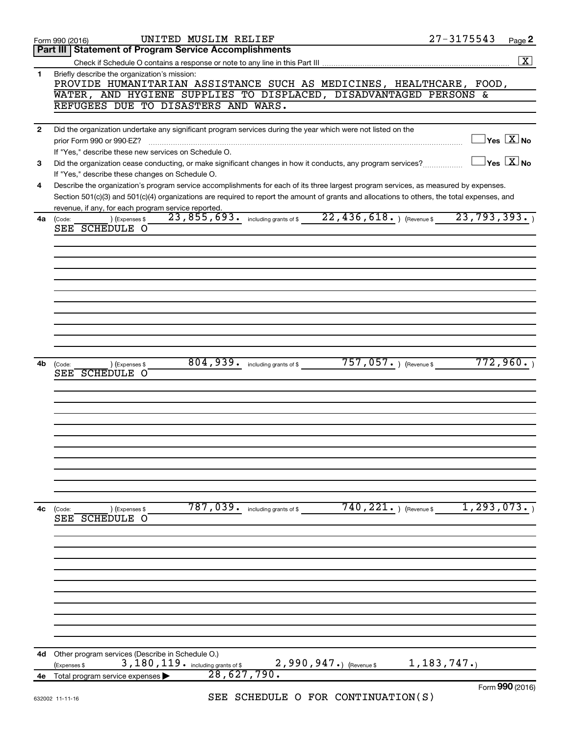Form 990 (2016) UNITED MUSLIM RELIEF 27-3175543

## Part III | Statement of Program Service Accomplishments

Check if Schedule O contains a response or note to any line in this Part III .......... [X]

**1** Briefly describe the organization's mission:

PROVIDE HUMANITARIAN ASSISTANCE SUCH AS MEDICINES, HEALTHCARE, FOOD, WATER, AND HYGIENE SUPPLIES TO DISPLACED, DISADVANTAGED PERSONS & REFUGEES DUE TO DISASTERS AND WARS.

**2** Did the organization undertake any significant program services during the year which were not listed on the prior Form 990 or 990-EZ? .......... [ ] Yes [X] No

If "Yes," describe these new services on Schedule O.

**3** Did the organization cease conducting, or make significant changes in how it conducts, any program services? .......... [ ] Yes [X] No

If "Yes," describe these changes on Schedule O.

**4** Describe the organization's program service accomplishments for each of its three largest program services, as measured by expenses. Section 501(c)(3) and 501(c)(4) organizations are required to report the amount of grants and allocations to others, the total expenses, and revenue, if any, for each program service reported.

**4a** (Code: ) (Expenses $ 23,855,693. including grants of $ 22,436,618. ) (Revenue $ 23,793,393. )

SEE SCHEDULE O

**4b** (Code: ) (Expenses $ 804,939. including grants of $ 757,057. ) (Revenue $ 772,960. )

SEE SCHEDULE O

**4c** (Code: ) (Expenses $ 787,039. including grants of $ 740,221. ) (Revenue $ 1,293,073. )

SEE SCHEDULE O

**4d** Other program services (Describe in Schedule O.)

(Expenses $ 3,180,119. including grants of $ 2,990,947.) (Revenue $ 1,183,747.)

**4e** Total program services expenses ▶ 28,627,790.

SEE SCHEDULE O FOR CONTINUATION(S)

Form 990 (2016)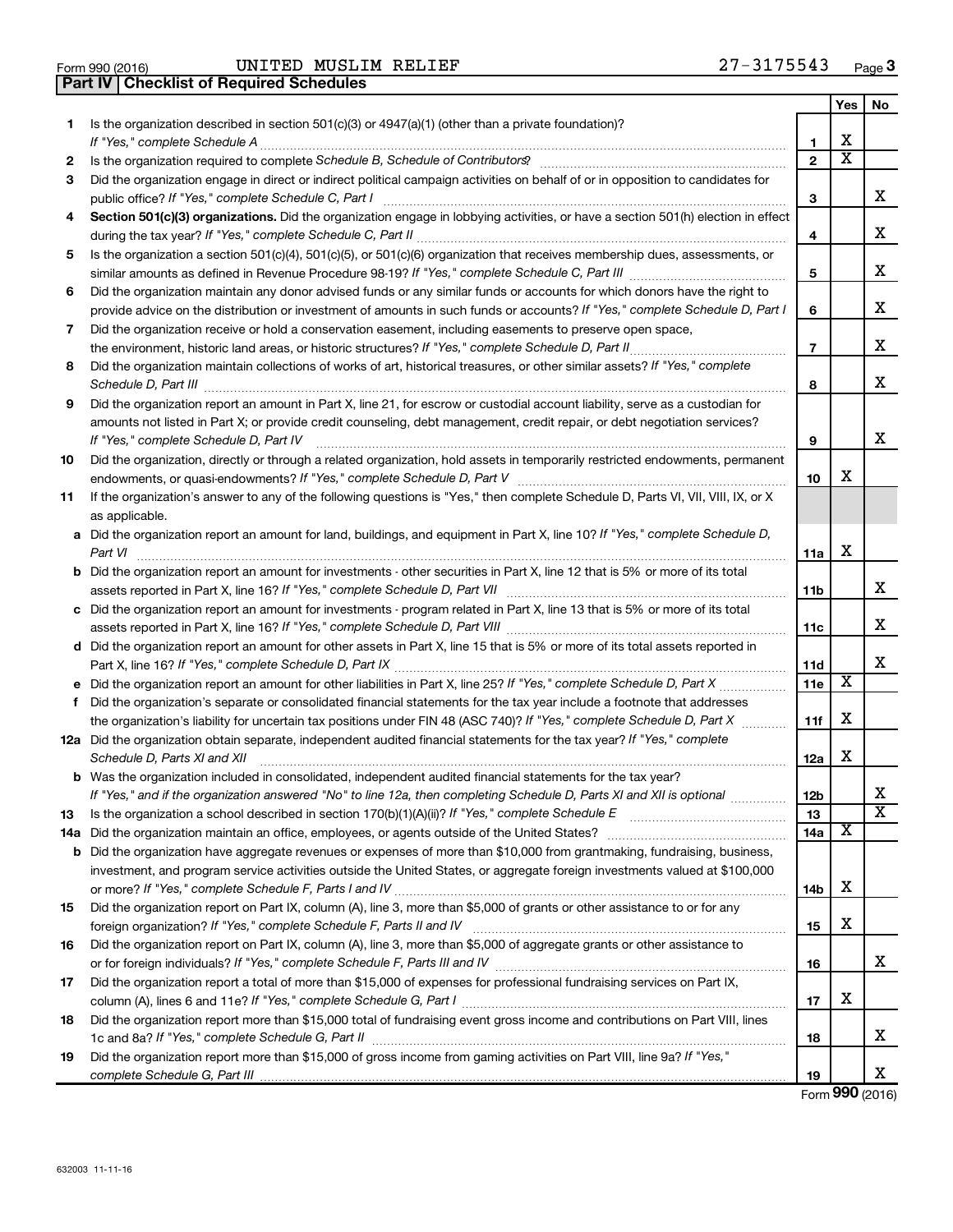Form 990 (2016) UNITED MUSLIM RELIEF 27-3175543

## Part IV Checklist of Required Schedules

| | | | Yes | No |
|---|---|---|---|---|
| 1 | Is the organization described in section 501(c)(3) or 4947(a)(1) (other than a private foundation)? *If "Yes," complete Schedule A* | 1 | X | |
| 2 | Is the organization required to complete *Schedule B, Schedule of Contributors*? | 2 | X | |
| 3 | Did the organization engage in direct or indirect political campaign activities on behalf of or in opposition to candidates for public office? *If "Yes," complete Schedule C, Part I* | 3 | | X |
| 4 | **Section 501(c)(3) organizations.** Did the organization engage in lobbying activities, or have a section 501(h) election in effect during the tax year? *If "Yes," complete Schedule C, Part II* | 4 | | X |
| 5 | Is the organization a section 501(c)(4), 501(c)(5), or 501(c)(6) organization that receives membership dues, assessments, or similar amounts as defined in Revenue Procedure 98-19? *If "Yes," complete Schedule C, Part III* | 5 | | X |
| 6 | Did the organization maintain any donor advised funds or any similar funds or accounts for which donors have the right to provide advice on the distribution or investment of amounts in such funds or accounts? *If "Yes," complete Schedule D, Part I* | 6 | | X |
| 7 | Did the organization receive or hold a conservation easement, including easements to preserve open space, the environment, historic land areas, or historic structures? *If "Yes," complete Schedule D, Part II* | 7 | | X |
| 8 | Did the organization maintain collections of works of art, historical treasures, or other similar assets? *If "Yes," complete Schedule D, Part III* | 8 | | X |
| 9 | Did the organization report an amount in Part X, line 21, for escrow or custodial account liability, serve as a custodian for amounts not listed in Part X; or provide credit counseling, debt management, credit repair, or debt negotiation services? *If "Yes," complete Schedule D, Part IV* | 9 | | X |
| 10 | Did the organization, directly or through a related organization, hold assets in temporarily restricted endowments, permanent endowments, or quasi-endowments? *If "Yes," complete Schedule D, Part V* | 10 | X | |
| 11 | If the organization's answer to any of the following questions is "Yes," then complete Schedule D, Parts VI, VII, VIII, IX, or X as applicable. | | | |
| a | Did the organization report an amount for land, buildings, and equipment in Part X, line 10? *If "Yes," complete Schedule D, Part VI* | 11a | X | |
| b | Did the organization report an amount for investments - other securities in Part X, line 12 that is 5% or more of its total assets reported in Part X, line 16? *If "Yes," complete Schedule D, Part VII* | 11b | | X |
| c | Did the organization report an amount for investments - program related in Part X, line 13 that is 5% or more of its total assets reported in Part X, line 16? *If "Yes," complete Schedule D, Part VIII* | 11c | | X |
| d | Did the organization report an amount for other assets in Part X, line 15 that is 5% or more of its total assets reported in Part X, line 16? *If "Yes," complete Schedule D, Part IX* | 11d | | X |
| e | Did the organization report an amount for other liabilities in Part X, line 25? *If "Yes," complete Schedule D, Part X* | 11e | X | |
| f | Did the organization's separate or consolidated financial statements for the tax year include a footnote that addresses the organization's liability for uncertain tax positions under FIN 48 (ASC 740)? *If "Yes," complete Schedule D, Part X* | 11f | X | |
| 12a | Did the organization obtain separate, independent audited financial statements for the tax year? *If "Yes," complete Schedule D, Parts XI and XII* | 12a | X | |
| b | Was the organization included in consolidated, independent audited financial statements for the tax year? *If "Yes," and if the organization answered "No" to line 12a, then completing Schedule D, Parts XI and XII is optional* | 12b | | X |
| 13 | Is the organization a school described in section 170(b)(1)(A)(ii)? *If "Yes," complete Schedule E* | 13 | | X |
| 14a | Did the organization maintain an office, employees, or agents outside of the United States? | 14a | X | |
| b | Did the organization have aggregate revenues or expenses of more than $10,000 from grantmaking, fundraising, business, investment, and program service activities outside the United States, or aggregate foreign investments valued at $100,000 or more? *If "Yes," complete Schedule F, Parts I and IV* | 14b | X | |
| 15 | Did the organization report on Part IX, column (A), line 3, more than $5,000 of grants or other assistance to or for any foreign organization? *If "Yes," complete Schedule F, Parts II and IV* | 15 | X | |
| 16 | Did the organization report on Part IX, column (A), line 3, more than $5,000 of aggregate grants or other assistance to or for foreign individuals? *If "Yes," complete Schedule F, Parts III and IV* | 16 | | X |
| 17 | Did the organization report a total of more than $15,000 of expenses for professional fundraising services on Part IX, column (A), lines 6 and 11e? *If "Yes," complete Schedule G, Part I* | 17 | X | |
| 18 | Did the organization report more than $15,000 total of fundraising event gross income and contributions on Part VIII, lines 1c and 8a? *If "Yes," complete Schedule G, Part II* | 18 | | X |
| 19 | Did the organization report more than $15,000 of gross income from gaming activities on Part VIII, line 9a? *If "Yes," complete Schedule G, Part III* | 19 | | X |

Form **990** (2016)

632003 11-11-16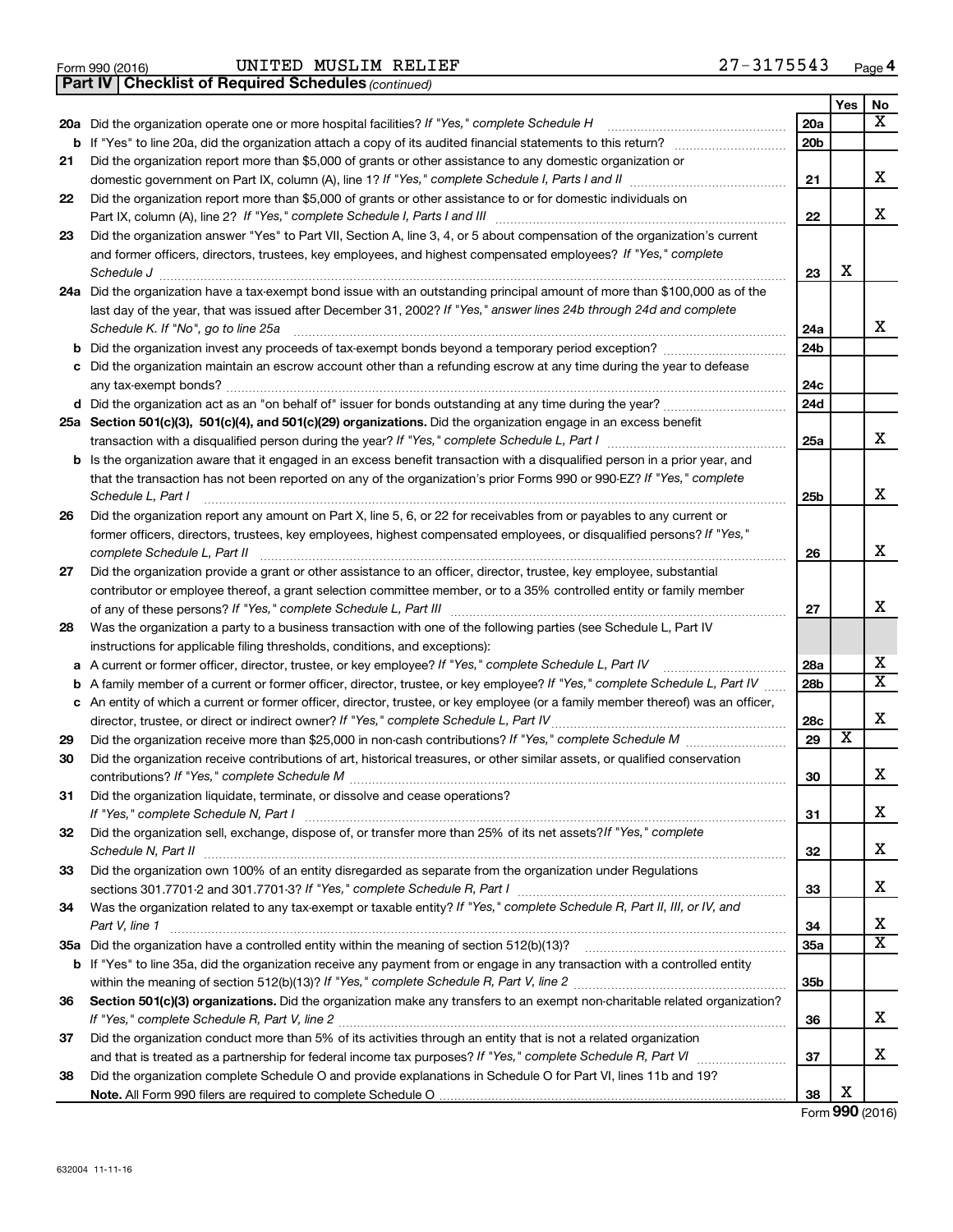Form 990 (2016) UNITED MUSLIM RELIEF 27-3175543

**Part IV | Checklist of Required Schedules** *(continued)*

| | | | Yes | No |
|---|---|---|---|---|
| **20a** | Did the organization operate one or more hospital facilities? *If "Yes," complete Schedule H* | 20a | | X |
| **b** | If "Yes" to line 20a, did the organization attach a copy of its audited financial statements to this return? | 20b | | |
| **21** | Did the organization report more than $5,000 of grants or other assistance to any domestic organization or domestic government on Part IX, column (A), line 1? *If "Yes," complete Schedule I, Parts I and II* | 21 | | X |
| **22** | Did the organization report more than $5,000 of grants or other assistance to or for domestic individuals on Part IX, column (A), line 2? *If "Yes," complete Schedule I, Parts I and III* | 22 | | X |
| **23** | Did the organization answer "Yes" to Part VII, Section A, line 3, 4, or 5 about compensation of the organization's current and former officers, directors, trustees, key employees, and highest compensated employees? *If "Yes," complete Schedule J* | 23 | X | |
| **24a** | Did the organization have a tax-exempt bond issue with an outstanding principal amount of more than $100,000 as of the last day of the year, that was issued after December 31, 2002? *If "Yes," answer lines 24b through 24d and complete Schedule K. If "No", go to line 25a* | 24a | | X |
| **b** | Did the organization invest any proceeds of tax-exempt bonds beyond a temporary period exception? | 24b | | |
| **c** | Did the organization maintain an escrow account other than a refunding escrow at any time during the year to defease any tax-exempt bonds? | 24c | | |
| **d** | Did the organization act as an "on behalf of" issuer for bonds outstanding at any time during the year? | 24d | | |
| **25a** | **Section 501(c)(3), 501(c)(4), and 501(c)(29) organizations.** Did the organization engage in an excess benefit transaction with a disqualified person during the year? *If "Yes," complete Schedule L, Part I* | 25a | | X |
| **b** | Is the organization aware that it engaged in an excess benefit transaction with a disqualified person in a prior year, and that the transaction has not been reported on any of the organization's prior Forms 990 or 990-EZ? *If "Yes," complete Schedule L, Part I* | 25b | | X |
| **26** | Did the organization report any amount on Part X, line 5, 6, or 22 for receivables from or payables to any current or former officers, directors, trustees, key employees, highest compensated employees, or disqualified persons? *If "Yes," complete Schedule L, Part II* | 26 | | X |
| **27** | Did the organization provide a grant or other assistance to an officer, director, trustee, key employee, substantial contributor or employee thereof, a grant selection committee member, or to a 35% controlled entity or family member of any of these persons? *If "Yes," complete Schedule L, Part III* | 27 | | X |
| **28** | Was the organization a party to a business transaction with one of the following parties (see Schedule L, Part IV instructions for applicable filing thresholds, conditions, and exceptions): | | | |
| **a** | A current or former officer, director, trustee, or key employee? *If "Yes," complete Schedule L, Part IV* | 28a | | X |
| **b** | A family member of a current or former officer, director, trustee, or key employee? *If "Yes," complete Schedule L, Part IV* | 28b | | X |
| **c** | An entity of which a current or former officer, director, trustee, or key employee (or a family member thereof) was an officer, director, trustee, or direct or indirect owner? *If "Yes," complete Schedule L, Part IV* | 28c | | X |
| **29** | Did the organization receive more than $25,000 in non-cash contributions? *If "Yes," complete Schedule M* | 29 | X | |
| **30** | Did the organization receive contributions of art, historical treasures, or other similar assets, or qualified conservation contributions? *If "Yes," complete Schedule M* | 30 | | X |
| **31** | Did the organization liquidate, terminate, or dissolve and cease operations? *If "Yes," complete Schedule N, Part I* | 31 | | X |
| **32** | Did the organization sell, exchange, dispose of, or transfer more than 25% of its net assets? *If "Yes," complete Schedule N, Part II* | 32 | | X |
| **33** | Did the organization own 100% of an entity disregarded as separate from the organization under Regulations sections 301.7701-2 and 301.7701-3? *If "Yes," complete Schedule R, Part I* | 33 | | X |
| **34** | Was the organization related to any tax-exempt or taxable entity? *If "Yes," complete Schedule R, Part II, III, or IV, and Part V, line 1* | 34 | | X |
| **35a** | Did the organization have a controlled entity within the meaning of section 512(b)(13)? | 35a | | X |
| **b** | If "Yes" to line 35a, did the organization receive any payment from or engage in any transaction with a controlled entity within the meaning of section 512(b)(13)? *If "Yes," complete Schedule R, Part V, line 2* | 35b | | |
| **36** | **Section 501(c)(3) organizations.** Did the organization make any transfers to an exempt non-charitable related organization? *If "Yes," complete Schedule R, Part V, line 2* | 36 | | X |
| **37** | Did the organization conduct more than 5% of its activities through an entity that is not a related organization and that is treated as a partnership for federal income tax purposes? *If "Yes," complete Schedule R, Part VI* | 37 | | X |
| **38** | Did the organization complete Schedule O and provide explanations in Schedule O for Part VI, lines 11b and 19? **Note.** All Form 990 filers are required to complete Schedule O | 38 | X | |

Form **990** (2016)

632004 11-11-16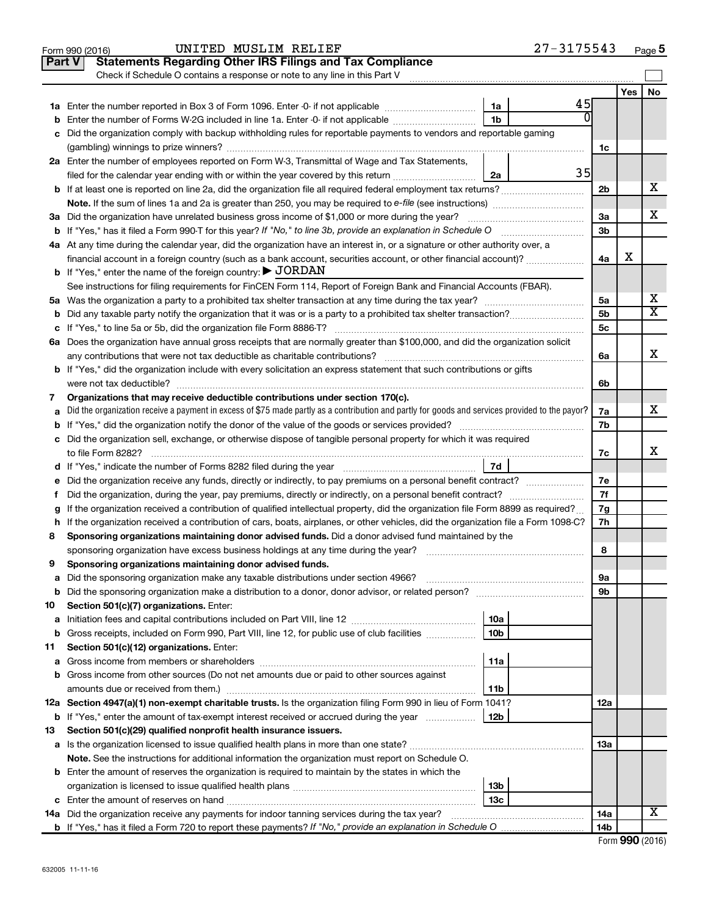Form 990 (2016) UNITED MUSLIM RELIEF 27-3175543 Page 5

## Part V Statements Regarding Other IRS Filings and Tax Compliance

Check if Schedule O contains a response or note to any line in this Part V

| | | | | | Yes | No |
|---|---|---|---|---|---|---|
| 1a | Enter the number reported in Box 3 of Form 1096. Enter -0- if not applicable | 1a | 45 | | | |
| b | Enter the number of Forms W-2G included in line 1a. Enter -0- if not applicable | 1b | 0 | | | |
| c | Did the organization comply with backup withholding rules for reportable payments to vendors and reportable gaming (gambling) winnings to prize winners? | | | 1c | | |
| 2a | Enter the number of employees reported on Form W-3, Transmittal of Wage and Tax Statements, filed for the calendar year ending with or within the year covered by this return | 2a | 35 | | | |
| b | If at least one is reported on line 2a, did the organization file all required federal employment tax returns? | | | 2b | | X |
| | **Note.** If the sum of lines 1a and 2a is greater than 250, you may be required to *e-file* (see instructions) | | | | | |
| 3a | Did the organization have unrelated business gross income of $1,000 or more during the year? | | | 3a | | X |
| b | If "Yes," has it filed a Form 990-T for this year? *If "No," to line 3b, provide an explanation in Schedule O* | | | 3b | | |
| 4a | At any time during the calendar year, did the organization have an interest in, or a signature or other authority over, a financial account in a foreign country (such as a bank account, securities account, or other financial account)? | | | 4a | X | |
| b | If "Yes," enter the name of the foreign country: ▶ JORDAN | | | | | |
| | See instructions for filing requirements for FinCEN Form 114, Report of Foreign Bank and Financial Accounts (FBAR). | | | | | |
| 5a | Was the organization a party to a prohibited tax shelter transaction at any time during the tax year? | | | 5a | | X |
| b | Did any taxable party notify the organization that it was or is a party to a prohibited tax shelter transaction? | | | 5b | | X |
| c | If "Yes," to line 5a or 5b, did the organization file Form 8886-T? | | | 5c | | |
| 6a | Does the organization have annual gross receipts that are normally greater than $100,000, and did the organization solicit any contributions that were not tax deductible as charitable contributions? | | | 6a | | X |
| b | If "Yes," did the organization include with every solicitation an express statement that such contributions or gifts were not tax deductible? | | | 6b | | |
| 7 | **Organizations that may receive deductible contributions under section 170(c).** | | | | | |
| a | Did the organization receive a payment in excess of $75 made partly as a contribution and partly for goods and services provided to the payor? | | | 7a | | X |
| b | If "Yes," did the organization notify the donor of the value of the goods or services provided? | | | 7b | | |
| c | Did the organization sell, exchange, or otherwise dispose of tangible personal property for which it was required to file Form 8282? | | | 7c | | X |
| d | If "Yes," indicate the number of Forms 8282 filed during the year | 7d | | | | |
| e | Did the organization receive any funds, directly or indirectly, to pay premiums on a personal benefit contract? | | | 7e | | |
| f | Did the organization, during the year, pay premiums, directly or indirectly, on a personal benefit contract? | | | 7f | | |
| g | If the organization received a contribution of qualified intellectual property, did the organization file Form 8899 as required? | | | 7g | | |
| h | If the organization received a contribution of cars, boats, airplanes, or other vehicles, did the organization file a Form 1098-C? | | | 7h | | |
| 8 | **Sponsoring organizations maintaining donor advised funds.** Did a donor advised fund maintained by the sponsoring organization have excess business holdings at any time during the year? | | | 8 | | |
| 9 | **Sponsoring organizations maintaining donor advised funds.** | | | | | |
| a | Did the sponsoring organization make any taxable distributions under section 4966? | | | 9a | | |
| b | Did the sponsoring organization make a distribution to a donor, donor advisor, or related person? | | | 9b | | |
| 10 | **Section 501(c)(7) organizations.** Enter: | | | | | |
| a | Initiation fees and capital contributions included on Part VIII, line 12 | 10a | | | | |
| b | Gross receipts, included on Form 990, Part VIII, line 12, for public use of club facilities | 10b | | | | |
| 11 | **Section 501(c)(12) organizations.** Enter: | | | | | |
| a | Gross income from members or shareholders | 11a | | | | |
| b | Gross income from other sources (Do not net amounts due or paid to other sources against amounts due or received from them.) | 11b | | | | |
| 12a | **Section 4947(a)(1) non-exempt charitable trusts.** Is the organization filing Form 990 in lieu of Form 1041? | | | 12a | | |
| b | If "Yes," enter the amount of tax-exempt interest received or accrued during the year | 12b | | | | |
| 13 | **Section 501(c)(29) qualified nonprofit health insurance issuers.** | | | | | |
| a | Is the organization licensed to issue qualified health plans in more than one state? | | | 13a | | |
| | **Note.** See the instructions for additional information the organization must report on Schedule O. | | | | | |
| b | Enter the amount of reserves the organization is required to maintain by the states in which the organization is licensed to issue qualified health plans | 13b | | | | |
| c | Enter the amount of reserves on hand | 13c | | | | |
| 14a | Did the organization receive any payments for indoor tanning services during the tax year? | | | 14a | | X |
| b | If "Yes," has it filed a Form 720 to report these payments? *If "No," provide an explanation in Schedule O* | | | 14b | | |

Form **990** (2016)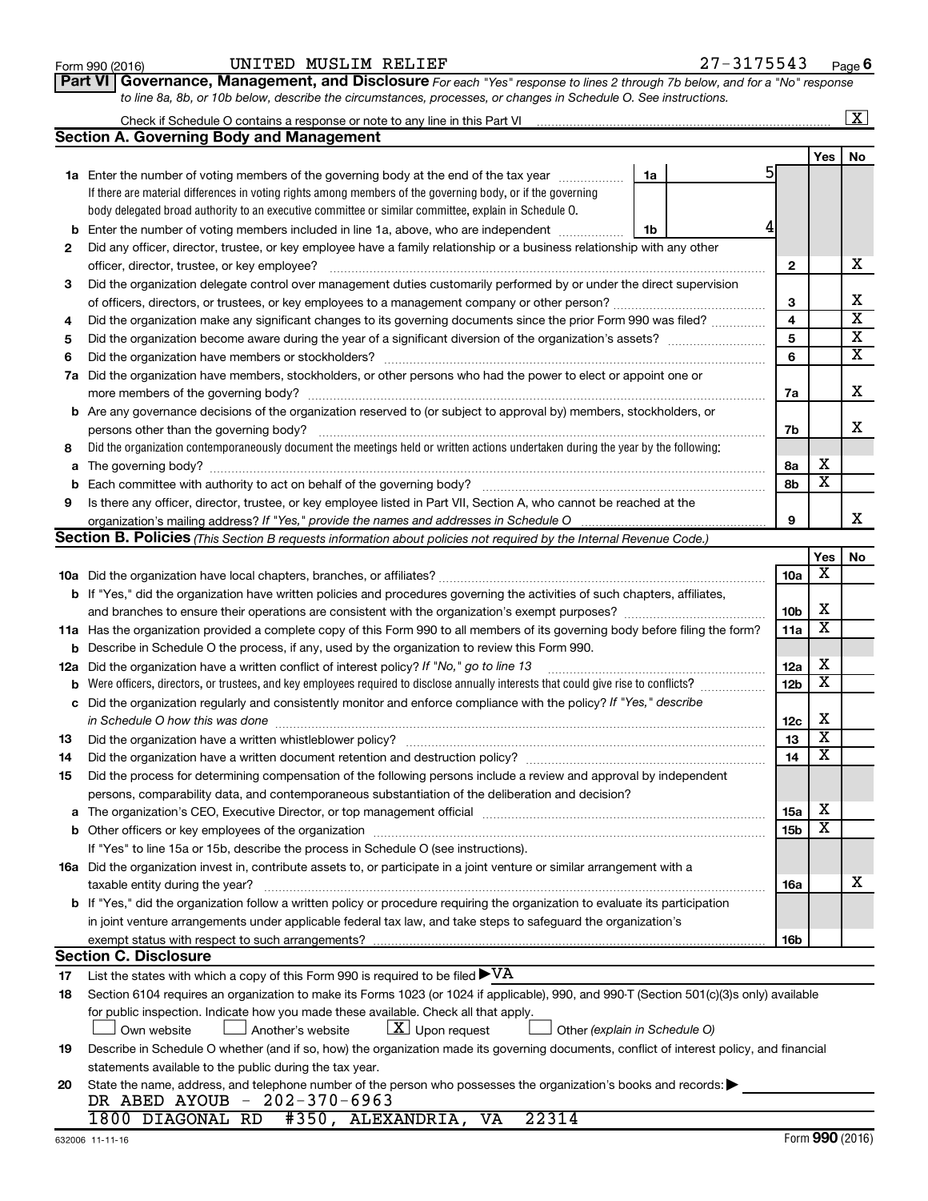Form 990 (2016) UNITED MUSLIM RELIEF 27-3175543 Page 6

**Part VI | Governance, Management, and Disclosure** *For each "Yes" response to lines 2 through 7b below, and for a "No" response to line 8a, 8b, or 10b below, describe the circumstances, processes, or changes in Schedule O. See instructions.*

Check if Schedule O contains a response or note to any line in this Part VI .......... [X]

## Section A. Governing Body and Management

| | | | | Yes | No |
|---|---|---|---|---|---|
| **1a** | Enter the number of voting members of the governing body at the end of the tax year ... If there are material differences in voting rights among members of the governing body, or if the governing body delegated broad authority to an executive committee or similar committee, explain in Schedule O. | 1a: 5 | | | |
| **b** | Enter the number of voting members included in line 1a, above, who are independent ... | 1b: 4 | | | |
| **2** | Did any officer, director, trustee, or key employee have a family relationship or a business relationship with any other officer, director, trustee, or key employee? | | 2 | | X |
| **3** | Did the organization delegate control over management duties customarily performed by or under the direct supervision of officers, directors, or trustees, or key employees to a management company or other person? | | 3 | | X |
| **4** | Did the organization make any significant changes to its governing documents since the prior Form 990 was filed? | | 4 | | X |
| **5** | Did the organization become aware during the year of a significant diversion of the organization's assets? | | 5 | | X |
| **6** | Did the organization have members or stockholders? | | 6 | | X |
| **7a** | Did the organization have members, stockholders, or other persons who had the power to elect or appoint one or more members of the governing body? | | 7a | | X |
| **b** | Are any governance decisions of the organization reserved to (or subject to approval by) members, stockholders, or persons other than the governing body? | | 7b | | X |
| **8** | Did the organization contemporaneously document the meetings held or written actions undertaken during the year by the following: | | | | |
| **a** | The governing body? | | 8a | X | |
| **b** | Each committee with authority to act on behalf of the governing body? | | 8b | X | |
| **9** | Is there any officer, director, trustee, or key employee listed in Part VII, Section A, who cannot be reached at the organization's mailing address? *If "Yes," provide the names and addresses in Schedule O* | | 9 | | X |

## Section B. Policies *(This Section B requests information about policies not required by the Internal Revenue Code.)*

| | | | Yes | No |
|---|---|---|---|---|
| **10a** | Did the organization have local chapters, branches, or affiliates? | 10a | X | |
| **b** | If "Yes," did the organization have written policies and procedures governing the activities of such chapters, affiliates, and branches to ensure their operations are consistent with the organization's exempt purposes? | 10b | X | |
| **11a** | Has the organization provided a complete copy of this Form 990 to all members of its governing body before filing the form? | 11a | X | |
| **b** | Describe in Schedule O the process, if any, used by the organization to review this Form 990. | | | |
| **12a** | Did the organization have a written conflict of interest policy? *If "No," go to line 13* | 12a | X | |
| **b** | Were officers, directors, or trustees, and key employees required to disclose annually interests that could give rise to conflicts? | 12b | X | |
| **c** | Did the organization regularly and consistently monitor and enforce compliance with the policy? *If "Yes," describe in Schedule O how this was done* | 12c | X | |
| **13** | Did the organization have a written whistleblower policy? | 13 | X | |
| **14** | Did the organization have a written document retention and destruction policy? | 14 | X | |
| **15** | Did the process for determining compensation of the following persons include a review and approval by independent persons, comparability data, and contemporaneous substantiation of the deliberation and decision? | | | |
| **a** | The organization's CEO, Executive Director, or top management official | 15a | X | |
| **b** | Other officers or key employees of the organization | 15b | X | |
| | If "Yes" to line 15a or 15b, describe the process in Schedule O (see instructions). | | | |
| **16a** | Did the organization invest in, contribute assets to, or participate in a joint venture or similar arrangement with a taxable entity during the year? | 16a | | X |
| **b** | If "Yes," did the organization follow a written policy or procedure requiring the organization to evaluate its participation in joint venture arrangements under applicable federal tax law, and take steps to safeguard the organization's exempt status with respect to such arrangements? | 16b | | |

## Section C. Disclosure

**17** List the states with which a copy of this Form 990 is required to be filed ▶ VA

**18** Section 6104 requires an organization to make its Forms 1023 (or 1024 if applicable), 990, and 990-T (Section 501(c)(3)s only) available for public inspection. Indicate how you made these available. Check all that apply.

[ ] Own website [ ] Another's website [X] Upon request [ ] Other *(explain in Schedule O)*

**19** Describe in Schedule O whether (and if so, how) the organization made its governing documents, conflict of interest policy, and financial statements available to the public during the tax year.

**20** State the name, address, and telephone number of the person who possesses the organization's books and records: ▶

DR ABED AYOUB - 202-370-6963
1800 DIAGONAL RD #350, ALEXANDRIA, VA 22314

632006 11-11-16 Form **990** (2016)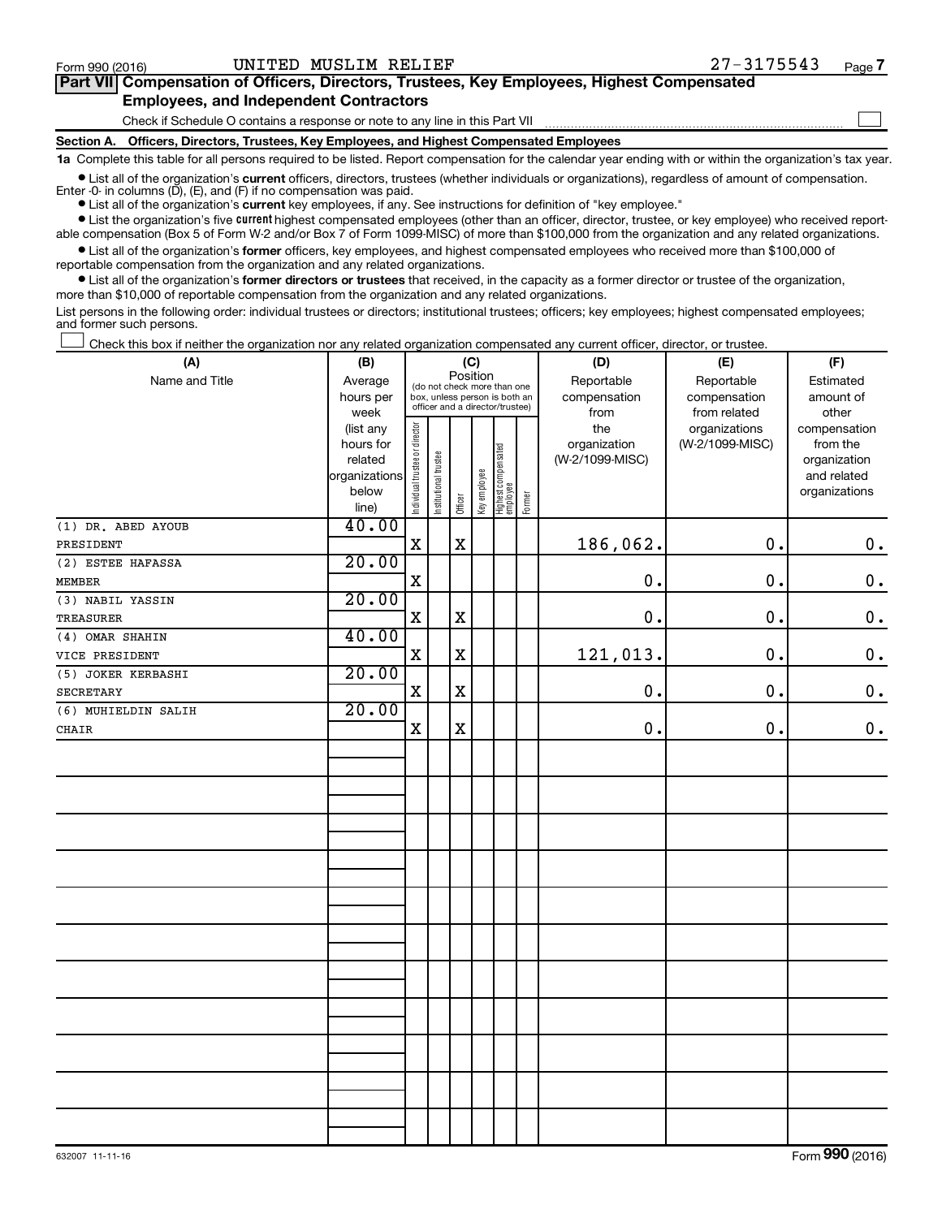Form 990 (2016) UNITED MUSLIM RELIEF 27-3175543 Page 7

## Part VII Compensation of Officers, Directors, Trustees, Key Employees, Highest Compensated Employees, and Independent Contractors

Check if Schedule O contains a response or note to any line in this Part VII

### Section A. Officers, Directors, Trustees, Key Employees, and Highest Compensated Employees

**1a** Complete this table for all persons required to be listed. Report compensation for the calendar year ending with or within the organization's tax year.

- List all of the organization's **current** officers, directors, trustees (whether individuals or organizations), regardless of amount of compensation. Enter -0- in columns (D), (E), and (F) if no compensation was paid.
- List all of the organization's **current** key employees, if any. See instructions for definition of "key employee."
- List the organization's five **current** highest compensated employees (other than an officer, director, trustee, or key employee) who received reportable compensation (Box 5 of Form W-2 and/or Box 7 of Form 1099-MISC) of more than $100,000 from the organization and any related organizations.
- List all of the organization's **former** officers, key employees, and highest compensated employees who received more than $100,000 of reportable compensation from the organization and any related organizations.
- List all of the organization's **former directors or trustees** that received, in the capacity as a former director or trustee of the organization, more than $10,000 of reportable compensation from the organization and any related organizations.

List persons in the following order: individual trustees or directors; institutional trustees; officers; key employees; highest compensated employees; and former such persons.

Check this box if neither the organization nor any related organization compensated any current officer, director, or trustee.

| (A) Name and Title | (B) Average hours per week (list any hours for related organizations below line) | (C) Position: Individual trustee or director | Institutional trustee | Officer | Key employee | Highest compensated employee | Former | (D) Reportable compensation from the organization (W-2/1099-MISC) | (E) Reportable compensation from related organizations (W-2/1099-MISC) | (F) Estimated amount of other compensation from the organization and related organizations |
|---|---|---|---|---|---|---|---|---|---|---|
| (1) DR. ABED AYOUB<br>PRESIDENT | 40.00 | X | | X | | | | 186,062. | 0. | 0. |
| (2) ESTEE HAFASSA<br>MEMBER | 20.00 | X | | | | | | 0. | 0. | 0. |
| (3) NABIL YASSIN<br>TREASURER | 20.00 | X | | X | | | | 0. | 0. | 0. |
| (4) OMAR SHAHIN<br>VICE PRESIDENT | 40.00 | X | | X | | | | 121,013. | 0. | 0. |
| (5) JOKER KERBASHI<br>SECRETARY | 20.00 | X | | X | | | | 0. | 0. | 0. |
| (6) MUHIELDIN SALIH<br>CHAIR | 20.00 | X | | X | | | | 0. | 0. | 0. |

632007 11-11-16 Form 990 (2016)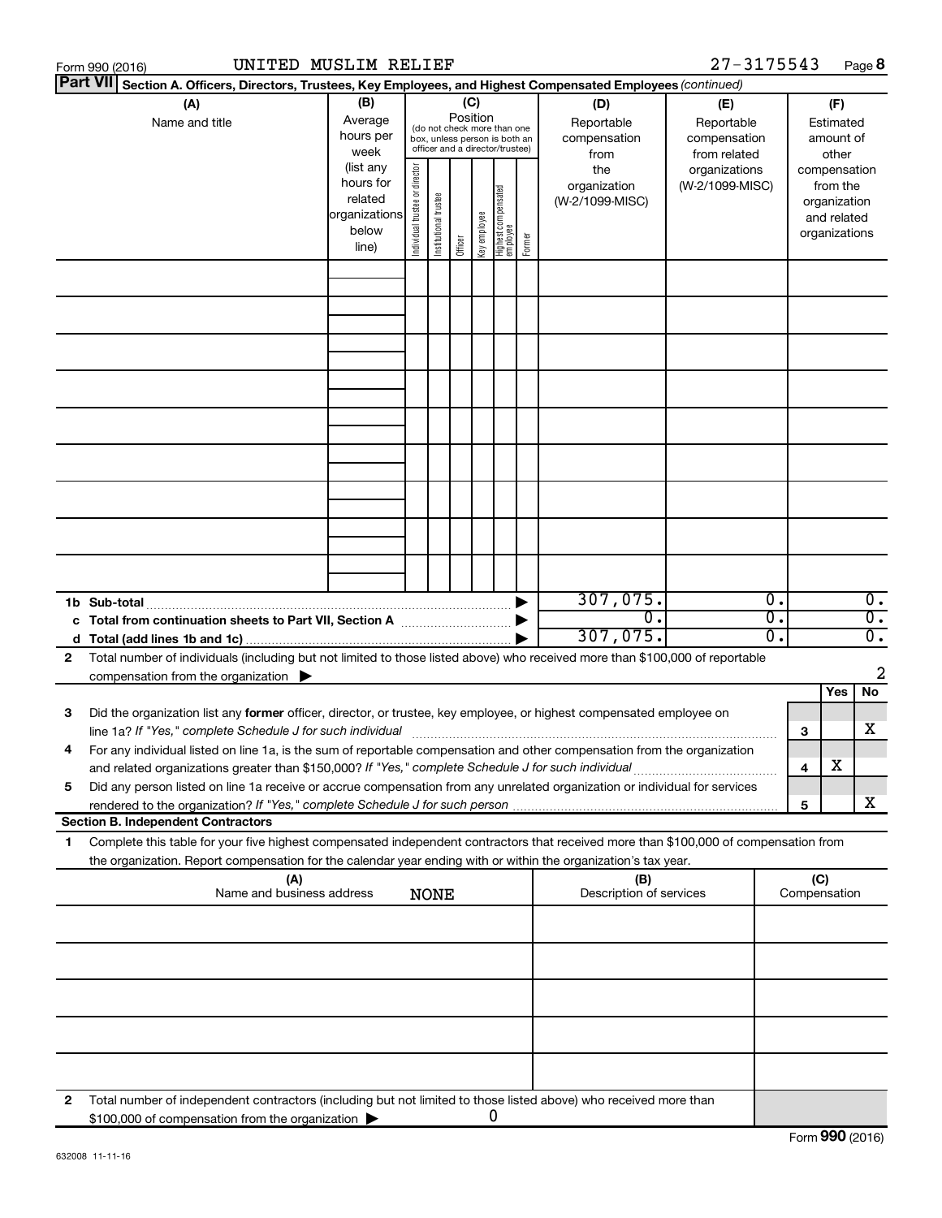Form 990 (2016) UNITED MUSLIM RELIEF 27-3175543

## Part VII Section A. Officers, Directors, Trustees, Key Employees, and Highest Compensated Employees *(continued)*

| (A) Name and title | (B) Average hours per week (list any hours for related organizations below line) | (C) Position (do not check more than one box, unless person is both an officer and a director/trustee): Individual trustee or director | Institutional trustee | Officer | Key employee | Highest compensated employee | Former | (D) Reportable compensation from the organization (W-2/1099-MISC) | (E) Reportable compensation from related organizations (W-2/1099-MISC) | (F) Estimated amount of other compensation from the organization and related organizations |
|---|---|---|---|---|---|---|---|---|---|---|
| | | | | | | | | | | |
| | | | | | | | | | | |
| | | | | | | | | | | |
| | | | | | | | | | | |
| | | | | | | | | | | |
| | | | | | | | | | | |
| | | | | | | | | | | |
| | | | | | | | | | | |
| | | | | | | | | | | |
| **1b Sub-total** | | | | | | | | 307,075. | 0. | 0. |
| **c Total from continuation sheets to Part VII, Section A** | | | | | | | | 0. | 0. | 0. |
| **d Total (add lines 1b and 1c)** | | | | | | | | 307,075. | 0. | 0. |

**2** Total number of individuals (including but not limited to those listed above) who received more than $100,000 of reportable compensation from the organization ▶ 2

| | | | Yes | No |
|---|---|---|---|---|
| **3** | Did the organization list any **former** officer, director, or trustee, key employee, or highest compensated employee on line 1a? *If "Yes," complete Schedule J for such individual* | 3 | | X |
| **4** | For any individual listed on line 1a, is the sum of reportable compensation and other compensation from the organization and related organizations greater than $150,000? *If "Yes," complete Schedule J for such individual* | 4 | X | |
| **5** | Did any person listed on line 1a receive or accrue compensation from any unrelated organization or individual for services rendered to the organization? *If "Yes," complete Schedule J for such person* | 5 | | X |

**Section B. Independent Contractors**

**1** Complete this table for your five highest compensated independent contractors that received more than $100,000 of compensation from the organization. Report compensation for the calendar year ending with or within the organization's tax year.

| (A) Name and business address | (B) Description of services | (C) Compensation |
|---|---|---|
| NONE | | |
| | | |
| | | |
| | | |
| | | |

**2** Total number of independent contractors (including but not limited to those listed above) who received more than $100,000 of compensation from the organization ▶ 0

Form **990** (2016)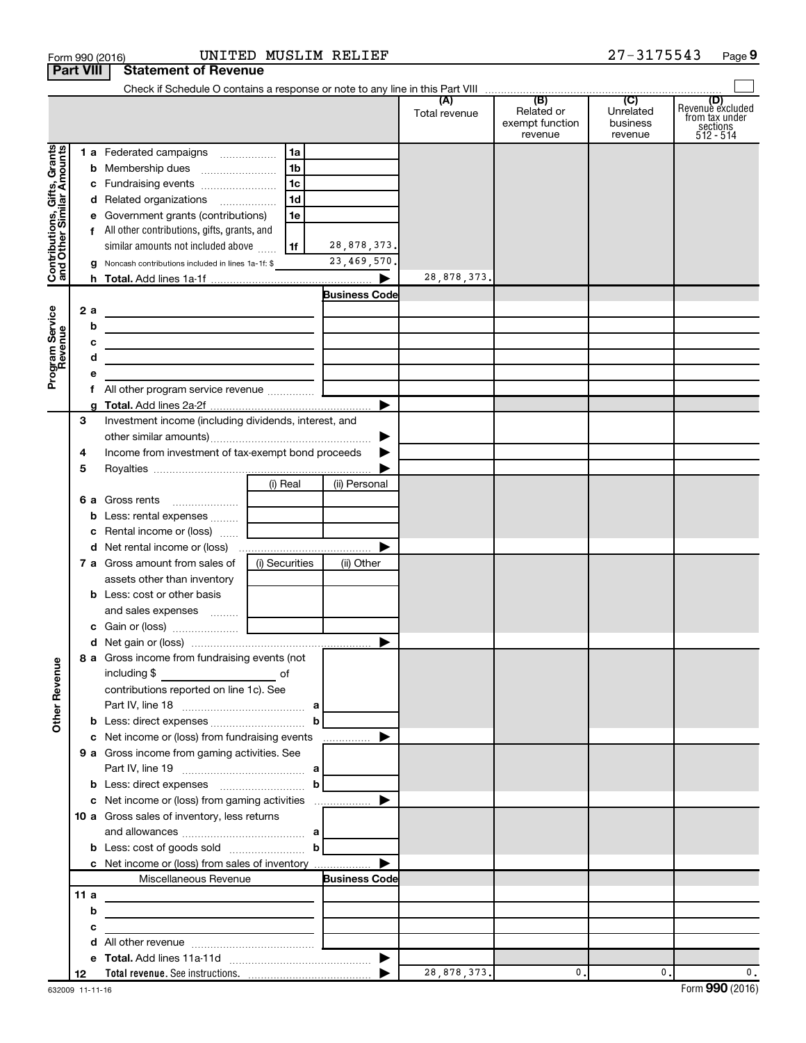Form 990 (2016) UNITED MUSLIM RELIEF 27-3175543 Page 9

**Part VIII Statement of Revenue**

Check if Schedule O contains a response or note to any line in this Part VIII ☐

| | | | | (A) Total revenue | (B) Related or exempt function revenue | (C) Unrelated business revenue | (D) Revenue excluded from tax under sections 512 - 514 |
|---|---|---|---|---|---|---|---|
| **Contributions, Gifts, Grants and Other Similar Amounts** | 1 a Federated campaigns | 1a | | | | | |
| | b Membership dues | 1b | | | | | |
| | c Fundraising events | 1c | | | | | |
| | d Related organizations | 1d | | | | | |
| | e Government grants (contributions) | 1e | | | | | |
| | f All other contributions, gifts, grants, and similar amounts not included above | 1f | 28,878,373. | | | | |
| | g Noncash contributions included in lines 1a-1f: $ | | 23,469,570. | | | | |
| | h **Total.** Add lines 1a-1f | | ▶ | 28,878,373. | | | |
| **Program Service Revenue** | | | **Business Code** | | | | |
| | 2 a | | | | | | |
| | b | | | | | | |
| | c | | | | | | |
| | d | | | | | | |
| | e | | | | | | |
| | f All other program service revenue | | | | | | |
| | g **Total.** Add lines 2a-2f | | ▶ | | | | |
| **Other Revenue** | 3 Investment income (including dividends, interest, and other similar amounts) | | ▶ | | | | |
| | 4 Income from investment of tax-exempt bond proceeds | | ▶ | | | | |
| | 5 Royalties | | ▶ | | | | |
| | | (i) Real | (ii) Personal | | | | |
| | 6 a Gross rents | | | | | | |
| | b Less: rental expenses | | | | | | |
| | c Rental income or (loss) | | | | | | |
| | d Net rental income or (loss) | | ▶ | | | | |
| | 7 a Gross amount from sales of assets other than inventory | (i) Securities | (ii) Other | | | | |
| | b Less: cost or other basis and sales expenses | | | | | | |
| | c Gain or (loss) | | | | | | |
| | d Net gain or (loss) | | ▶ | | | | |
| | 8 a Gross income from fundraising events (not including $ of contributions reported on line 1c). See Part IV, line 18 | a | | | | | |
| | b Less: direct expenses | b | | | | | |
| | c Net income or (loss) from fundraising events | | ▶ | | | | |
| | 9 a Gross income from gaming activities. See Part IV, line 19 | a | | | | | |
| | b Less: direct expenses | b | | | | | |
| | c Net income or (loss) from gaming activities | | ▶ | | | | |
| | 10 a Gross sales of inventory, less returns and allowances | a | | | | | |
| | b Less: cost of goods sold | b | | | | | |
| | c Net income or (loss) from sales of inventory | | ▶ | | | | |
| | Miscellaneous Revenue | | **Business Code** | | | | |
| | 11 a | | | | | | |
| | b | | | | | | |
| | c | | | | | | |
| | d All other revenue | | | | | | |
| | e **Total.** Add lines 11a-11d | | ▶ | | | | |
| | 12 **Total revenue.** See instructions. | | ▶ | 28,878,373. | 0. | 0. | 0. |

632009 11-11-16 Form **990** (2016)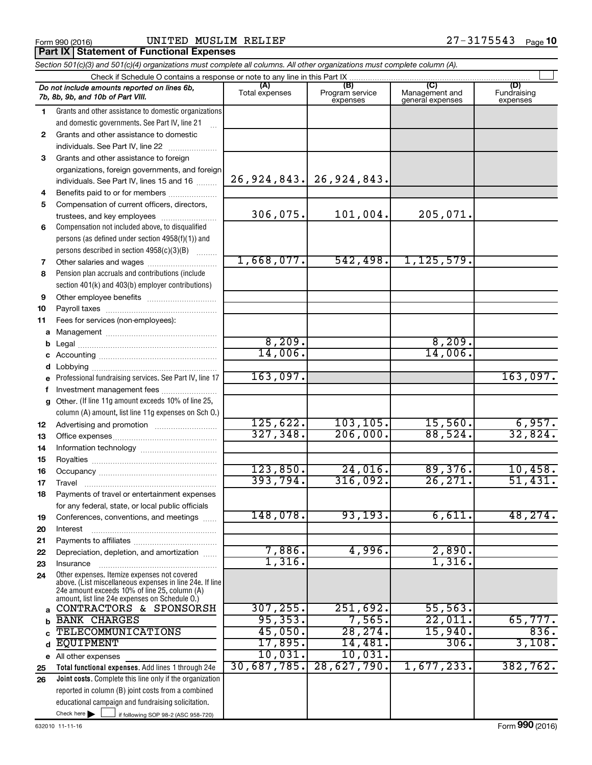Form 990 (2016) UNITED MUSLIM RELIEF 27-3175543 Page 10

## Part IX Statement of Functional Expenses

*Section 501(c)(3) and 501(c)(4) organizations must complete all columns. All other organizations must complete column (A).*

Check if Schedule O contains a response or note to any line in this Part IX

| *Do not include amounts reported on lines 6b, 7b, 8b, 9b, and 10b of Part VIII.* | (A) Total expenses | (B) Program service expenses | (C) Management and general expenses | (D) Fundraising expenses |
|---|---|---|---|---|
| 1 Grants and other assistance to domestic organizations and domestic governments. See Part IV, line 21 | | | | |
| 2 Grants and other assistance to domestic individuals. See Part IV, line 22 | | | | |
| 3 Grants and other assistance to foreign organizations, foreign governments, and foreign individuals. See Part IV, lines 15 and 16 | 26,924,843. | 26,924,843. | | |
| 4 Benefits paid to or for members | | | | |
| 5 Compensation of current officers, directors, trustees, and key employees | 306,075. | 101,004. | 205,071. | |
| 6 Compensation not included above, to disqualified persons (as defined under section 4958(f)(1)) and persons described in section 4958(c)(3)(B) | | | | |
| 7 Other salaries and wages | 1,668,077. | 542,498. | 1,125,579. | |
| 8 Pension plan accruals and contributions (include section 401(k) and 403(b) employer contributions) | | | | |
| 9 Other employee benefits | | | | |
| 10 Payroll taxes | | | | |
| 11 Fees for services (non-employees): | | | | |
| a Management | | | | |
| b Legal | 8,209. | | 8,209. | |
| c Accounting | 14,006. | | 14,006. | |
| d Lobbying | | | | |
| e Professional fundraising services. See Part IV, line 17 | 163,097. | | | 163,097. |
| f Investment management fees | | | | |
| g Other. (If line 11g amount exceeds 10% of line 25, column (A) amount, list line 11g expenses on Sch O.) | | | | |
| 12 Advertising and promotion | 125,622. | 103,105. | 15,560. | 6,957. |
| 13 Office expenses | 327,348. | 206,000. | 88,524. | 32,824. |
| 14 Information technology | | | | |
| 15 Royalties | | | | |
| 16 Occupancy | 123,850. | 24,016. | 89,376. | 10,458. |
| 17 Travel | 393,794. | 316,092. | 26,271. | 51,431. |
| 18 Payments of travel or entertainment expenses for any federal, state, or local public officials | | | | |
| 19 Conferences, conventions, and meetings | 148,078. | 93,193. | 6,611. | 48,274. |
| 20 Interest | | | | |
| 21 Payments to affiliates | | | | |
| 22 Depreciation, depletion, and amortization | 7,886. | 4,996. | 2,890. | |
| 23 Insurance | 1,316. | | 1,316. | |
| 24 Other expenses. Itemize expenses not covered above. (List miscellaneous expenses in line 24e. If line 24e amount exceeds 10% of line 25, column (A) amount, list line 24e expenses on Schedule O.) | | | | |
| a CONTRACTORS & SPONSORSH | 307,255. | 251,692. | 55,563. | |
| b BANK CHARGES | 95,353. | 7,565. | 22,011. | 65,777. |
| c TELECOMMUNICATIONS | 45,050. | 28,274. | 15,940. | 836. |
| d EQUIPMENT | 17,895. | 14,481. | 306. | 3,108. |
| e All other expenses | 10,031. | 10,031. | | |
| 25 **Total functional expenses.** Add lines 1 through 24e | 30,687,785. | 28,627,790. | 1,677,233. | 382,762. |
| 26 **Joint costs.** Complete this line only if the organization reported in column (B) joint costs from a combined educational campaign and fundraising solicitation. Check here ☐ if following SOP 98-2 (ASC 958-720) | | | | |

632010 11-11-16 Form **990** (2016)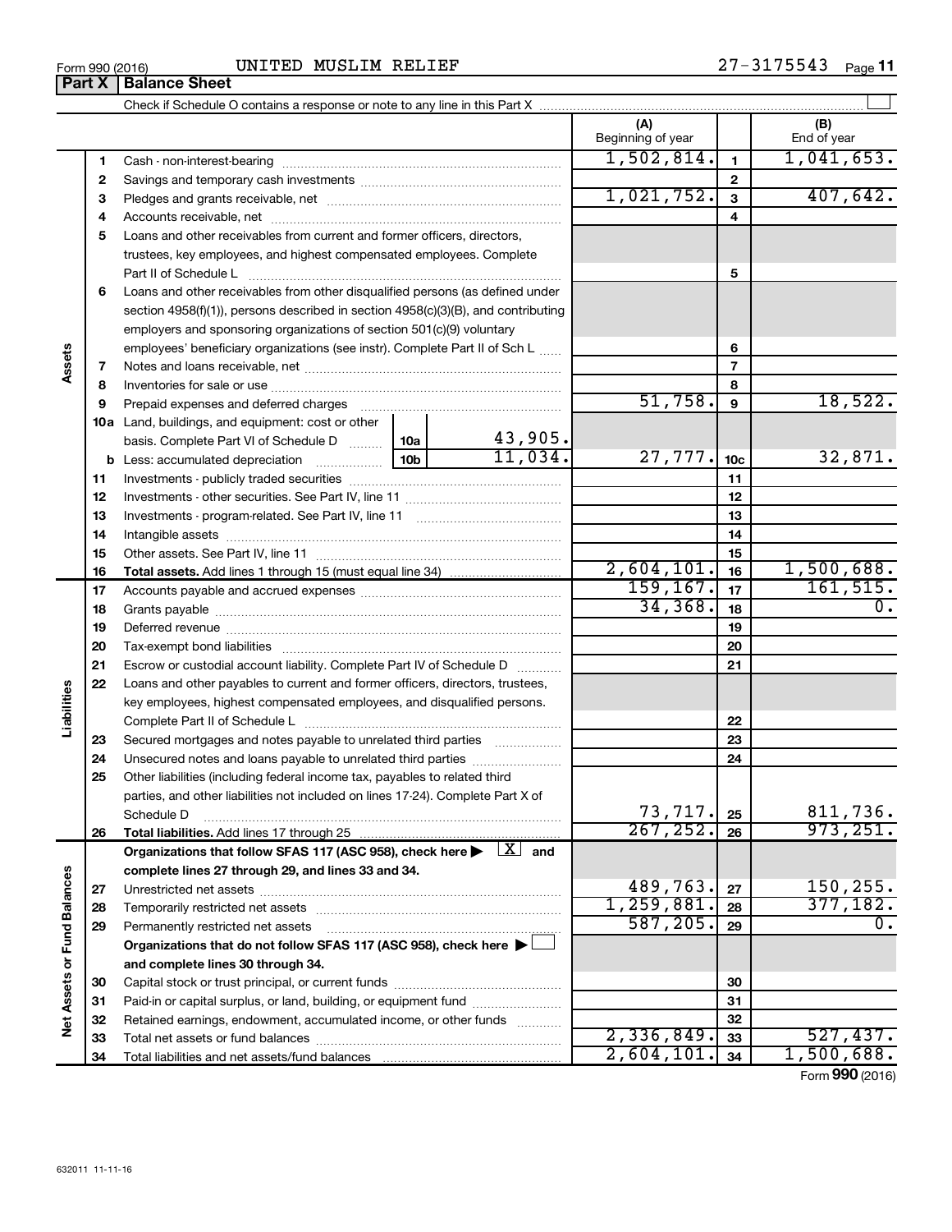Form 990 (2016) UNITED MUSLIM RELIEF 27-3175543

## Part X | Balance Sheet

Check if Schedule O contains a response or note to any line in this Part X

| Section | Line | Description | | | (A) Beginning of year | Line | (B) End of year |
|---|---|---|---|---|---|---|---|
| Assets | 1 | Cash - non-interest-bearing | | | 1,502,814. | 1 | 1,041,653. |
| | 2 | Savings and temporary cash investments | | | | 2 | |
| | 3 | Pledges and grants receivable, net | | | 1,021,752. | 3 | 407,642. |
| | 4 | Accounts receivable, net | | | | 4 | |
| | 5 | Loans and other receivables from current and former officers, directors, trustees, key employees, and highest compensated employees. Complete Part II of Schedule L | | | | 5 | |
| | 6 | Loans and other receivables from other disqualified persons (as defined under section 4958(f)(1)), persons described in section 4958(c)(3)(B), and contributing employers and sponsoring organizations of section 501(c)(9) voluntary employees' beneficiary organizations (see instr). Complete Part II of Sch L | | | | 6 | |
| | 7 | Notes and loans receivable, net | | | | 7 | |
| | 8 | Inventories for sale or use | | | | 8 | |
| | 9 | Prepaid expenses and deferred charges | | | 51,758. | 9 | 18,522. |
| | 10a | Land, buildings, and equipment: cost or other basis. Complete Part VI of Schedule D | 10a | 43,905. | | | |
| | b | Less: accumulated depreciation | 10b | 11,034. | 27,777. | 10c | 32,871. |
| | 11 | Investments - publicly traded securities | | | | 11 | |
| | 12 | Investments - other securities. See Part IV, line 11 | | | | 12 | |
| | 13 | Investments - program-related. See Part IV, line 11 | | | | 13 | |
| | 14 | Intangible assets | | | | 14 | |
| | 15 | Other assets. See Part IV, line 11 | | | | 15 | |
| | 16 | **Total assets.** Add lines 1 through 15 (must equal line 34) | | | 2,604,101. | 16 | 1,500,688. |
| Liabilities | 17 | Accounts payable and accrued expenses | | | 159,167. | 17 | 161,515. |
| | 18 | Grants payable | | | 34,368. | 18 | 0. |
| | 19 | Deferred revenue | | | | 19 | |
| | 20 | Tax-exempt bond liabilities | | | | 20 | |
| | 21 | Escrow or custodial account liability. Complete Part IV of Schedule D | | | | 21 | |
| | 22 | Loans and other payables to current and former officers, directors, trustees, key employees, highest compensated employees, and disqualified persons. Complete Part II of Schedule L | | | | 22 | |
| | 23 | Secured mortgages and notes payable to unrelated third parties | | | | 23 | |
| | 24 | Unsecured notes and loans payable to unrelated third parties | | | | 24 | |
| | 25 | Other liabilities (including federal income tax, payables to related third parties, and other liabilities not included on lines 17-24). Complete Part X of Schedule D | | | 73,717. | 25 | 811,736. |
| | 26 | **Total liabilities.** Add lines 17 through 25 | | | 267,252. | 26 | 973,251. |
| Net Assets or Fund Balances | | **Organizations that follow SFAS 117 (ASC 958), check here ▶ [X] and complete lines 27 through 29, and lines 33 and 34.** | | | | | |
| | 27 | Unrestricted net assets | | | 489,763. | 27 | 150,255. |
| | 28 | Temporarily restricted net assets | | | 1,259,881. | 28 | 377,182. |
| | 29 | Permanently restricted net assets | | | 587,205. | 29 | 0. |
| | | **Organizations that do not follow SFAS 117 (ASC 958), check here ▶ [ ] and complete lines 30 through 34.** | | | | | |
| | 30 | Capital stock or trust principal, or current funds | | | | 30 | |
| | 31 | Paid-in or capital surplus, or land, building, or equipment fund | | | | 31 | |
| | 32 | Retained earnings, endowment, accumulated income, or other funds | | | | 32 | |
| | 33 | Total net assets or fund balances | | | 2,336,849. | 33 | 527,437. |
| | 34 | Total liabilities and net assets/fund balances | | | 2,604,101. | 34 | 1,500,688. |

Form **990** (2016)

632011 11-11-16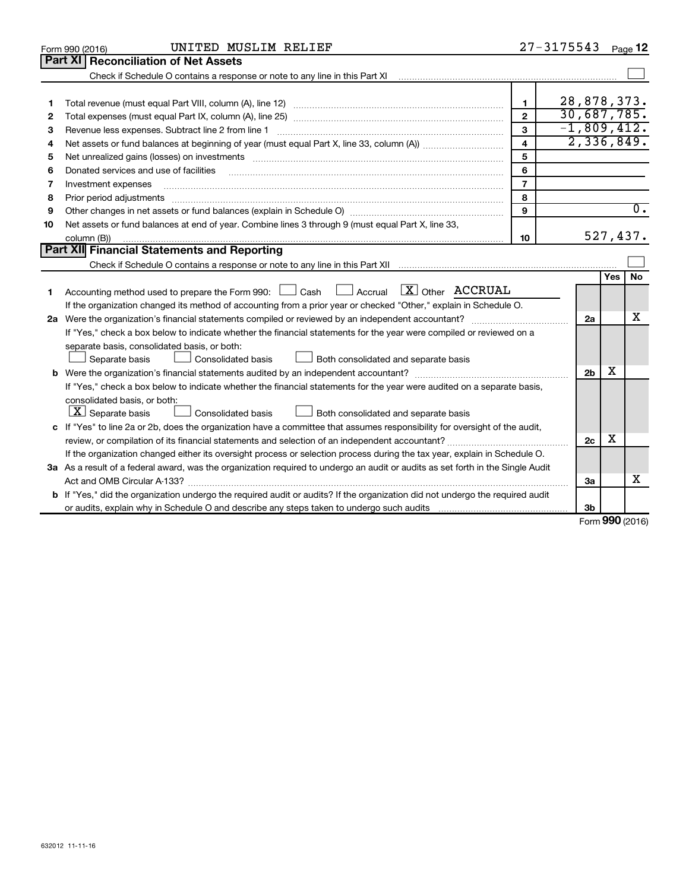Form 990 (2016) UNITED MUSLIM RELIEF 27-3175543 Page 12

## Part XI Reconciliation of Net Assets

Check if Schedule O contains a response or note to any line in this Part XI ☐

| | | | |
|---|---|---|---|
| 1 | Total revenue (must equal Part VIII, column (A), line 12) | 1 | 28,878,373. |
| 2 | Total expenses (must equal Part IX, column (A), line 25) | 2 | 30,687,785. |
| 3 | Revenue less expenses. Subtract line 2 from line 1 | 3 | -1,809,412. |
| 4 | Net assets or fund balances at beginning of year (must equal Part X, line 33, column (A)) | 4 | 2,336,849. |
| 5 | Net unrealized gains (losses) on investments | 5 | |
| 6 | Donated services and use of facilities | 6 | |
| 7 | Investment expenses | 7 | |
| 8 | Prior period adjustments | 8 | |
| 9 | Other changes in net assets or fund balances (explain in Schedule O) | 9 | 0. |
| 10 | Net assets or fund balances at end of year. Combine lines 3 through 9 (must equal Part X, line 33, column (B)) | 10 | 527,437. |

## Part XII Financial Statements and Reporting

Check if Schedule O contains a response or note to any line in this Part XII ☐

| | | | Yes | No |
|---|---|---|---|---|
| 1 | Accounting method used to prepare the Form 990: ☐ Cash ☐ Accrual ☒ Other ACCRUAL<br>If the organization changed its method of accounting from a prior year or checked "Other," explain in Schedule O. | | | |
| 2a | Were the organization's financial statements compiled or reviewed by an independent accountant?<br>If "Yes," check a box below to indicate whether the financial statements for the year were compiled or reviewed on a separate basis, consolidated basis, or both:<br>☐ Separate basis ☐ Consolidated basis ☐ Both consolidated and separate basis | 2a | | X |
| b | Were the organization's financial statements audited by an independent accountant?<br>If "Yes," check a box below to indicate whether the financial statements for the year were audited on a separate basis, consolidated basis, or both:<br>☒ Separate basis ☐ Consolidated basis ☐ Both consolidated and separate basis | 2b | X | |
| c | If "Yes" to line 2a or 2b, does the organization have a committee that assumes responsibility for oversight of the audit, review, or compilation of its financial statements and selection of an independent accountant?<br>If the organization changed either its oversight process or selection process during the tax year, explain in Schedule O. | 2c | X | |
| 3a | As a result of a federal award, was the organization required to undergo an audit or audits as set forth in the Single Audit Act and OMB Circular A-133? | 3a | | X |
| b | If "Yes," did the organization undergo the required audit or audits? If the organization did not undergo the required audit or audits, explain why in Schedule O and describe any steps taken to undergo such audits | 3b | | |

Form 990 (2016)

632012 11-11-16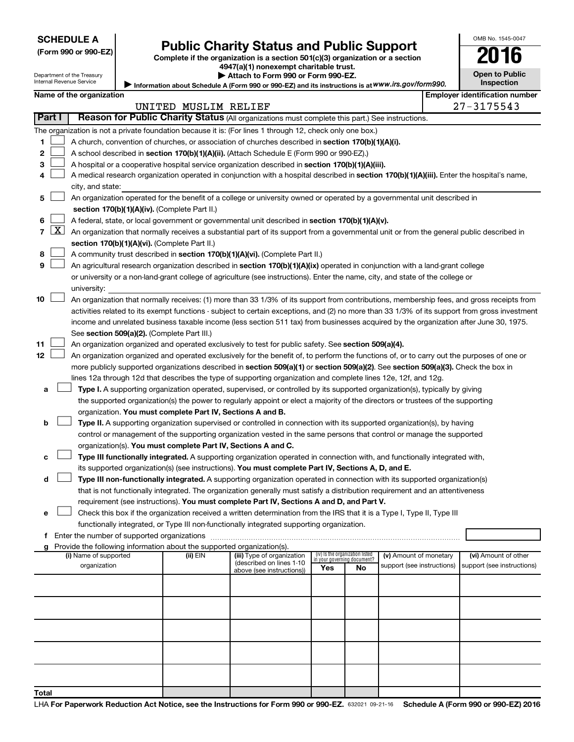**SCHEDULE A**
**(Form 990 or 990-EZ)**

Department of the Treasury
Internal Revenue Service

# Public Charity Status and Public Support

**Complete if the organization is a section 501(c)(3) organization or a section 4947(a)(1) nonexempt charitable trust.**
**▶ Attach to Form 990 or Form 990-EZ.**
**▶ Information about Schedule A (Form 990 or 990-EZ) and its instructions is at** *www.irs.gov/form990.*

OMB No. 1545-0047

**2016**

**Open to Public Inspection**

| Name of the organization | Employer identification number |
|---|---|
| UNITED MUSLIM RELIEF | 27-3175543 |

## Part I — Reason for Public Charity Status (All organizations must complete this part.) See instructions.

The organization is not a private foundation because it is: (For lines 1 through 12, check only one box.)

1. ☐ A church, convention of churches, or association of churches described in **section 170(b)(1)(A)(i).**
2. ☐ A school described in **section 170(b)(1)(A)(ii).** (Attach Schedule E (Form 990 or 990-EZ).)
3. ☐ A hospital or a cooperative hospital service organization described in **section 170(b)(1)(A)(iii).**
4. ☐ A medical research organization operated in conjunction with a hospital described in **section 170(b)(1)(A)(iii).** Enter the hospital's name, city, and state:
5. ☐ An organization operated for the benefit of a college or university owned or operated by a governmental unit described in **section 170(b)(1)(A)(iv).** (Complete Part II.)
6. ☐ A federal, state, or local government or governmental unit described in **section 170(b)(1)(A)(v).**
7. ☒ An organization that normally receives a substantial part of its support from a governmental unit or from the general public described in **section 170(b)(1)(A)(vi).** (Complete Part II.)
8. ☐ A community trust described in **section 170(b)(1)(A)(vi).** (Complete Part II.)
9. ☐ An agricultural research organization described in **section 170(b)(1)(A)(ix)** operated in conjunction with a land-grant college or university or a non-land-grant college of agriculture (see instructions). Enter the name, city, and state of the college or university:
10. ☐ An organization that normally receives: (1) more than 33 1/3% of its support from contributions, membership fees, and gross receipts from activities related to its exempt functions - subject to certain exceptions, and (2) no more than 33 1/3% of its support from gross investment income and unrelated business taxable income (less section 511 tax) from businesses acquired by the organization after June 30, 1975. See **section 509(a)(2).** (Complete Part III.)
11. ☐ An organization organized and operated exclusively to test for public safety. See **section 509(a)(4).**
12. ☐ An organization organized and operated exclusively for the benefit of, to perform the functions of, or to carry out the purposes of one or more publicly supported organizations described in **section 509(a)(1)** or **section 509(a)(2).** See **section 509(a)(3).** Check the box in lines 12a through 12d that describes the type of supporting organization and complete lines 12e, 12f, and 12g.
   - **a** ☐ **Type I.** A supporting organization operated, supervised, or controlled by its supported organization(s), typically by giving the supported organization(s) the power to regularly appoint or elect a majority of the directors or trustees of the supporting organization. **You must complete Part IV, Sections A and B.**
   - **b** ☐ **Type II.** A supporting organization supervised or controlled in connection with its supported organization(s), by having control or management of the supporting organization vested in the same persons that control or manage the supported organization(s). **You must complete Part IV, Sections A and C.**
   - **c** ☐ **Type III functionally integrated.** A supporting organization operated in connection with, and functionally integrated with, its supported organization(s) (see instructions). **You must complete Part IV, Sections A, D, and E.**
   - **d** ☐ **Type III non-functionally integrated.** A supporting organization operated in connection with its supported organization(s) that is not functionally integrated. The organization generally must satisfy a distribution requirement and an attentiveness requirement (see instructions). **You must complete Part IV, Sections A and D, and Part V.**
   - **e** ☐ Check this box if the organization received a written determination from the IRS that it is a Type I, Type II, Type III functionally integrated, or Type III non-functionally integrated supporting organization.
   - **f** Enter the number of supported organizations
   - **g** Provide the following information about the supported organization(s).

| (i) Name of supported organization | (ii) EIN | (iii) Type of organization (described on lines 1-10 above (see instructions)) | (iv) Is the organization listed in your governing document? Yes | No | (v) Amount of monetary support (see instructions) | (vi) Amount of other support (see instructions) |
|---|---|---|---|---|---|---|
| | | | | | | |
| | | | | | | |
| | | | | | | |
| | | | | | | |
| | | | | | | |
| **Total** | | | | | | |

LHA **For Paperwork Reduction Act Notice, see the Instructions for Form 990 or 990-EZ.** 632021 09-21-16 **Schedule A (Form 990 or 990-EZ) 2016**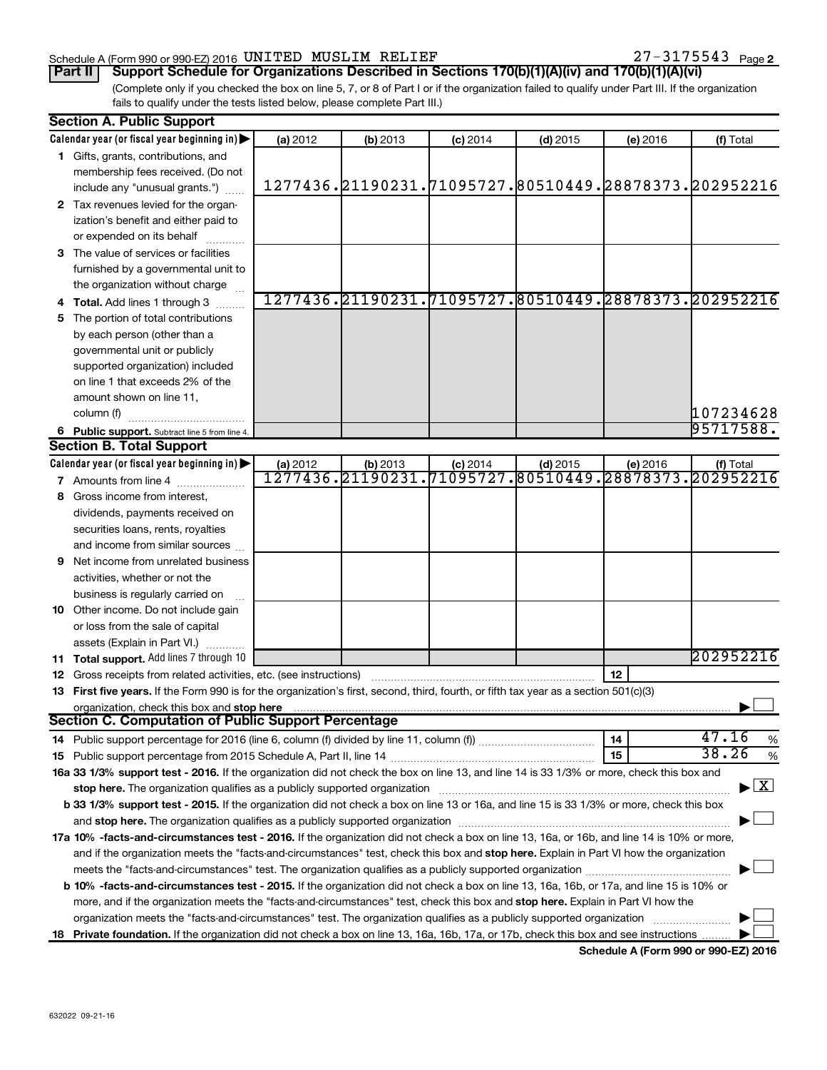Schedule A (Form 990 or 990-EZ) 2016 UNITED MUSLIM RELIEF 27-3175543 Page 2

**Part II | Support Schedule for Organizations Described in Sections 170(b)(1)(A)(iv) and 170(b)(1)(A)(vi)**

(Complete only if you checked the box on line 5, 7, or 8 of Part I or if the organization failed to qualify under Part III. If the organization fails to qualify under the tests listed below, please complete Part III.)

## Section A. Public Support

| Calendar year (or fiscal year beginning in) ▶ | (a) 2012 | (b) 2013 | (c) 2014 | (d) 2015 | (e) 2016 | (f) Total |
|---|---|---|---|---|---|---|
| **1** Gifts, grants, contributions, and membership fees received. (Do not include any "unusual grants.") | 1277436. | 21190231. | 71095727. | 80510449. | 28878373. | 202952216 |
| **2** Tax revenues levied for the organization's benefit and either paid to or expended on its behalf | | | | | | |
| **3** The value of services or facilities furnished by a governmental unit to the organization without charge | | | | | | |
| **4 Total.** Add lines 1 through 3 | 1277436. | 21190231. | 71095727. | 80510449. | 28878373. | 202952216 |
| **5** The portion of total contributions by each person (other than a governmental unit or publicly supported organization) included on line 1 that exceeds 2% of the amount shown on line 11, column (f) | | | | | | 107234628 |
| **6 Public support.** Subtract line 5 from line 4. | | | | | | 95717588. |

## Section B. Total Support

| Calendar year (or fiscal year beginning in) ▶ | (a) 2012 | (b) 2013 | (c) 2014 | (d) 2015 | (e) 2016 | (f) Total |
|---|---|---|---|---|---|---|
| **7** Amounts from line 4 | 1277436. | 21190231. | 71095727. | 80510449. | 28878373. | 202952216 |
| **8** Gross income from interest, dividends, payments received on securities loans, rents, royalties and income from similar sources | | | | | | |
| **9** Net income from unrelated business activities, whether or not the business is regularly carried on | | | | | | |
| **10** Other income. Do not include gain or loss from the sale of capital assets (Explain in Part VI.) | | | | | | |
| **11 Total support.** Add lines 7 through 10 | | | | | | 202952216 |

**12** Gross receipts from related activities, etc. (see instructions) | **12** |

**13 First five years.** If the Form 990 is for the organization's first, second, third, fourth, or fifth tax year as a section 501(c)(3) organization, check this box and **stop here** ▶ ☐

## Section C. Computation of Public Support Percentage

**14** Public support percentage for 2016 (line 6, column (f) divided by line 11, column (f)) | **14** | 47.16 %

**15** Public support percentage from 2015 Schedule A, Part II, line 14 | **15** | 38.26 %

**16a 33 1/3% support test - 2016.** If the organization did not check the box on line 13, and line 14 is 33 1/3% or more, check this box and **stop here.** The organization qualifies as a publicly supported organization ▶ ☒

**b 33 1/3% support test - 2015.** If the organization did not check a box on line 13 or 16a, and line 15 is 33 1/3% or more, check this box and **stop here.** The organization qualifies as a publicly supported organization ▶ ☐

**17a 10% -facts-and-circumstances test - 2016.** If the organization did not check a box on line 13, 16a, or 16b, and line 14 is 10% or more, and if the organization meets the "facts-and-circumstances" test, check this box and **stop here.** Explain in Part VI how the organization meets the "facts-and-circumstances" test. The organization qualifies as a publicly supported organization ▶ ☐

**b 10% -facts-and-circumstances test - 2015.** If the organization did not check a box on line 13, 16a, 16b, or 17a, and line 15 is 10% or more, and if the organization meets the "facts-and-circumstances" test, check this box and **stop here.** Explain in Part VI how the organization meets the "facts-and-circumstances" test. The organization qualifies as a publicly supported organization ▶ ☐

**18 Private foundation.** If the organization did not check a box on line 13, 16a, 16b, 17a, or 17b, check this box and see instructions ▶ ☐

**Schedule A (Form 990 or 990-EZ) 2016**

632022 09-21-16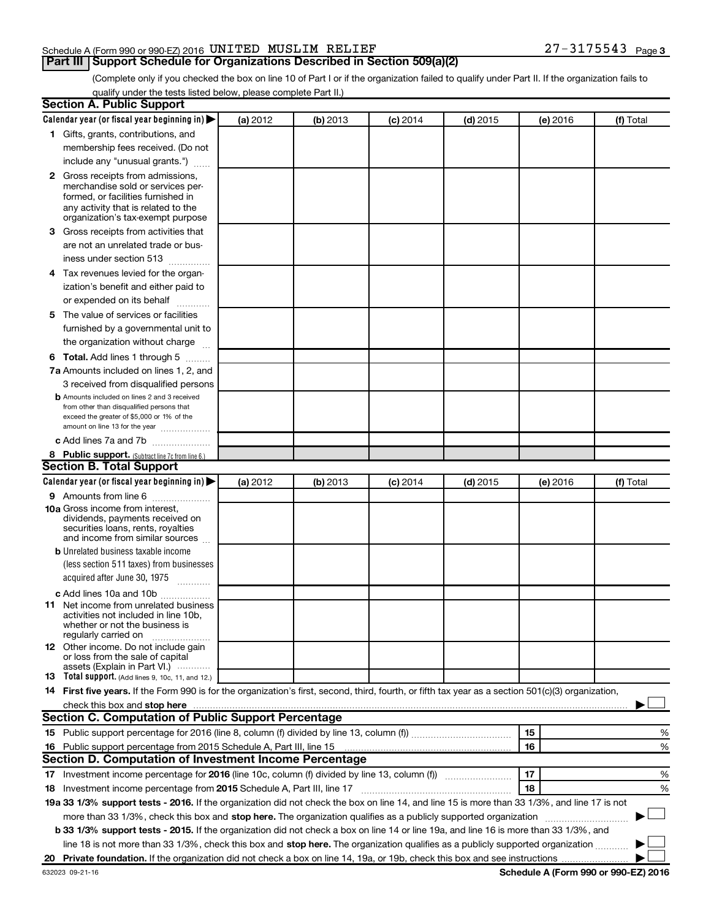Schedule A (Form 990 or 990-EZ) 2016 UNITED MUSLIM RELIEF 27-3175543 Page 3

## Part III Support Schedule for Organizations Described in Section 509(a)(2)

(Complete only if you checked the box on line 10 of Part I or if the organization failed to qualify under Part II. If the organization fails to qualify under the tests listed below, please complete Part II.)

### Section A. Public Support

| Calendar year (or fiscal year beginning in) ▶ | (a) 2012 | (b) 2013 | (c) 2014 | (d) 2015 | (e) 2016 | (f) Total |
|---|---|---|---|---|---|---|
| 1 Gifts, grants, contributions, and membership fees received. (Do not include any "unusual grants.") | | | | | | |
| 2 Gross receipts from admissions, merchandise sold or services performed, or facilities furnished in any activity that is related to the organization's tax-exempt purpose | | | | | | |
| 3 Gross receipts from activities that are not an unrelated trade or business under section 513 | | | | | | |
| 4 Tax revenues levied for the organization's benefit and either paid to or expended on its behalf | | | | | | |
| 5 The value of services or facilities furnished by a governmental unit to the organization without charge | | | | | | |
| 6 Total. Add lines 1 through 5 | | | | | | |
| 7a Amounts included on lines 1, 2, and 3 received from disqualified persons | | | | | | |
| b Amounts included on lines 2 and 3 received from other than disqualified persons that exceed the greater of $5,000 or 1% of the amount on line 13 for the year | | | | | | |
| c Add lines 7a and 7b | | | | | | |
| 8 Public support. (Subtract line 7c from line 6.) | | | | | | |

### Section B. Total Support

| Calendar year (or fiscal year beginning in) ▶ | (a) 2012 | (b) 2013 | (c) 2014 | (d) 2015 | (e) 2016 | (f) Total |
|---|---|---|---|---|---|---|
| 9 Amounts from line 6 | | | | | | |
| 10a Gross income from interest, dividends, payments received on securities loans, rents, royalties and income from similar sources | | | | | | |
| b Unrelated business taxable income (less section 511 taxes) from businesses acquired after June 30, 1975 | | | | | | |
| c Add lines 10a and 10b | | | | | | |
| 11 Net income from unrelated business activities not included in line 10b, whether or not the business is regularly carried on | | | | | | |
| 12 Other income. Do not include gain or loss from the sale of capital assets (Explain in Part VI.) | | | | | | |
| 13 Total support. (Add lines 9, 10c, 11, and 12.) | | | | | | |

14 **First five years.** If the Form 990 is for the organization's first, second, third, fourth, or fifth tax year as a section 501(c)(3) organization, check this box and **stop here** ▶ ☐

### Section C. Computation of Public Support Percentage

| | | | |
|---|---|---|---|
| 15 | Public support percentage for 2016 (line 8, column (f) divided by line 13, column (f)) | 15 | % |
| 16 | Public support percentage from 2015 Schedule A, Part III, line 15 | 16 | % |

### Section D. Computation of Investment Income Percentage

| | | | |
|---|---|---|---|
| 17 | Investment income percentage for **2016** (line 10c, column (f) divided by line 13, column (f)) | 17 | % |
| 18 | Investment income percentage from **2015** Schedule A, Part III, line 17 | 18 | % |

**19a 33 1/3% support tests - 2016.** If the organization did not check the box on line 14, and line 15 is more than 33 1/3%, and line 17 is not more than 33 1/3%, check this box and **stop here.** The organization qualifies as a publicly supported organization ▶ ☐

**b 33 1/3% support tests - 2015.** If the organization did not check a box on line 14 or line 19a, and line 16 is more than 33 1/3%, and line 18 is not more than 33 1/3%, check this box and **stop here.** The organization qualifies as a publicly supported organization ▶ ☐

**20 Private foundation.** If the organization did not check a box on line 14, 19a, or 19b, check this box and see instructions ▶ ☐

632023 09-21-16 **Schedule A (Form 990 or 990-EZ) 2016**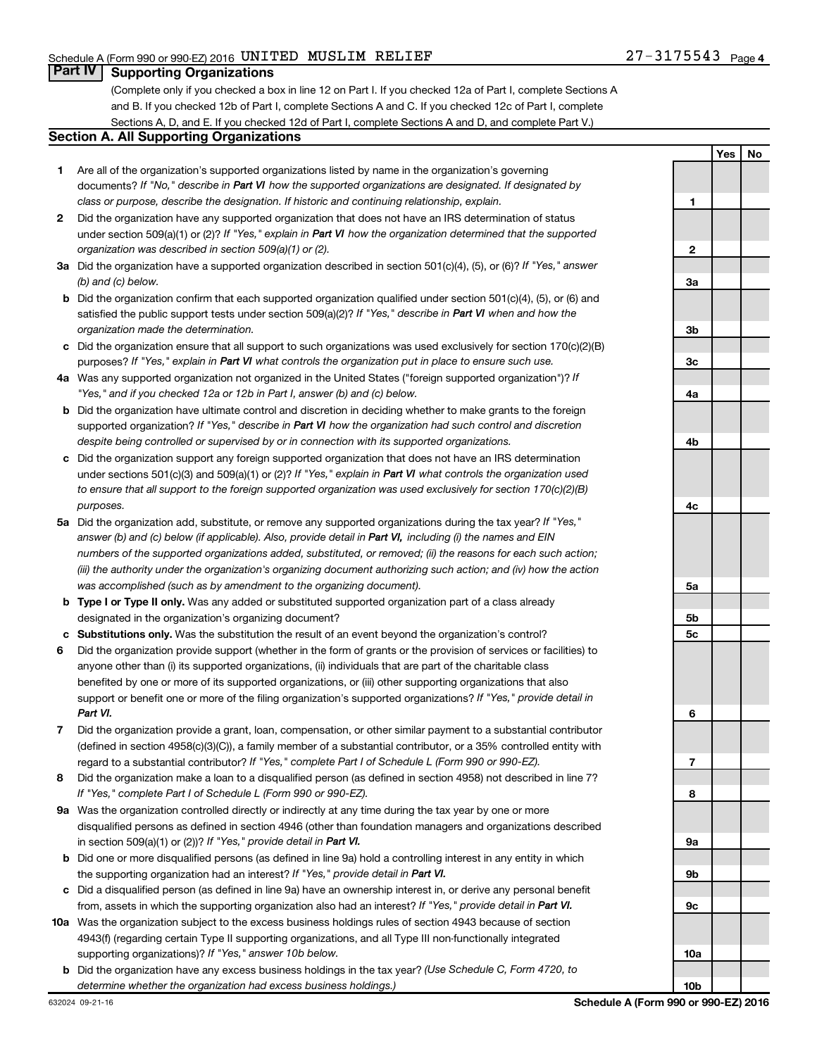Schedule A (Form 990 or 990-EZ) 2016 UNITED MUSLIM RELIEF 27-3175543 Page 4

## Part IV Supporting Organizations

(Complete only if you checked a box in line 12 on Part I. If you checked 12a of Part I, complete Sections A and B. If you checked 12b of Part I, complete Sections A and C. If you checked 12c of Part I, complete Sections A, D, and E. If you checked 12d of Part I, complete Sections A and D, and complete Part V.)

### Section A. All Supporting Organizations

| | | | Yes | No |
|---|---|---|---|---|
| **1** | Are all of the organization's supported organizations listed by name in the organization's governing documents? *If "No," describe in* ***Part VI*** *how the supported organizations are designated. If designated by class or purpose, describe the designation. If historic and continuing relationship, explain.* | 1 | | |
| **2** | Did the organization have any supported organization that does not have an IRS determination of status under section 509(a)(1) or (2)? *If "Yes," explain in* ***Part VI*** *how the organization determined that the supported organization was described in section 509(a)(1) or (2).* | 2 | | |
| **3a** | Did the organization have a supported organization described in section 501(c)(4), (5), or (6)? *If "Yes," answer (b) and (c) below.* | 3a | | |
| **b** | Did the organization confirm that each supported organization qualified under section 501(c)(4), (5), or (6) and satisfied the public support tests under section 509(a)(2)? *If "Yes," describe in* ***Part VI*** *when and how the organization made the determination.* | 3b | | |
| **c** | Did the organization ensure that all support to such organizations was used exclusively for section 170(c)(2)(B) purposes? *If "Yes," explain in* ***Part VI*** *what controls the organization put in place to ensure such use.* | 3c | | |
| **4a** | Was any supported organization not organized in the United States ("foreign supported organization")? *If "Yes," and if you checked 12a or 12b in Part I, answer (b) and (c) below.* | 4a | | |
| **b** | Did the organization have ultimate control and discretion in deciding whether to make grants to the foreign supported organization? *If "Yes," describe in* ***Part VI*** *how the organization had such control and discretion despite being controlled or supervised by or in connection with its supported organizations.* | 4b | | |
| **c** | Did the organization support any foreign supported organization that does not have an IRS determination under sections 501(c)(3) and 509(a)(1) or (2)? *If "Yes," explain in* ***Part VI*** *what controls the organization used to ensure that all support to the foreign supported organization was used exclusively for section 170(c)(2)(B) purposes.* | 4c | | |
| **5a** | Did the organization add, substitute, or remove any supported organizations during the tax year? *If "Yes," answer (b) and (c) below (if applicable). Also, provide detail in* ***Part VI,*** *including (i) the names and EIN numbers of the supported organizations added, substituted, or removed; (ii) the reasons for each such action; (iii) the authority under the organization's organizing document authorizing such action; and (iv) how the action was accomplished (such as by amendment to the organizing document).* | 5a | | |
| **b** | **Type I or Type II only.** Was any added or substituted supported organization part of a class already designated in the organization's organizing document? | 5b | | |
| **c** | **Substitutions only.** Was the substitution the result of an event beyond the organization's control? | 5c | | |
| **6** | Did the organization provide support (whether in the form of grants or the provision of services or facilities) to anyone other than (i) its supported organizations, (ii) individuals that are part of the charitable class benefited by one or more of its supported organizations, or (iii) other supporting organizations that also support or benefit one or more of the filing organization's supported organizations? *If "Yes," provide detail in* ***Part VI.*** | 6 | | |
| **7** | Did the organization provide a grant, loan, compensation, or other similar payment to a substantial contributor (defined in section 4958(c)(3)(C)), a family member of a substantial contributor, or a 35% controlled entity with regard to a substantial contributor? *If "Yes," complete Part I of Schedule L (Form 990 or 990-EZ).* | 7 | | |
| **8** | Did the organization make a loan to a disqualified person (as defined in section 4958) not described in line 7? *If "Yes," complete Part I of Schedule L (Form 990 or 990-EZ).* | 8 | | |
| **9a** | Was the organization controlled directly or indirectly at any time during the tax year by one or more disqualified persons as defined in section 4946 (other than foundation managers and organizations described in section 509(a)(1) or (2))? *If "Yes," provide detail in* ***Part VI.*** | 9a | | |
| **b** | Did one or more disqualified persons (as defined in line 9a) hold a controlling interest in any entity in which the supporting organization had an interest? *If "Yes," provide detail in* ***Part VI.*** | 9b | | |
| **c** | Did a disqualified person (as defined in line 9a) have an ownership interest in, or derive any personal benefit from, assets in which the supporting organization also had an interest? *If "Yes," provide detail in* ***Part VI.*** | 9c | | |
| **10a** | Was the organization subject to the excess business holdings rules of section 4943 because of section 4943(f) (regarding certain Type II supporting organizations, and all Type III non-functionally integrated supporting organizations)? *If "Yes," answer 10b below.* | 10a | | |
| **b** | Did the organization have any excess business holdings in the tax year? *(Use Schedule C, Form 4720, to determine whether the organization had excess business holdings.)* | 10b | | |

632024 09-21-16 **Schedule A (Form 990 or 990-EZ) 2016**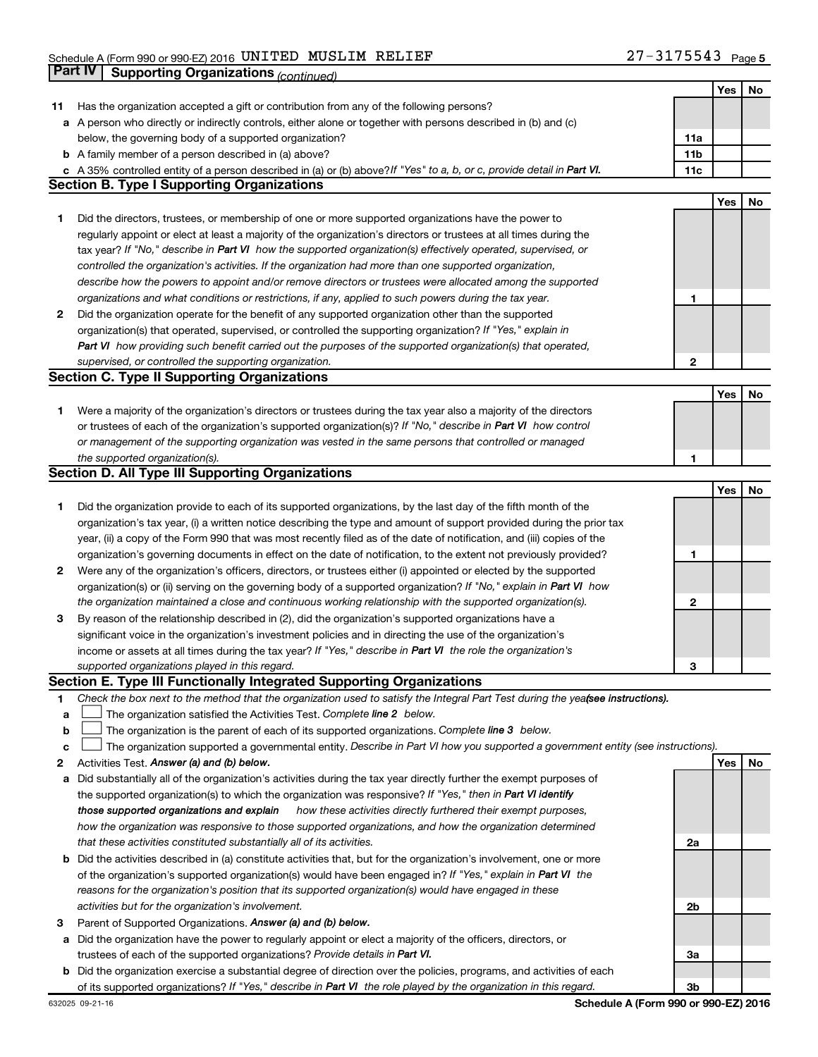Schedule A (Form 990 or 990-EZ) 2016 UNITED MUSLIM RELIEF 27-3175543

## Part IV Supporting Organizations *(continued)*

| | | | Yes | No |
|---|---|---|---|---|
| **11** | Has the organization accepted a gift or contribution from any of the following persons? | | | |
| **a** | A person who directly or indirectly controls, either alone or together with persons described in (b) and (c) below, the governing body of a supported organization? | **11a** | | |
| **b** | A family member of a person described in (a) above? | **11b** | | |
| **c** | A 35% controlled entity of a person described in (a) or (b) above? *If "Yes" to a, b, or c, provide detail in **Part VI.*** | **11c** | | |

### Section B. Type I Supporting Organizations

| | | | Yes | No |
|---|---|---|---|---|
| **1** | Did the directors, trustees, or membership of one or more supported organizations have the power to regularly appoint or elect at least a majority of the organization's directors or trustees at all times during the tax year? *If "No," describe in **Part VI** how the supported organization(s) effectively operated, supervised, or controlled the organization's activities. If the organization had more than one supported organization, describe how the powers to appoint and/or remove directors or trustees were allocated among the supported organizations and what conditions or restrictions, if any, applied to such powers during the tax year.* | **1** | | |
| **2** | Did the organization operate for the benefit of any supported organization other than the supported organization(s) that operated, supervised, or controlled the supporting organization? *If "Yes," explain in **Part VI** how providing such benefit carried out the purposes of the supported organization(s) that operated, supervised, or controlled the supporting organization.* | **2** | | |

### Section C. Type II Supporting Organizations

| | | | Yes | No |
|---|---|---|---|---|
| **1** | Were a majority of the organization's directors or trustees during the tax year also a majority of the directors or trustees of each of the organization's supported organization(s)? *If "No," describe in **Part VI** how control or management of the supporting organization was vested in the same persons that controlled or managed the supported organization(s).* | **1** | | |

### Section D. All Type III Supporting Organizations

| | | | Yes | No |
|---|---|---|---|---|
| **1** | Did the organization provide to each of its supported organizations, by the last day of the fifth month of the organization's tax year, (i) a written notice describing the type and amount of support provided during the prior tax year, (ii) a copy of the Form 990 that was most recently filed as of the date of notification, and (iii) copies of the organization's governing documents in effect on the date of notification, to the extent not previously provided? | **1** | | |
| **2** | Were any of the organization's officers, directors, or trustees either (i) appointed or elected by the supported organization(s) or (ii) serving on the governing body of a supported organization? *If "No," explain in **Part VI** how the organization maintained a close and continuous working relationship with the supported organization(s).* | **2** | | |
| **3** | By reason of the relationship described in (2), did the organization's supported organizations have a significant voice in the organization's investment policies and in directing the use of the organization's income or assets at all times during the tax year? *If "Yes," describe in **Part VI** the role the organization's supported organizations played in this regard.* | **3** | | |

### Section E. Type III Functionally Integrated Supporting Organizations

**1** *Check the box next to the method that the organization used to satisfy the Integral Part Test during the year* ***(see instructions).***

- **a** ☐ The organization satisfied the Activities Test. *Complete **line 2** below.*
- **b** ☐ The organization is the parent of each of its supported organizations. *Complete **line 3** below.*
- **c** ☐ The organization supported a governmental entity. *Describe in Part VI how you supported a government entity (see instructions).*

| | | | Yes | No |
|---|---|---|---|---|
| **2** | Activities Test. ***Answer (a) and (b) below.*** | | | |
| **a** | Did substantially all of the organization's activities during the tax year directly further the exempt purposes of the supported organization(s) to which the organization was responsive? *If "Yes," then in **Part VI identify those supported organizations and explain** how these activities directly furthered their exempt purposes, how the organization was responsive to those supported organizations, and how the organization determined that these activities constituted substantially all of its activities.* | **2a** | | |
| **b** | Did the activities described in (a) constitute activities that, but for the organization's involvement, one or more of the organization's supported organization(s) would have been engaged in? *If "Yes," explain in **Part VI** the reasons for the organization's position that its supported organization(s) would have engaged in these activities but for the organization's involvement.* | **2b** | | |
| **3** | Parent of Supported Organizations. ***Answer (a) and (b) below.*** | | | |
| **a** | Did the organization have the power to regularly appoint or elect a majority of the officers, directors, or trustees of each of the supported organizations? *Provide details in **Part VI.*** | **3a** | | |
| **b** | Did the organization exercise a substantial degree of direction over the policies, programs, and activities of each of its supported organizations? *If "Yes," describe in **Part VI** the role played by the organization in this regard.* | **3b** | | |

632025 09-21-16 **Schedule A (Form 990 or 990-EZ) 2016**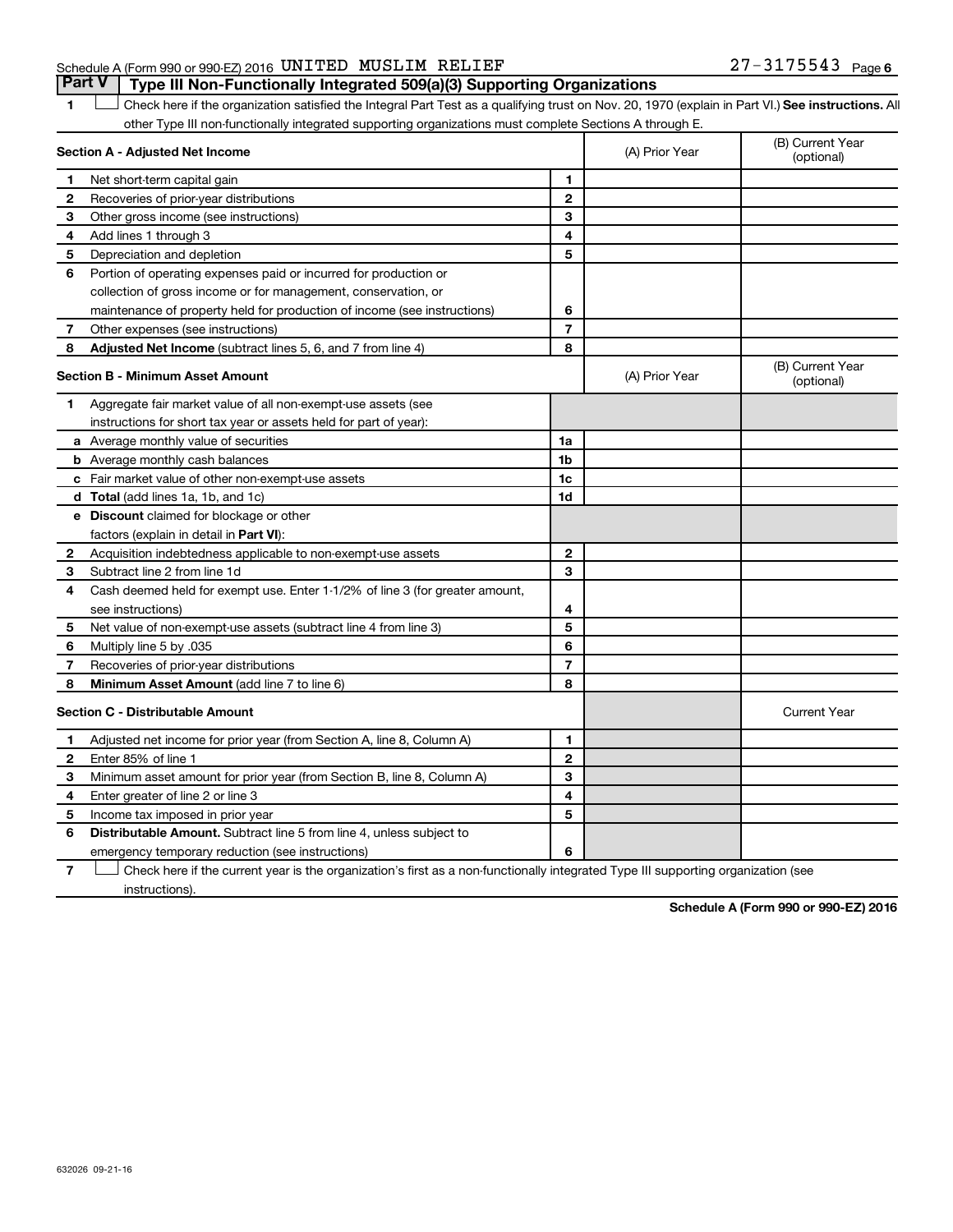Schedule A (Form 990 or 990-EZ) 2016 UNITED MUSLIM RELIEF 27-3175543 Page 6

## Part V Type III Non-Functionally Integrated 509(a)(3) Supporting Organizations

**1** ☐ Check here if the organization satisfied the Integral Part Test as a qualifying trust on Nov. 20, 1970 (explain in Part VI.) **See instructions.** All other Type III non-functionally integrated supporting organizations must complete Sections A through E.

| | **Section A - Adjusted Net Income** | | (A) Prior Year | (B) Current Year (optional) |
|---|---|---|---|---|
| 1 | Net short-term capital gain | 1 | | |
| 2 | Recoveries of prior-year distributions | 2 | | |
| 3 | Other gross income (see instructions) | 3 | | |
| 4 | Add lines 1 through 3 | 4 | | |
| 5 | Depreciation and depletion | 5 | | |
| 6 | Portion of operating expenses paid or incurred for production or collection of gross income or for management, conservation, or maintenance of property held for production of income (see instructions) | 6 | | |
| 7 | Other expenses (see instructions) | 7 | | |
| 8 | **Adjusted Net Income** (subtract lines 5, 6, and 7 from line 4) | 8 | | |

| | **Section B - Minimum Asset Amount** | | (A) Prior Year | (B) Current Year (optional) |
|---|---|---|---|---|
| 1 | Aggregate fair market value of all non-exempt-use assets (see instructions for short tax year or assets held for part of year): | | | |
| a | Average monthly value of securities | 1a | | |
| b | Average monthly cash balances | 1b | | |
| c | Fair market value of other non-exempt-use assets | 1c | | |
| d | **Total** (add lines 1a, 1b, and 1c) | 1d | | |
| e | **Discount** claimed for blockage or other factors (explain in detail in **Part VI**): | | | |
| 2 | Acquisition indebtedness applicable to non-exempt-use assets | 2 | | |
| 3 | Subtract line 2 from line 1d | 3 | | |
| 4 | Cash deemed held for exempt use. Enter 1-1/2% of line 3 (for greater amount, see instructions) | 4 | | |
| 5 | Net value of non-exempt-use assets (subtract line 4 from line 3) | 5 | | |
| 6 | Multiply line 5 by .035 | 6 | | |
| 7 | Recoveries of prior-year distributions | 7 | | |
| 8 | **Minimum Asset Amount** (add line 7 to line 6) | 8 | | |

| | **Section C - Distributable Amount** | | | Current Year |
|---|---|---|---|---|
| 1 | Adjusted net income for prior year (from Section A, line 8, Column A) | 1 | | |
| 2 | Enter 85% of line 1 | 2 | | |
| 3 | Minimum asset amount for prior year (from Section B, line 8, Column A) | 3 | | |
| 4 | Enter greater of line 2 or line 3 | 4 | | |
| 5 | Income tax imposed in prior year | 5 | | |
| 6 | **Distributable Amount.** Subtract line 5 from line 4, unless subject to emergency temporary reduction (see instructions) | 6 | | |

**7** ☐ Check here if the current year is the organization's first as a non-functionally integrated Type III supporting organization (see instructions).

**Schedule A (Form 990 or 990-EZ) 2016**

632026 09-21-16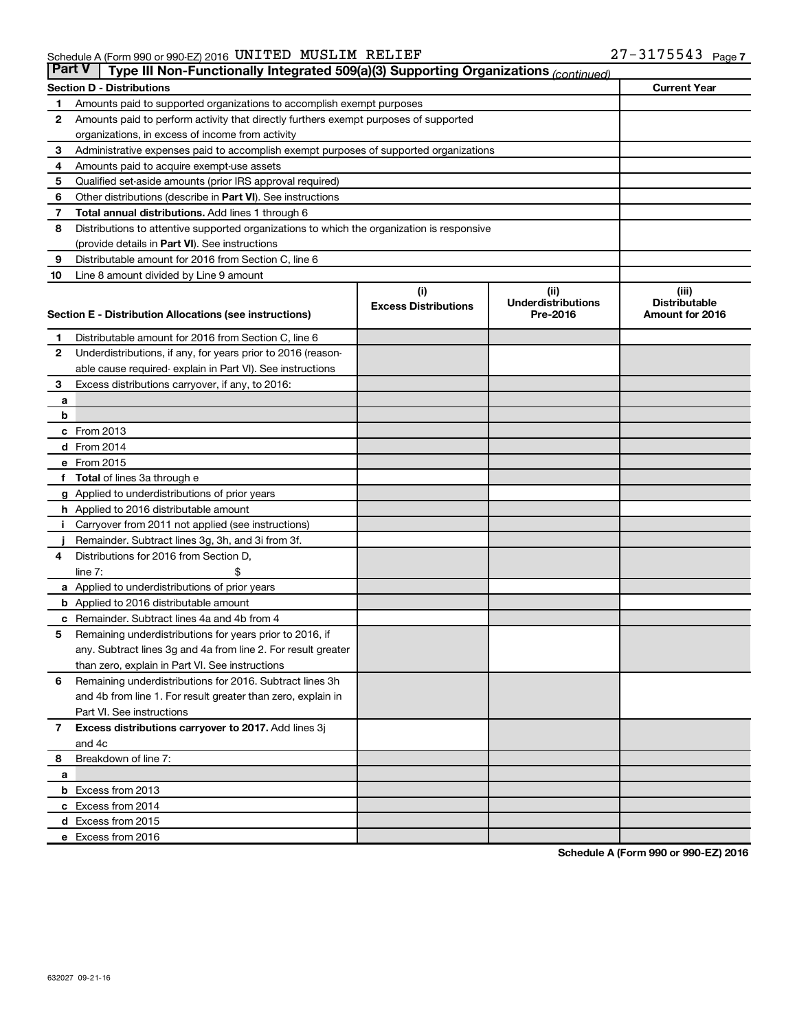Schedule A (Form 990 or 990-EZ) 2016 UNITED MUSLIM RELIEF 27-3175543

## Part V Type III Non-Functionally Integrated 509(a)(3) Supporting Organizations *(continued)*

| Section D - Distributions | | Current Year |
|---|---|---|
| 1 | Amounts paid to supported organizations to accomplish exempt purposes | |
| 2 | Amounts paid to perform activity that directly furthers exempt purposes of supported organizations, in excess of income from activity | |
| 3 | Administrative expenses paid to accomplish exempt purposes of supported organizations | |
| 4 | Amounts paid to acquire exempt-use assets | |
| 5 | Qualified set-aside amounts (prior IRS approval required) | |
| 6 | Other distributions (describe in **Part VI**). See instructions | |
| 7 | **Total annual distributions.** Add lines 1 through 6 | |
| 8 | Distributions to attentive supported organizations to which the organization is responsive (provide details in **Part VI**). See instructions | |
| 9 | Distributable amount for 2016 from Section C, line 6 | |
| 10 | Line 8 amount divided by Line 9 amount | |

| Section E - Distribution Allocations (see instructions) | | (i) Excess Distributions | (ii) Underdistributions Pre-2016 | (iii) Distributable Amount for 2016 |
|---|---|---|---|---|
| 1 | Distributable amount for 2016 from Section C, line 6 | | | |
| 2 | Underdistributions, if any, for years prior to 2016 (reasonable cause required- explain in Part VI). See instructions | | | |
| 3 | Excess distributions carryover, if any, to 2016: | | | |
| a | | | | |
| b | | | | |
| c | From 2013 | | | |
| d | From 2014 | | | |
| e | From 2015 | | | |
| f | **Total** of lines 3a through e | | | |
| g | Applied to underdistributions of prior years | | | |
| h | Applied to 2016 distributable amount | | | |
| i | Carryover from 2011 not applied (see instructions) | | | |
| j | Remainder. Subtract lines 3g, 3h, and 3i from 3f. | | | |
| 4 | Distributions for 2016 from Section D, line 7: $ | | | |
| a | Applied to underdistributions of prior years | | | |
| b | Applied to 2016 distributable amount | | | |
| c | Remainder. Subtract lines 4a and 4b from 4 | | | |
| 5 | Remaining underdistributions for years prior to 2016, if any. Subtract lines 3g and 4a from line 2. For result greater than zero, explain in Part VI. See instructions | | | |
| 6 | Remaining underdistributions for 2016. Subtract lines 3h and 4b from line 1. For result greater than zero, explain in Part VI. See instructions | | | |
| 7 | **Excess distributions carryover to 2017.** Add lines 3j and 4c | | | |
| 8 | Breakdown of line 7: | | | |
| a | | | | |
| b | Excess from 2013 | | | |
| c | Excess from 2014 | | | |
| d | Excess from 2015 | | | |
| e | Excess from 2016 | | | |

Schedule A (Form 990 or 990-EZ) 2016

632027 09-21-16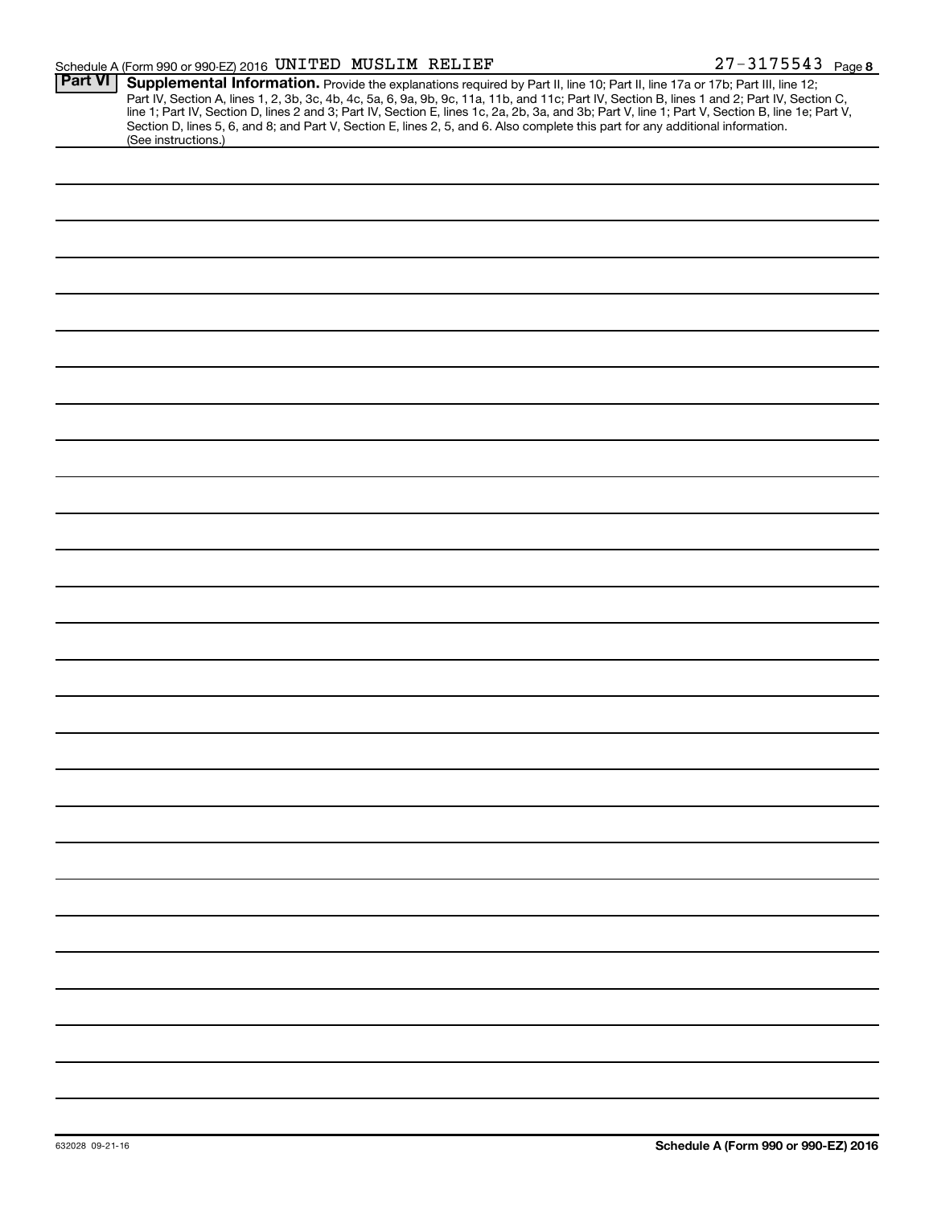Schedule A (Form 990 or 990-EZ) 2016 UNITED MUSLIM RELIEF 27-3175543 Page **8**

**Part VI** **Supplemental Information.** Provide the explanations required by Part II, line 10; Part II, line 17a or 17b; Part III, line 12; Part IV, Section A, lines 1, 2, 3b, 3c, 4b, 4c, 5a, 6, 9a, 9b, 9c, 11a, 11b, and 11c; Part IV, Section B, lines 1 and 2; Part IV, Section C, line 1; Part IV, Section D, lines 2 and 3; Part IV, Section E, lines 1c, 2a, 2b, 3a, and 3b; Part V, line 1; Part V, Section B, line 1e; Part V, Section D, lines 5, 6, and 8; and Part V, Section E, lines 2, 5, and 6. Also complete this part for any additional information. (See instructions.)

632028 09-21-16

**Schedule A (Form 990 or 990-EZ) 2016**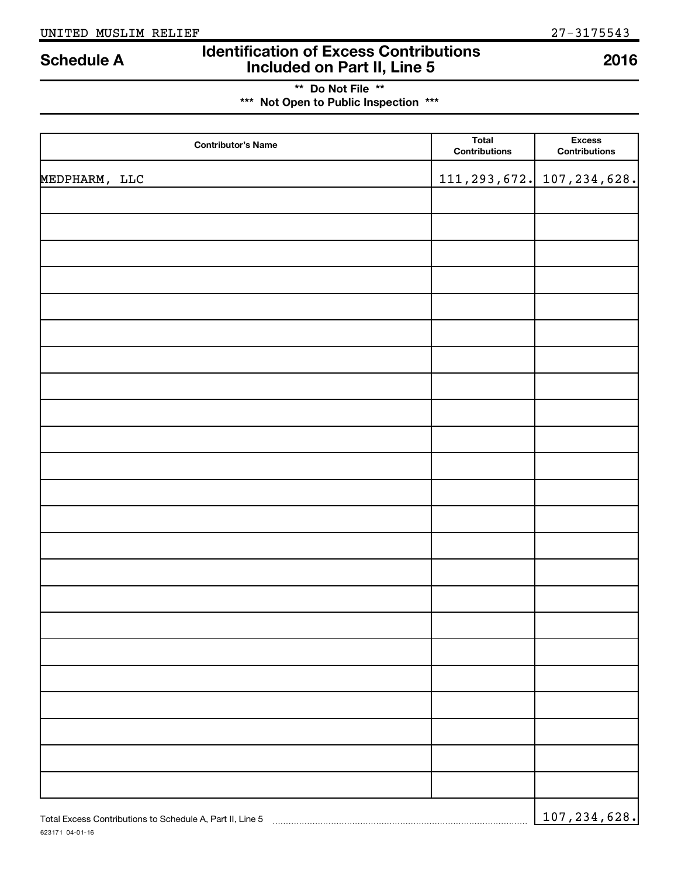UNITED MUSLIM RELIEF 27-3175543

# Schedule A — Identification of Excess Contributions Included on Part II, Line 5 — 2016

**\*\* Do Not File \*\***

**\*\*\* Not Open to Public Inspection \*\*\***

| Contributor's Name | Total Contributions | Excess Contributions |
|---|---|---|
| MEDPHARM, LLC | 111,293,672. | 107,234,628. |
| | | |
| | | |
| | | |
| | | |
| | | |
| | | |
| | | |
| | | |
| | | |
| | | |
| | | |
| | | |
| | | |
| | | |
| | | |
| | | |
| | | |
| | | |
| | | |
| | | |
| | | |
| | | |
| | | |
| | | |

Total Excess Contributions to Schedule A, Part II, Line 5 ..... 107,234,628.

623171 04-01-16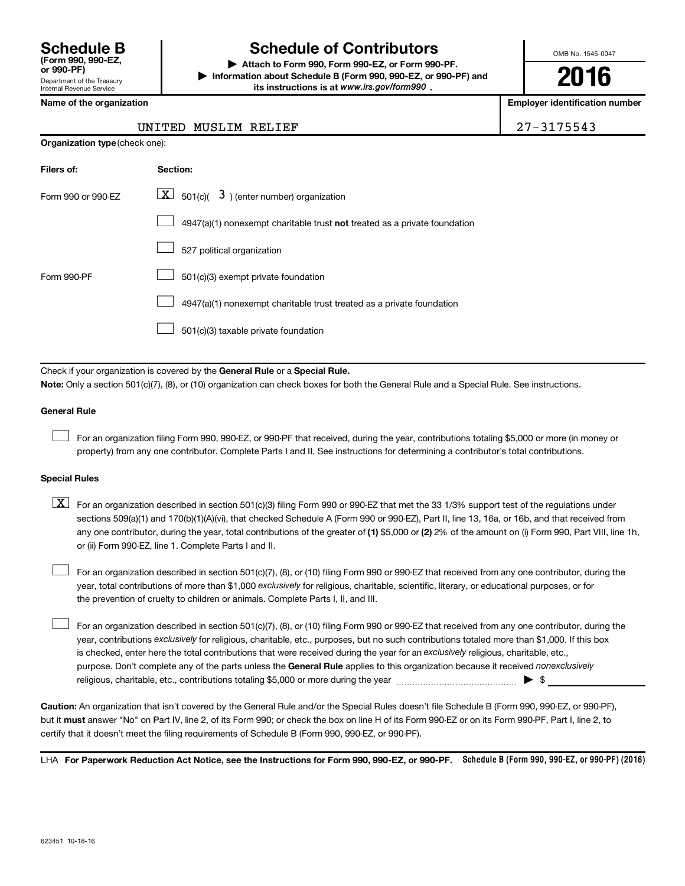# Schedule B (Form 990, 990-EZ, or 990-PF)

Department of the Treasury
Internal Revenue Service

## Schedule of Contributors

▶ Attach to Form 990, Form 990-EZ, or Form 990-PF.
▶ Information about Schedule B (Form 990, 990-EZ, or 990-PF) and its instructions is at *www.irs.gov/form990* .

OMB No. 1545-0047

**2016**

| Name of the organization | Employer identification number |
|---|---|
| UNITED MUSLIM RELIEF | 27-3175543 |

**Organization type** (check one):

| Filers of: | Section: |
|---|---|
| Form 990 or 990-EZ | [X] 501(c)( 3 ) (enter number) organization |
| | [ ] 4947(a)(1) nonexempt charitable trust **not** treated as a private foundation |
| | [ ] 527 political organization |
| Form 990-PF | [ ] 501(c)(3) exempt private foundation |
| | [ ] 4947(a)(1) nonexempt charitable trust treated as a private foundation |
| | [ ] 501(c)(3) taxable private foundation |

Check if your organization is covered by the **General Rule** or a **Special Rule.**

**Note:** Only a section 501(c)(7), (8), or (10) organization can check boxes for both the General Rule and a Special Rule. See instructions.

**General Rule**

[ ] For an organization filing Form 990, 990-EZ, or 990-PF that received, during the year, contributions totaling $5,000 or more (in money or property) from any one contributor. Complete Parts I and II. See instructions for determining a contributor's total contributions.

**Special Rules**

[X] For an organization described in section 501(c)(3) filing Form 990 or 990-EZ that met the 33 1/3% support test of the regulations under sections 509(a)(1) and 170(b)(1)(A)(vi), that checked Schedule A (Form 990 or 990-EZ), Part II, line 13, 16a, or 16b, and that received from any one contributor, during the year, total contributions of the greater of **(1)** $5,000 or **(2)** 2% of the amount on (i) Form 990, Part VIII, line 1h, or (ii) Form 990-EZ, line 1. Complete Parts I and II.

[ ] For an organization described in section 501(c)(7), (8), or (10) filing Form 990 or 990-EZ that received from any one contributor, during the year, total contributions of more than $1,000 *exclusively* for religious, charitable, scientific, literary, or educational purposes, or for the prevention of cruelty to children or animals. Complete Parts I, II, and III.

[ ] For an organization described in section 501(c)(7), (8), or (10) filing Form 990 or 990-EZ that received from any one contributor, during the year, contributions *exclusively* for religious, charitable, etc., purposes, but no such contributions totaled more than $1,000. If this box is checked, enter here the total contributions that were received during the year for an *exclusively* religious, charitable, etc., purpose. Don't complete any of the parts unless the **General Rule** applies to this organization because it received *nonexclusively* religious, charitable, etc., contributions totaling $5,000 or more during the year ▶ $ ____________

**Caution:** An organization that isn't covered by the General Rule and/or the Special Rules doesn't file Schedule B (Form 990, 990-EZ, or 990-PF), but it **must** answer "No" on Part IV, line 2, of its Form 990; or check the box on line H of its Form 990-EZ or on its Form 990-PF, Part I, line 2, to certify that it doesn't meet the filing requirements of Schedule B (Form 990, 990-EZ, or 990-PF).

LHA **For Paperwork Reduction Act Notice, see the Instructions for Form 990, 990-EZ, or 990-PF.** **Schedule B (Form 990, 990-EZ, or 990-PF) (2016)**

623451 10-18-16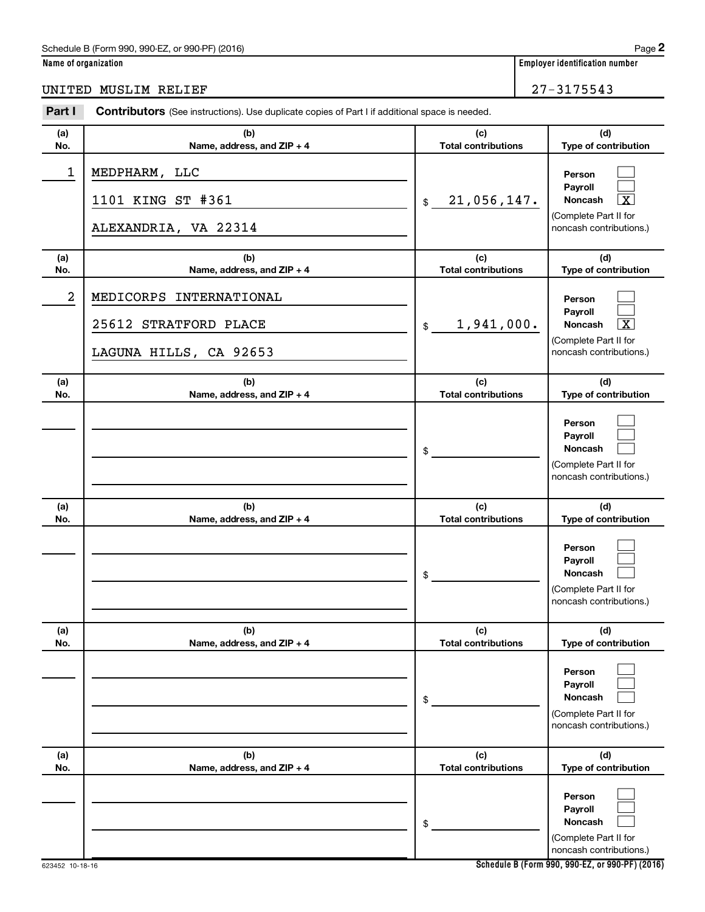Schedule B (Form 990, 990-EZ, or 990-PF) (2016)

**Name of organization**

UNITED MUSLIM RELIEF

**Employer identification number**

27-3175543

**Part I** **Contributors** (See instructions). Use duplicate copies of Part I if additional space is needed.

| (a) No. | (b) Name, address, and ZIP + 4 | (c) Total contributions | (d) Type of contribution |
|---|---|---|---|
| 1 | MEDPHARM, LLC<br>1101 KING ST #361<br>ALEXANDRIA, VA 22314 | $ 21,056,147. | Person [ ]<br>Payroll [ ]<br>Noncash [X]<br>(Complete Part II for noncash contributions.) |
| 2 | MEDICORPS INTERNATIONAL<br>25612 STRATFORD PLACE<br>LAGUNA HILLS, CA 92653 | $ 1,941,000. | Person [ ]<br>Payroll [ ]<br>Noncash [X]<br>(Complete Part II for noncash contributions.) |
| | | $ | Person [ ]<br>Payroll [ ]<br>Noncash [ ]<br>(Complete Part II for noncash contributions.) |
| | | $ | Person [ ]<br>Payroll [ ]<br>Noncash [ ]<br>(Complete Part II for noncash contributions.) |
| | | $ | Person [ ]<br>Payroll [ ]<br>Noncash [ ]<br>(Complete Part II for noncash contributions.) |
| | | $ | Person [ ]<br>Payroll [ ]<br>Noncash [ ]<br>(Complete Part II for noncash contributions.) |

623452 10-18-16

Schedule B (Form 990, 990-EZ, or 990-PF) (2016)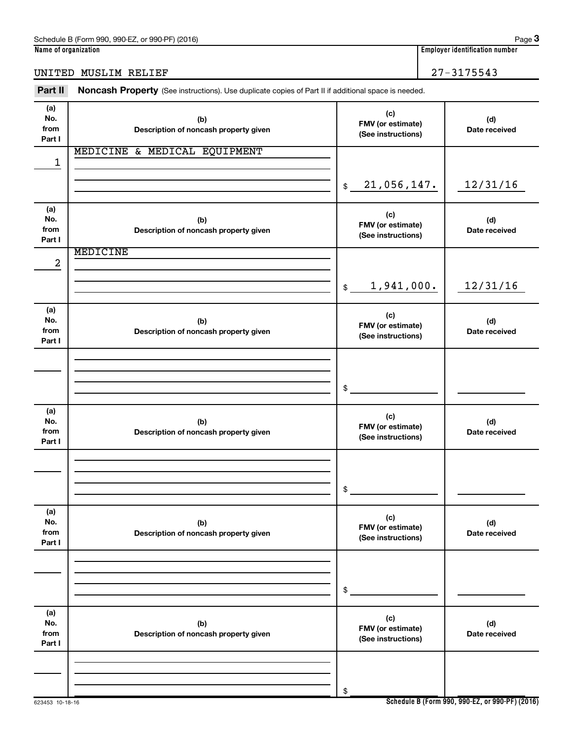Schedule B (Form 990, 990-EZ, or 990-PF) (2016)

**Name of organization**

UNITED MUSLIM RELIEF

**Employer identification number**

27-3175543

**Part II** **Noncash Property** (See instructions). Use duplicate copies of Part II if additional space is needed.

| (a) No. from Part I | (b) Description of noncash property given | (c) FMV (or estimate) (See instructions) | (d) Date received |
|---|---|---|---|
| 1 | MEDICINE & MEDICAL EQUIPMENT | $ 21,056,147. | 12/31/16 |
| 2 | MEDICINE | $ 1,941,000. | 12/31/16 |
| | | $ | |
| | | $ | |
| | | $ | |
| | | $ | |

623453 10-18-16

**Schedule B (Form 990, 990-EZ, or 990-PF) (2016)**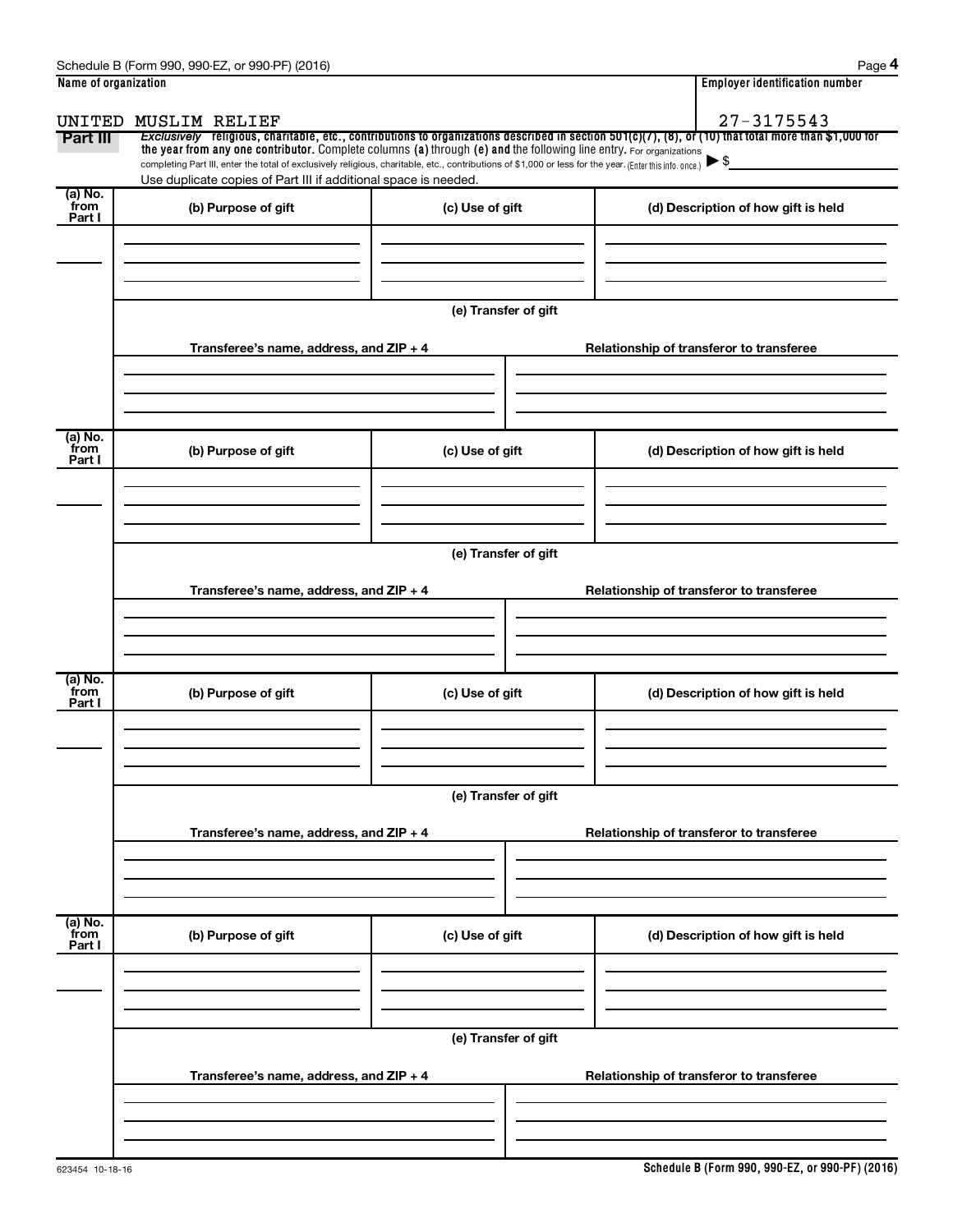| Name of organization | Employer identification number |
|---|---|
| UNITED MUSLIM RELIEF | 27-3175543 |

**Part III** *Exclusively* religious, charitable, etc., contributions to organizations described in section 501(c)(7), (8), or (10) that total more than $1,000 for the year from any one contributor. Complete columns (a) through (e) and the following line entry. For organizations completing Part III, enter the total of exclusively religious, charitable, etc., contributions of $1,000 or less for the year. (Enter this info. once.) ▶ $

Use duplicate copies of Part III if additional space is needed.

| (a) No. from Part I | (b) Purpose of gift | (c) Use of gift | (d) Description of how gift is held |
|---|---|---|---|
| | | | |

(e) Transfer of gift

| Transferee's name, address, and ZIP + 4 | Relationship of transferor to transferee |
|---|---|
| | |

| (a) No. from Part I | (b) Purpose of gift | (c) Use of gift | (d) Description of how gift is held |
|---|---|---|---|
| | | | |

(e) Transfer of gift

| Transferee's name, address, and ZIP + 4 | Relationship of transferor to transferee |
|---|---|
| | |

| (a) No. from Part I | (b) Purpose of gift | (c) Use of gift | (d) Description of how gift is held |
|---|---|---|---|
| | | | |

(e) Transfer of gift

| Transferee's name, address, and ZIP + 4 | Relationship of transferor to transferee |
|---|---|
| | |

| (a) No. from Part I | (b) Purpose of gift | (c) Use of gift | (d) Description of how gift is held |
|---|---|---|---|
| | | | |

(e) Transfer of gift

| Transferee's name, address, and ZIP + 4 | Relationship of transferor to transferee |
|---|---|
| | |

623454 10-18-16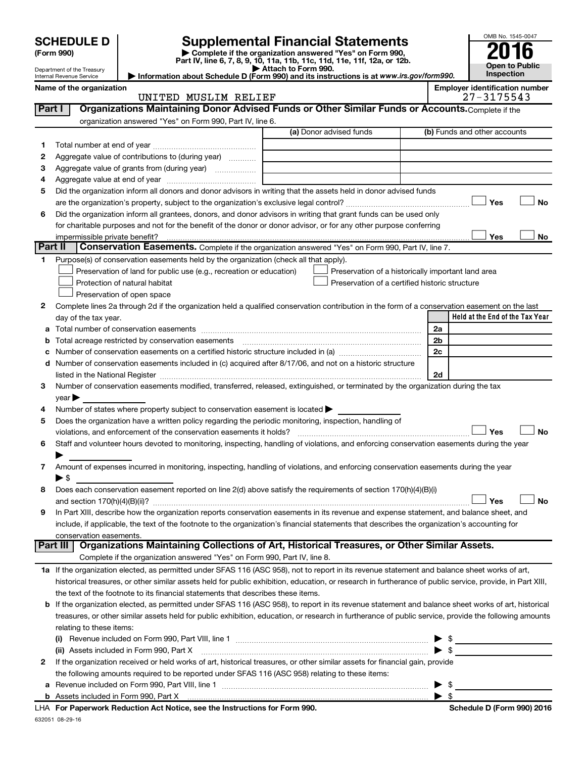# SCHEDULE D (Form 990)

Department of the Treasury
Internal Revenue Service

## Supplemental Financial Statements

▶ Complete if the organization answered "Yes" on Form 990, Part IV, line 6, 7, 8, 9, 10, 11a, 11b, 11c, 11d, 11e, 11f, 12a, or 12b.
▶ Attach to Form 990.
▶ Information about Schedule D (Form 990) and its instructions is at *www.irs.gov/form990.*

OMB No. 1545-0047
**2016**
**Open to Public Inspection**

**Name of the organization:** UNITED MUSLIM RELIEF
**Employer identification number:** 27-3175543

## Part I Organizations Maintaining Donor Advised Funds or Other Similar Funds or Accounts.

Complete if the organization answered "Yes" on Form 990, Part IV, line 6.

| | | (a) Donor advised funds | (b) Funds and other accounts |
|---|---|---|---|
| 1 | Total number at end of year | | |
| 2 | Aggregate value of contributions to (during year) | | |
| 3 | Aggregate value of grants from (during year) | | |
| 4 | Aggregate value at end of year | | |

5 Did the organization inform all donors and donor advisors in writing that the assets held in donor advised funds are the organization's property, subject to the organization's exclusive legal control? ☐ Yes ☐ No

6 Did the organization inform all grantees, donors, and donor advisors in writing that grant funds can be used only for charitable purposes and not for the benefit of the donor or donor advisor, or for any other purpose conferring impermissible private benefit? ☐ Yes ☐ No

## Part II Conservation Easements.

Complete if the organization answered "Yes" on Form 990, Part IV, line 7.

1 Purpose(s) of conservation easements held by the organization (check all that apply).

- ☐ Preservation of land for public use (e.g., recreation or education)
- ☐ Protection of natural habitat
- ☐ Preservation of open space
- ☐ Preservation of a historically important land area
- ☐ Preservation of a certified historic structure

2 Complete lines 2a through 2d if the organization held a qualified conservation contribution in the form of a conservation easement on the last day of the tax year.

| | | | Held at the End of the Tax Year |
|---|---|---|---|
| a | Total number of conservation easements | 2a | |
| b | Total acreage restricted by conservation easements | 2b | |
| c | Number of conservation easements on a certified historic structure included in (a) | 2c | |
| d | Number of conservation easements included in (c) acquired after 8/17/06, and not on a historic structure listed in the National Register | 2d | |

3 Number of conservation easements modified, transferred, released, extinguished, or terminated by the organization during the tax year ▶

4 Number of states where property subject to conservation easement is located ▶

5 Does the organization have a written policy regarding the periodic monitoring, inspection, handling of violations, and enforcement of the conservation easements it holds? ☐ Yes ☐ No

6 Staff and volunteer hours devoted to monitoring, inspecting, handling of violations, and enforcing conservation easements during the year ▶

7 Amount of expenses incurred in monitoring, inspecting, handling of violations, and enforcing conservation easements during the year ▶ $

8 Does each conservation easement reported on line 2(d) above satisfy the requirements of section 170(h)(4)(B)(i) and section 170(h)(4)(B)(ii)? ☐ Yes ☐ No

9 In Part XIII, describe how the organization reports conservation easements in its revenue and expense statement, and balance sheet, and include, if applicable, the text of the footnote to the organization's financial statements that describes the organization's accounting for conservation easements.

## Part III Organizations Maintaining Collections of Art, Historical Treasures, or Other Similar Assets.

Complete if the organization answered "Yes" on Form 990, Part IV, line 8.

1a If the organization elected, as permitted under SFAS 116 (ASC 958), not to report in its revenue statement and balance sheet works of art, historical treasures, or other similar assets held for public exhibition, education, or research in furtherance of public service, provide, in Part XIII, the text of the footnote to its financial statements that describes these items.

b If the organization elected, as permitted under SFAS 116 (ASC 958), to report in its revenue statement and balance sheet works of art, historical treasures, or other similar assets held for public exhibition, education, or research in furtherance of public service, provide the following amounts relating to these items:

(i) Revenue included on Form 990, Part VIII, line 1 ▶ $

(ii) Assets included in Form 990, Part X ▶ $

2 If the organization received or held works of art, historical treasures, or other similar assets for financial gain, provide the following amounts required to be reported under SFAS 116 (ASC 958) relating to these items:

a Revenue included on Form 990, Part VIII, line 1 ▶ $

b Assets included in Form 990, Part X ▶ $

LHA For Paperwork Reduction Act Notice, see the Instructions for Form 990. Schedule D (Form 990) 2016

632051 08-29-16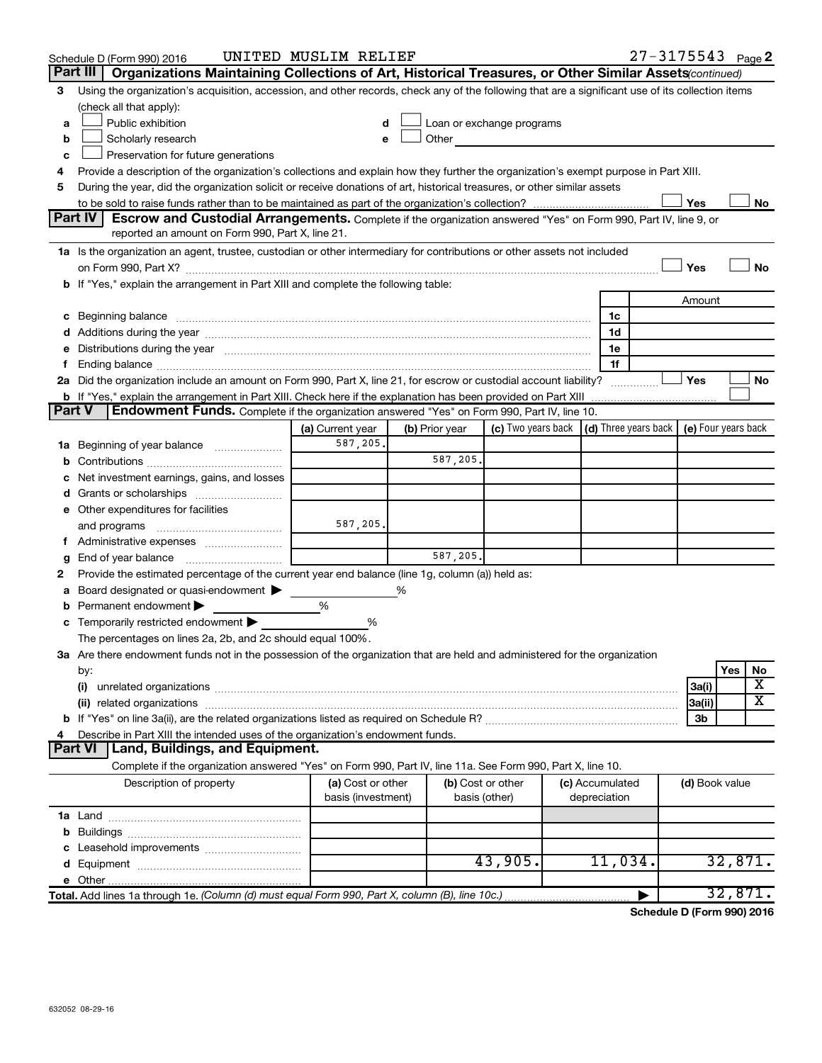Schedule D (Form 990) 2016 UNITED MUSLIM RELIEF 27-3175543 Page 2

## Part III Organizations Maintaining Collections of Art, Historical Treasures, or Other Similar Assets *(continued)*

3 Using the organization's acquisition, accession, and other records, check any of the following that are a significant use of its collection items (check all that apply):

- a ☐ Public exhibition
- b ☐ Scholarly research
- c ☐ Preservation for future generations
- d ☐ Loan or exchange programs
- e ☐ Other

4 Provide a description of the organization's collections and explain how they further the organization's exempt purpose in Part XIII.

5 During the year, did the organization solicit or receive donations of art, historical treasures, or other similar assets to be sold to raise funds rather than to be maintained as part of the organization's collection? ☐ Yes ☐ No

## Part IV Escrow and Custodial Arrangements.

Complete if the organization answered "Yes" on Form 990, Part IV, line 9, or reported an amount on Form 990, Part X, line 21.

1a Is the organization an agent, trustee, custodian or other intermediary for contributions or other assets not included on Form 990, Part X? ☐ Yes ☐ No

b If "Yes," explain the arrangement in Part XIII and complete the following table:

| | | Amount |
|---|---|---|
| c Beginning balance | 1c | |
| d Additions during the year | 1d | |
| e Distributions during the year | 1e | |
| f Ending balance | 1f | |

2a Did the organization include an amount on Form 990, Part X, line 21, for escrow or custodial account liability? ☐ Yes ☐ No

b If "Yes," explain the arrangement in Part XIII. Check here if the explanation has been provided on Part XIII ☐

## Part V Endowment Funds.

Complete if the organization answered "Yes" on Form 990, Part IV, line 10.

| | (a) Current year | (b) Prior year | (c) Two years back | (d) Three years back | (e) Four years back |
|---|---|---|---|---|---|
| 1a Beginning of year balance | 587,205. | | | | |
| b Contributions | | 587,205. | | | |
| c Net investment earnings, gains, and losses | | | | | |
| d Grants or scholarships | | | | | |
| e Other expenditures for facilities and programs | 587,205. | | | | |
| f Administrative expenses | | | | | |
| g End of year balance | | 587,205. | | | |

2 Provide the estimated percentage of the current year end balance (line 1g, column (a)) held as:

- a Board designated or quasi-endowment ▶ %
- b Permanent endowment ▶ %
- c Temporarily restricted endowment ▶ %

The percentages on lines 2a, 2b, and 2c should equal 100%.

3a Are there endowment funds not in the possession of the organization that are held and administered for the organization by:

| | | Yes | No |
|---|---|---|---|
| (i) unrelated organizations | 3a(i) | | X |
| (ii) related organizations | 3a(ii) | | X |
| b If "Yes" on line 3a(ii), are the related organizations listed as required on Schedule R? | 3b | | |

4 Describe in Part XIII the intended uses of the organization's endowment funds.

## Part VI Land, Buildings, and Equipment.

Complete if the organization answered "Yes" on Form 990, Part IV, line 11a. See Form 990, Part X, line 10.

| Description of property | (a) Cost or other basis (investment) | (b) Cost or other basis (other) | (c) Accumulated depreciation | (d) Book value |
|---|---|---|---|---|
| 1a Land | | | | |
| b Buildings | | | | |
| c Leasehold improvements | | | | |
| d Equipment | | 43,905. | 11,034. | 32,871. |
| e Other | | | | |
| Total. Add lines 1a through 1e. *(Column (d) must equal Form 990, Part X, column (B), line 10c.)* | | | ▶ | 32,871. |

Schedule D (Form 990) 2016

632052 08-29-16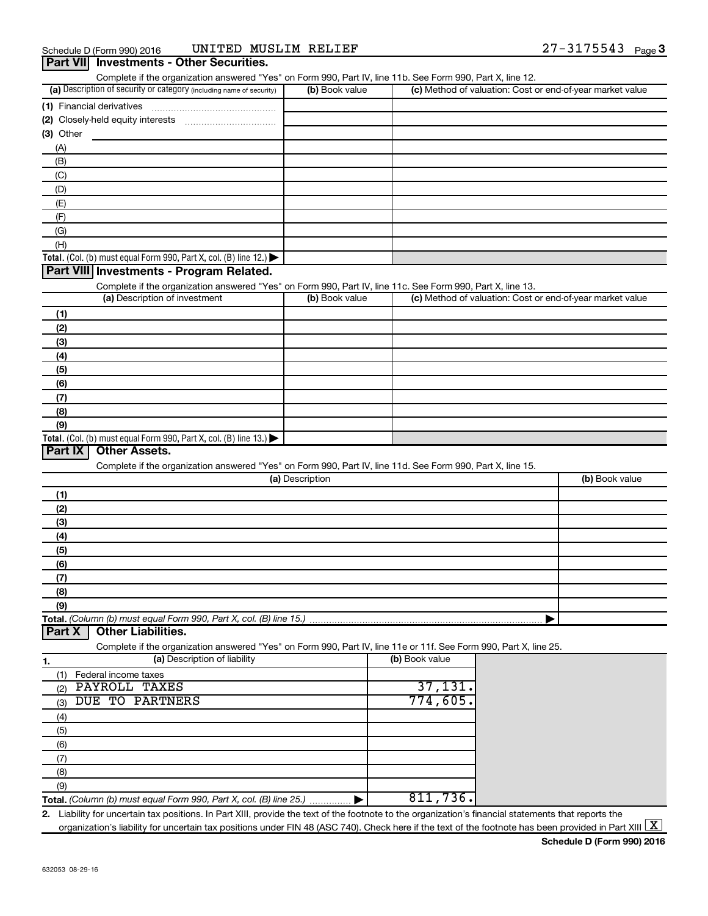Schedule D (Form 990) 2016 UNITED MUSLIM RELIEF 27-3175543 Page 3

## Part VII Investments - Other Securities.

Complete if the organization answered "Yes" on Form 990, Part IV, line 11b. See Form 990, Part X, line 12.

| (a) Description of security or category (including name of security) | (b) Book value | (c) Method of valuation: Cost or end-of-year market value |
|---|---|---|
| (1) Financial derivatives | | |
| (2) Closely-held equity interests | | |
| (3) Other | | |
| (A) | | |
| (B) | | |
| (C) | | |
| (D) | | |
| (E) | | |
| (F) | | |
| (G) | | |
| (H) | | |
| **Total.** (Col. (b) must equal Form 990, Part X, col. (B) line 12.) | | |

## Part VIII Investments - Program Related.

Complete if the organization answered "Yes" on Form 990, Part IV, line 11c. See Form 990, Part X, line 13.

| (a) Description of investment | (b) Book value | (c) Method of valuation: Cost or end-of-year market value |
|---|---|---|
| (1) | | |
| (2) | | |
| (3) | | |
| (4) | | |
| (5) | | |
| (6) | | |
| (7) | | |
| (8) | | |
| (9) | | |
| **Total.** (Col. (b) must equal Form 990, Part X, col. (B) line 13.) | | |

## Part IX Other Assets.

Complete if the organization answered "Yes" on Form 990, Part IV, line 11d. See Form 990, Part X, line 15.

| (a) Description | (b) Book value |
|---|---|
| (1) | |
| (2) | |
| (3) | |
| (4) | |
| (5) | |
| (6) | |
| (7) | |
| (8) | |
| (9) | |
| **Total.** *(Column (b) must equal Form 990, Part X, col. (B) line 15.)* | |

## Part X Other Liabilities.

Complete if the organization answered "Yes" on Form 990, Part IV, line 11e or 11f. See Form 990, Part X, line 25.

| 1. (a) Description of liability | (b) Book value |
|---|---|
| (1) Federal income taxes | |
| (2) PAYROLL TAXES | 37,131. |
| (3) DUE TO PARTNERS | 774,605. |
| (4) | |
| (5) | |
| (6) | |
| (7) | |
| (8) | |
| (9) | |
| **Total.** *(Column (b) must equal Form 990, Part X, col. (B) line 25.)* | 811,736. |

2. Liability for uncertain tax positions. In Part XIII, provide the text of the footnote to the organization's financial statements that reports the organization's liability for uncertain tax positions under FIN 48 (ASC 740). Check here if the text of the footnote has been provided in Part XIII [X]

Schedule D (Form 990) 2016

632053 08-29-16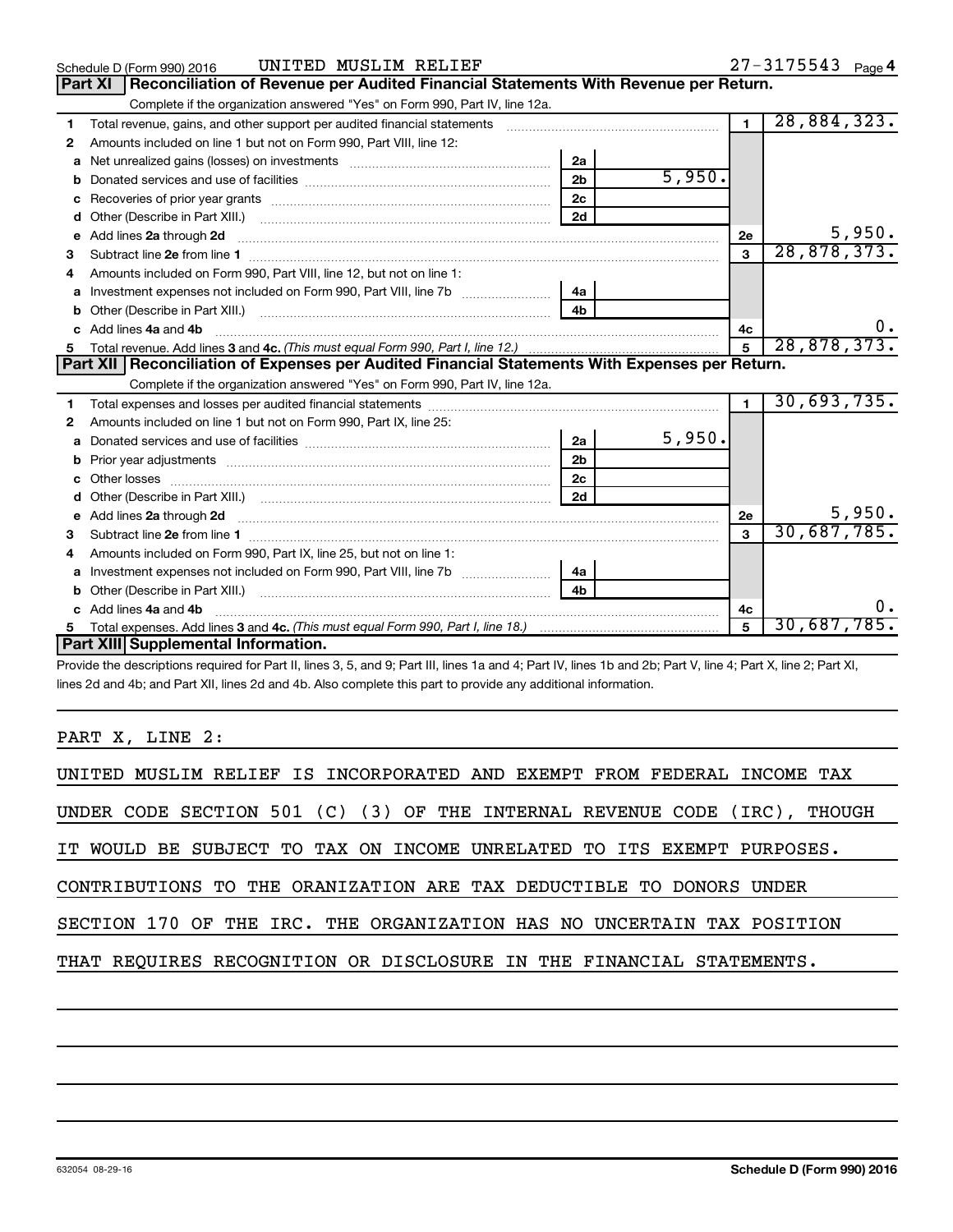Schedule D (Form 990) 2016 UNITED MUSLIM RELIEF 27-3175543 Page 4

## Part XI Reconciliation of Revenue per Audited Financial Statements With Revenue per Return.

Complete if the organization answered "Yes" on Form 990, Part IV, line 12a.

| | | | | | |
|---|---|---|---|---|---|
| 1 | Total revenue, gains, and other support per audited financial statements | | | 1 | 28,884,323. |
| 2 | Amounts included on line 1 but not on Form 990, Part VIII, line 12: | | | | |
| a | Net unrealized gains (losses) on investments | 2a | | | |
| b | Donated services and use of facilities | 2b | 5,950. | | |
| c | Recoveries of prior year grants | 2c | | | |
| d | Other (Describe in Part XIII.) | 2d | | | |
| e | Add lines 2a through 2d | | | 2e | 5,950. |
| 3 | Subtract line 2e from line 1 | | | 3 | 28,878,373. |
| 4 | Amounts included on Form 990, Part VIII, line 12, but not on line 1: | | | | |
| a | Investment expenses not included on Form 990, Part VIII, line 7b | 4a | | | |
| b | Other (Describe in Part XIII.) | 4b | | | |
| c | Add lines 4a and 4b | | | 4c | 0. |
| 5 | Total revenue. Add lines 3 and 4c. *(This must equal Form 990, Part I, line 12.)* | | | 5 | 28,878,373. |

## Part XII Reconciliation of Expenses per Audited Financial Statements With Expenses per Return.

Complete if the organization answered "Yes" on Form 990, Part IV, line 12a.

| | | | | | |
|---|---|---|---|---|---|
| 1 | Total expenses and losses per audited financial statements | | | 1 | 30,693,735. |
| 2 | Amounts included on line 1 but not on Form 990, Part IX, line 25: | | | | |
| a | Donated services and use of facilities | 2a | 5,950. | | |
| b | Prior year adjustments | 2b | | | |
| c | Other losses | 2c | | | |
| d | Other (Describe in Part XIII.) | 2d | | | |
| e | Add lines 2a through 2d | | | 2e | 5,950. |
| 3 | Subtract line 2e from line 1 | | | 3 | 30,687,785. |
| 4 | Amounts included on Form 990, Part IX, line 25, but not on line 1: | | | | |
| a | Investment expenses not included on Form 990, Part VIII, line 7b | 4a | | | |
| b | Other (Describe in Part XIII.) | 4b | | | |
| c | Add lines 4a and 4b | | | 4c | 0. |
| 5 | Total expenses. Add lines 3 and 4c. *(This must equal Form 990, Part I, line 18.)* | | | 5 | 30,687,785. |

## Part XIII Supplemental Information.

Provide the descriptions required for Part II, lines 3, 5, and 9; Part III, lines 1a and 4; Part IV, lines 1b and 2b; Part V, line 4; Part X, line 2; Part XI, lines 2d and 4b; and Part XII, lines 2d and 4b. Also complete this part to provide any additional information.

PART X, LINE 2:

UNITED MUSLIM RELIEF IS INCORPORATED AND EXEMPT FROM FEDERAL INCOME TAX UNDER CODE SECTION 501 (C) (3) OF THE INTERNAL REVENUE CODE (IRC), THOUGH IT WOULD BE SUBJECT TO TAX ON INCOME UNRELATED TO ITS EXEMPT PURPOSES. CONTRIBUTIONS TO THE ORANIZATION ARE TAX DEDUCTIBLE TO DONORS UNDER SECTION 170 OF THE IRC. THE ORGANIZATION HAS NO UNCERTAIN TAX POSITION THAT REQUIRES RECOGNITION OR DISCLOSURE IN THE FINANCIAL STATEMENTS.

632054 08-29-16 Schedule D (Form 990) 2016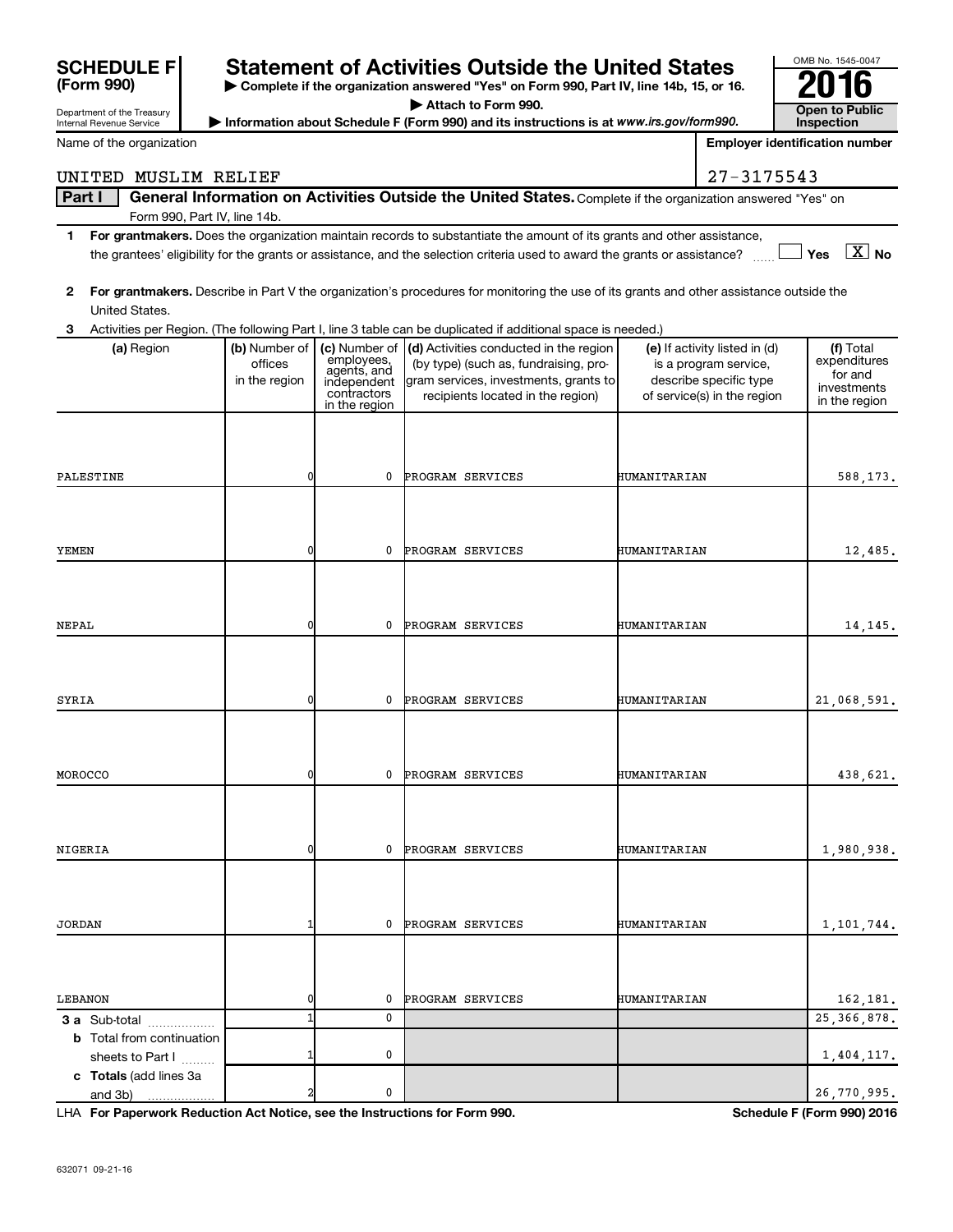**SCHEDULE F (Form 990)**

Department of the Treasury
Internal Revenue Service

# Statement of Activities Outside the United States

▶ Complete if the organization answered "Yes" on Form 990, Part IV, line 14b, 15, or 16.
▶ Attach to Form 990.
▶ Information about Schedule F (Form 990) and its instructions is at *www.irs.gov/form990.*

OMB No. 1545-0047
**2016**
**Open to Public Inspection**

| Name of the organization | Employer identification number |
|---|---|
| UNITED MUSLIM RELIEF | 27-3175543 |

**Part I — General Information on Activities Outside the United States.** Complete if the organization answered "Yes" on Form 990, Part IV, line 14b.

**1** **For grantmakers.** Does the organization maintain records to substantiate the amount of its grants and other assistance, the grantees' eligibility for the grants or assistance, and the selection criteria used to award the grants or assistance? ☐ Yes ☒ No

**2** **For grantmakers.** Describe in Part V the organization's procedures for monitoring the use of its grants and other assistance outside the United States.

**3** Activities per Region. (The following Part I, line 3 table can be duplicated if additional space is needed.)

| (a) Region | (b) Number of offices in the region | (c) Number of employees, agents, and independent contractors in the region | (d) Activities conducted in the region (by type) (such as, fundraising, program services, investments, grants to recipients located in the region) | (e) If activity listed in (d) is a program service, describe specific type of service(s) in the region | (f) Total expenditures for and investments in the region |
|---|---|---|---|---|---|
| PALESTINE | 0 | 0 | PROGRAM SERVICES | HUMANITARIAN | 588,173. |
| YEMEN | 0 | 0 | PROGRAM SERVICES | HUMANITARIAN | 12,485. |
| NEPAL | 0 | 0 | PROGRAM SERVICES | HUMANITARIAN | 14,145. |
| SYRIA | 0 | 0 | PROGRAM SERVICES | HUMANITARIAN | 21,068,591. |
| MOROCCO | 0 | 0 | PROGRAM SERVICES | HUMANITARIAN | 438,621. |
| NIGERIA | 0 | 0 | PROGRAM SERVICES | HUMANITARIAN | 1,980,938. |
| JORDAN | 1 | 0 | PROGRAM SERVICES | HUMANITARIAN | 1,101,744. |
| LEBANON | 0 | 0 | PROGRAM SERVICES | HUMANITARIAN | 162,181. |
| **3 a** Sub-total | 1 | 0 | | | 25,366,878. |
| **b** Total from continuation sheets to Part I | 1 | 0 | | | 1,404,117. |
| **c Totals** (add lines 3a and 3b) | 2 | 0 | | | 26,770,995. |

LHA **For Paperwork Reduction Act Notice, see the Instructions for Form 990.** **Schedule F (Form 990) 2016**

632071 09-21-16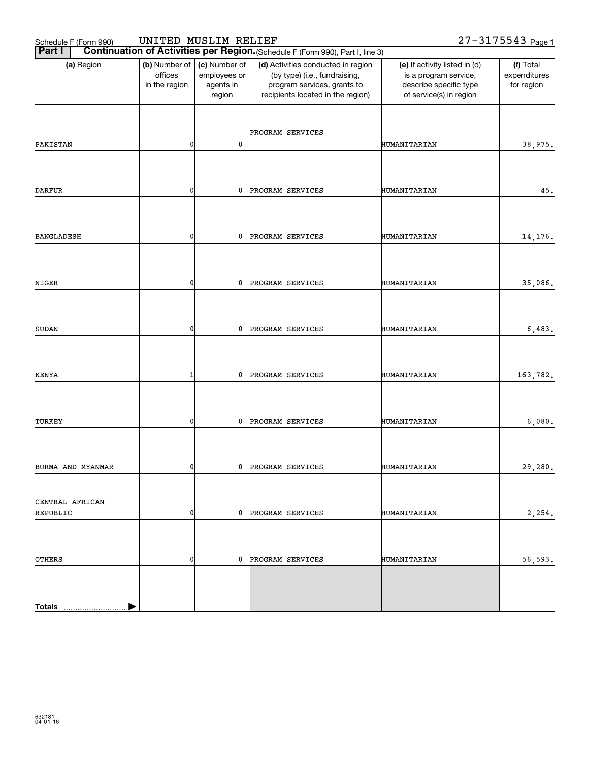Schedule F (Form 990) UNITED MUSLIM RELIEF 27-3175543 Page 1

**Part I** **Continuation of Activities per Region.** (Schedule F (Form 990), Part I, line 3)

| (a) Region | (b) Number of offices in the region | (c) Number of employees or agents in region | (d) Activities conducted in region (by type) (i.e., fundraising, program services, grants to recipients located in the region) | (e) If activity listed in (d) is a program service, describe specific type of service(s) in region | (f) Total expenditures for region |
|---|---|---|---|---|---|
| PAKISTAN | 0 | 0 | PROGRAM SERVICES | HUMANITARIAN | 38,975. |
| DARFUR | 0 | 0 | PROGRAM SERVICES | HUMANITARIAN | 45. |
| BANGLADESH | 0 | 0 | PROGRAM SERVICES | HUMANITARIAN | 14,176. |
| NIGER | 0 | 0 | PROGRAM SERVICES | HUMANITARIAN | 35,086. |
| SUDAN | 0 | 0 | PROGRAM SERVICES | HUMANITARIAN | 6,483. |
| KENYA | 1 | 0 | PROGRAM SERVICES | HUMANITARIAN | 163,782. |
| TURKEY | 0 | 0 | PROGRAM SERVICES | HUMANITARIAN | 6,080. |
| BURMA AND MYANMAR | 0 | 0 | PROGRAM SERVICES | HUMANITARIAN | 29,280. |
| CENTRAL AFRICAN REPUBLIC | 0 | 0 | PROGRAM SERVICES | HUMANITARIAN | 2,254. |
| OTHERS | 0 | 0 | PROGRAM SERVICES | HUMANITARIAN | 56,593. |
| **Totals** | | | | | |

632181
04-01-16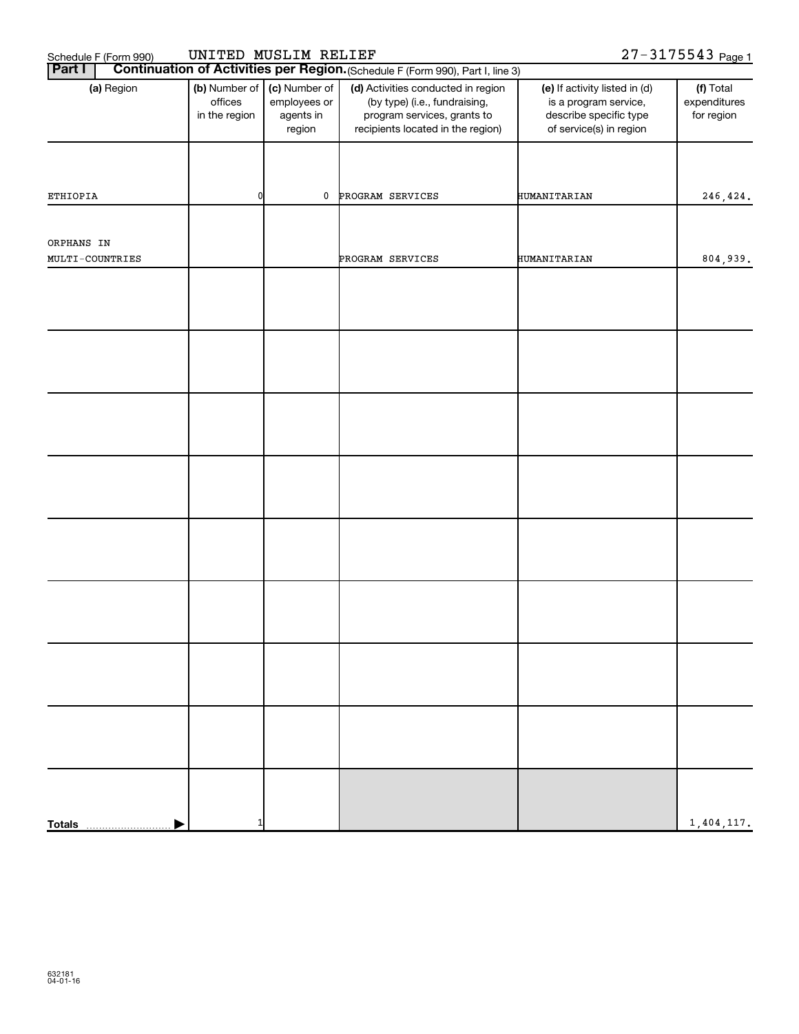Schedule F (Form 990) UNITED MUSLIM RELIEF 27-3175543 Page 1

**Part I** **Continuation of Activities per Region.** (Schedule F (Form 990), Part I, line 3)

| (a) Region | (b) Number of offices in the region | (c) Number of employees or agents in region | (d) Activities conducted in region (by type) (i.e., fundraising, program services, grants to recipients located in the region) | (e) If activity listed in (d) is a program service, describe specific type of service(s) in region | (f) Total expenditures for region |
|---|---|---|---|---|---|
| ETHIOPIA | 0 | 0 | PROGRAM SERVICES | HUMANITARIAN | 246,424. |
| ORPHANS IN MULTI-COUNTRIES | | | PROGRAM SERVICES | HUMANITARIAN | 804,939. |
| | | | | | |
| | | | | | |
| | | | | | |
| | | | | | |
| | | | | | |
| | | | | | |
| | | | | | |
| | | | | | |
| **Totals** ▶ | 1 | | | | 1,404,117. |

632181 04-01-16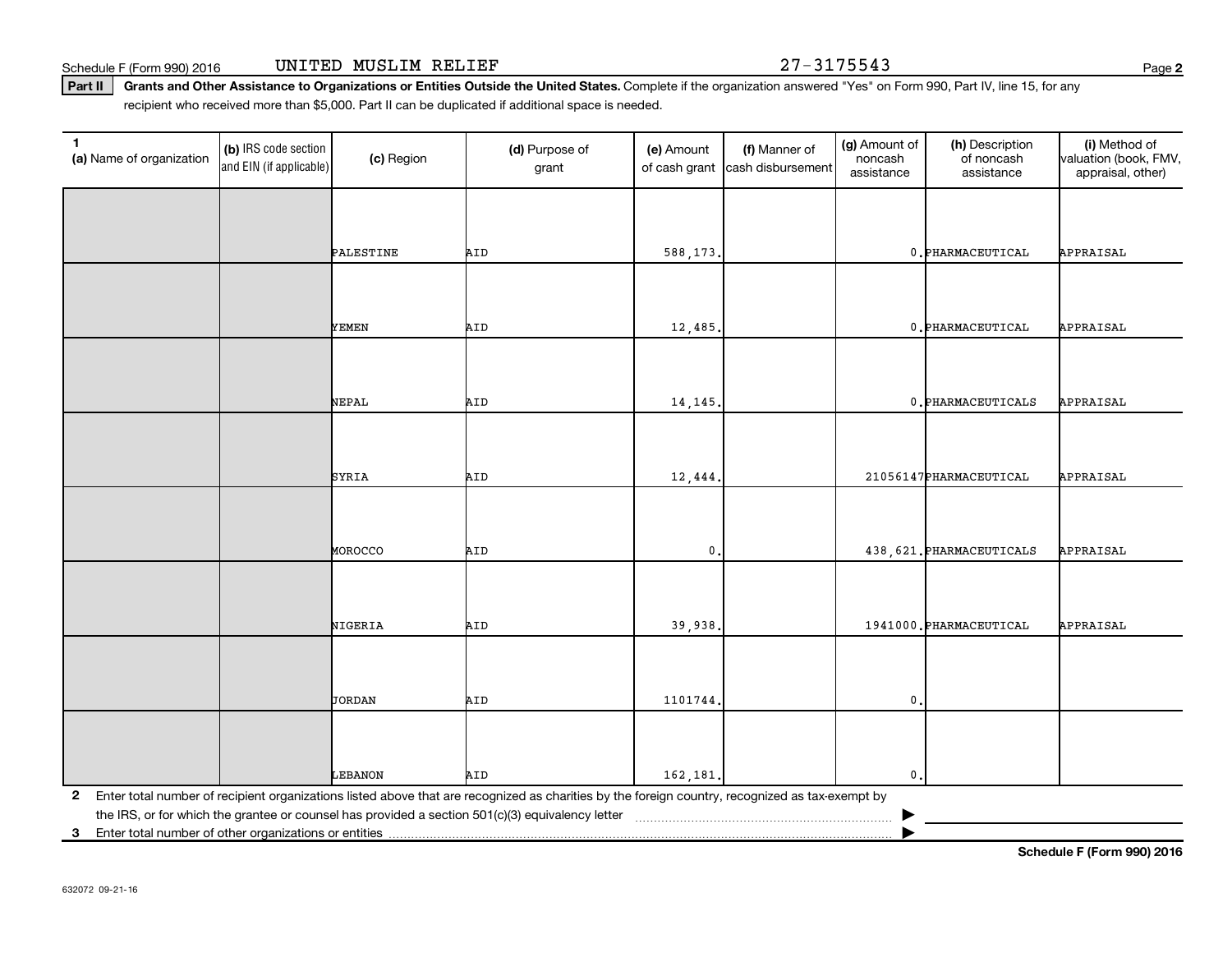**Part II** **Grants and Other Assistance to Organizations or Entities Outside the United States.** Complete if the organization answered "Yes" on Form 990, Part IV, line 15, for any recipient who received more than $5,000. Part II can be duplicated if additional space is needed.

| 1 (a) Name of organization | (b) IRS code section and EIN (if applicable) | (c) Region | (d) Purpose of grant | (e) Amount of cash grant | (f) Manner of cash disbursement | (g) Amount of noncash assistance | (h) Description of noncash assistance | (i) Method of valuation (book, FMV, appraisal, other) |
|---|---|---|---|---|---|---|---|---|
| | | PALESTINE | AID | 588,173. | | 0. | PHARMACEUTICAL | APPRAISAL |
| | | YEMEN | AID | 12,485. | | 0. | PHARMACEUTICAL | APPRAISAL |
| | | NEPAL | AID | 14,145. | | 0. | PHARMACEUTICALS | APPRAISAL |
| | | SYRIA | AID | 12,444. | | 21056147 | PHARMACEUTICAL | APPRAISAL |
| | | MOROCCO | AID | 0. | | 438,621. | PHARMACEUTICALS | APPRAISAL |
| | | NIGERIA | AID | 39,938. | | 1941000. | PHARMACEUTICAL | APPRAISAL |
| | | JORDAN | AID | 1101744. | | 0. | | |
| | | LEBANON | AID | 162,181. | | 0. | | |

**2** Enter total number of recipient organizations listed above that are recognized as charities by the foreign country, recognized as tax-exempt by the IRS, or for which the grantee or counsel has provided a section 501(c)(3) equivalency letter ▶

**3** Enter total number of other organizations or entities ▶

**Schedule F (Form 990) 2016**

632072 09-21-16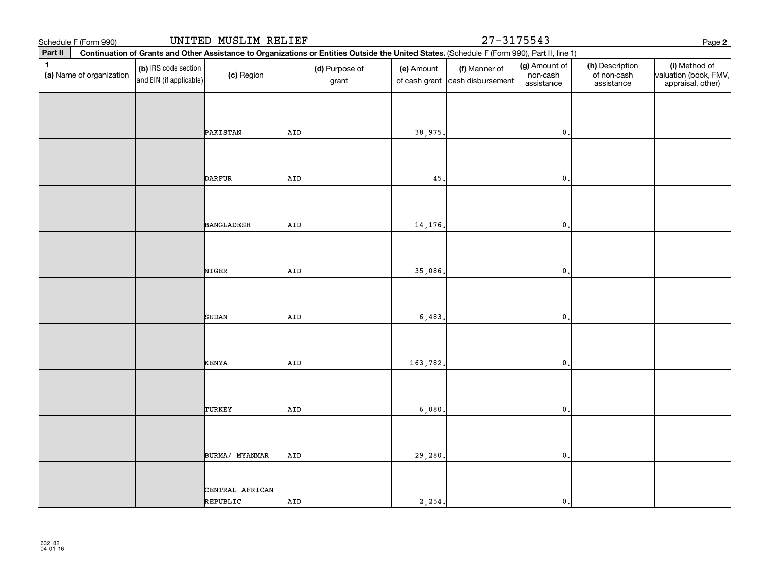Schedule F (Form 990) UNITED MUSLIM RELIEF 27-3175543 Page **2**

**Part II** **Continuation of Grants and Other Assistance to Organizations or Entities Outside the United States.** (Schedule F (Form 990), Part II, line 1)

| 1 (a) Name of organization | (b) IRS code section and EIN (if applicable) | (c) Region | (d) Purpose of grant | (e) Amount of cash grant | (f) Manner of cash disbursement | (g) Amount of non-cash assistance | (h) Description of non-cash assistance | (i) Method of valuation (book, FMV, appraisal, other) |
|---|---|---|---|---|---|---|---|---|
| | | PAKISTAN | AID | 38,975. | | 0. | | |
| | | DARFUR | AID | 45. | | 0. | | |
| | | BANGLADESH | AID | 14,176. | | 0. | | |
| | | NIGER | AID | 35,086. | | 0. | | |
| | | SUDAN | AID | 6,483. | | 0. | | |
| | | KENYA | AID | 163,782. | | 0. | | |
| | | TURKEY | AID | 6,080. | | 0. | | |
| | | BURMA/ MYANMAR | AID | 29,280. | | 0. | | |
| | | CENTRAL AFRICAN REPUBLIC | AID | 2,254. | | 0. | | |

632182
04-01-16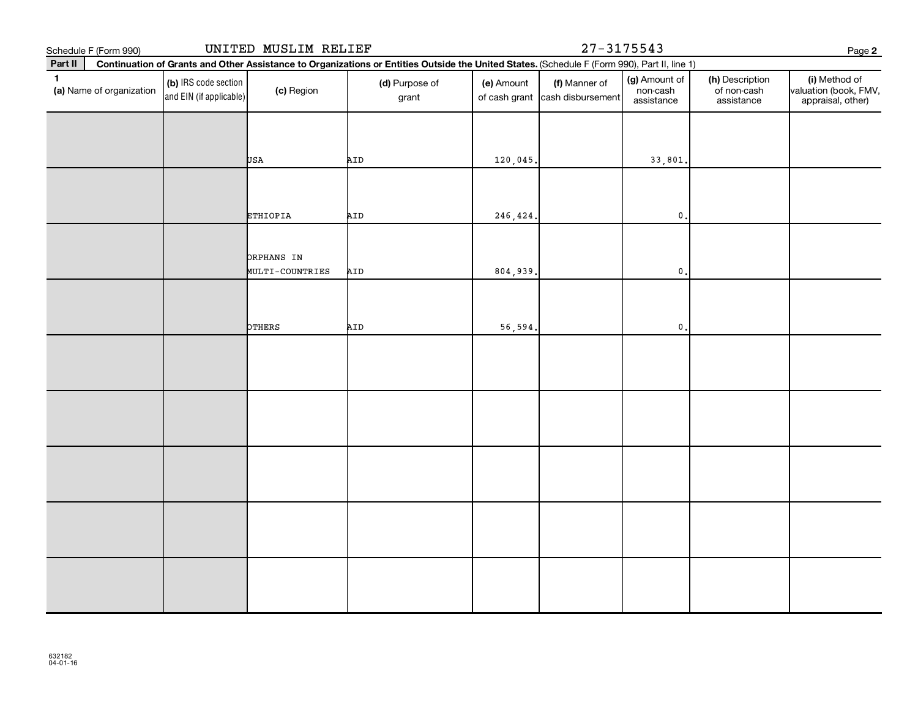Schedule F (Form 990) UNITED MUSLIM RELIEF 27-3175543

## Part II Continuation of Grants and Other Assistance to Organizations or Entities Outside the United States. (Schedule F (Form 990), Part II, line 1)

| 1 (a) Name of organization | (b) IRS code section and EIN (if applicable) | (c) Region | (d) Purpose of grant | (e) Amount of cash grant | (f) Manner of cash disbursement | (g) Amount of non-cash assistance | (h) Description of non-cash assistance | (i) Method of valuation (book, FMV, appraisal, other) |
|---|---|---|---|---|---|---|---|---|
| | | USA | AID | 120,045. | | 33,801. | | |
| | | ETHIOPIA | AID | 246,424. | | 0. | | |
| | | ORPHANS IN MULTI-COUNTRIES | AID | 804,939. | | 0. | | |
| | | OTHERS | AID | 56,594. | | 0. | | |
| | | | | | | | | |
| | | | | | | | | |
| | | | | | | | | |
| | | | | | | | | |
| | | | | | | | | |

632182 04-01-16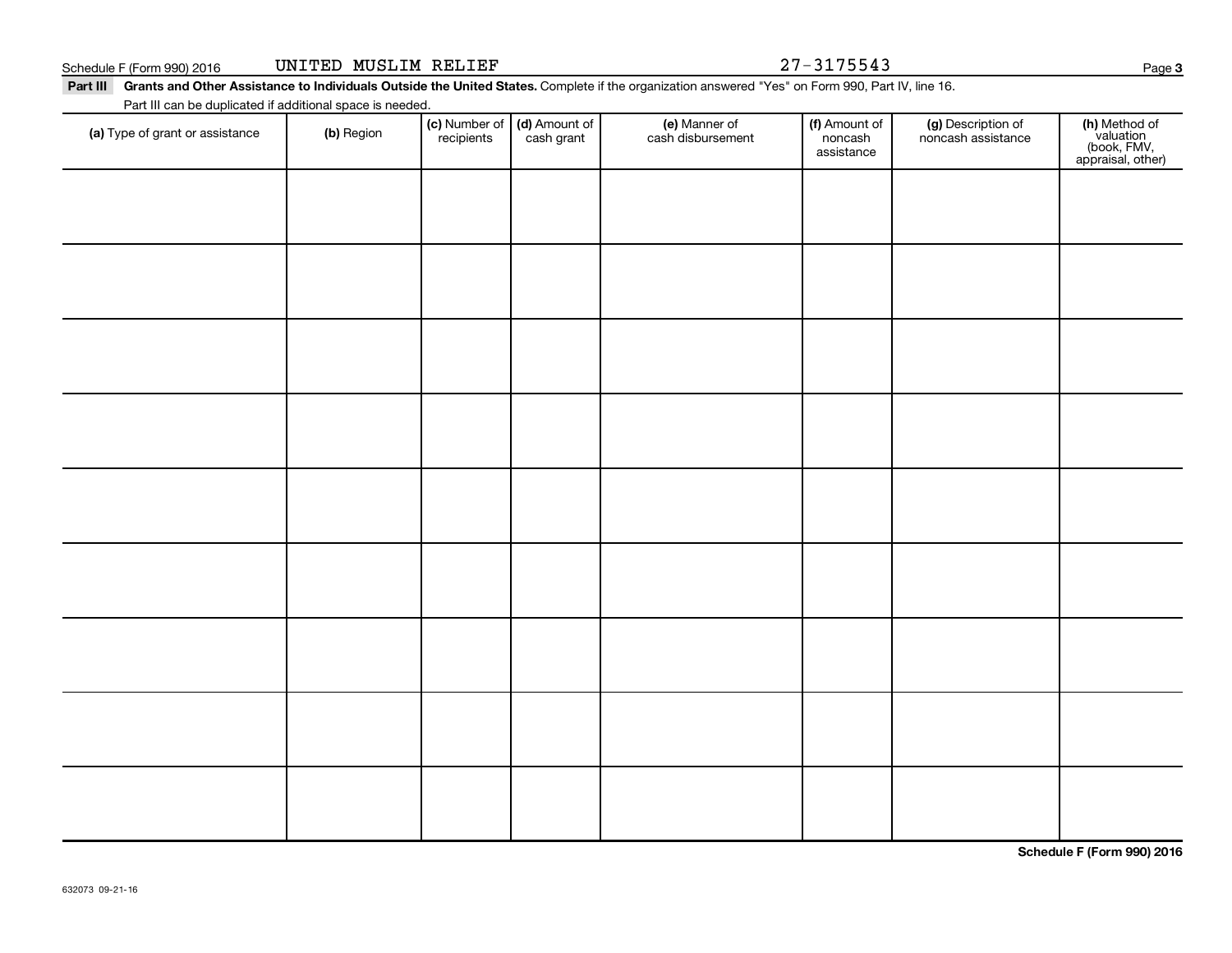**Part III** **Grants and Other Assistance to Individuals Outside the United States.** Complete if the organization answered "Yes" on Form 990, Part IV, line 16.

Part III can be duplicated if additional space is needed.

| **(a)** Type of grant or assistance | **(b)** Region | **(c)** Number of recipients | **(d)** Amount of cash grant | **(e)** Manner of cash disbursement | **(f)** Amount of noncash assistance | **(g)** Description of noncash assistance | **(h)** Method of valuation (book, FMV, appraisal, other) |
|---|---|---|---|---|---|---|---|
| | | | | | | | |
| | | | | | | | |
| | | | | | | | |
| | | | | | | | |
| | | | | | | | |
| | | | | | | | |
| | | | | | | | |
| | | | | | | | |
| | | | | | | | |

632073 09-21-16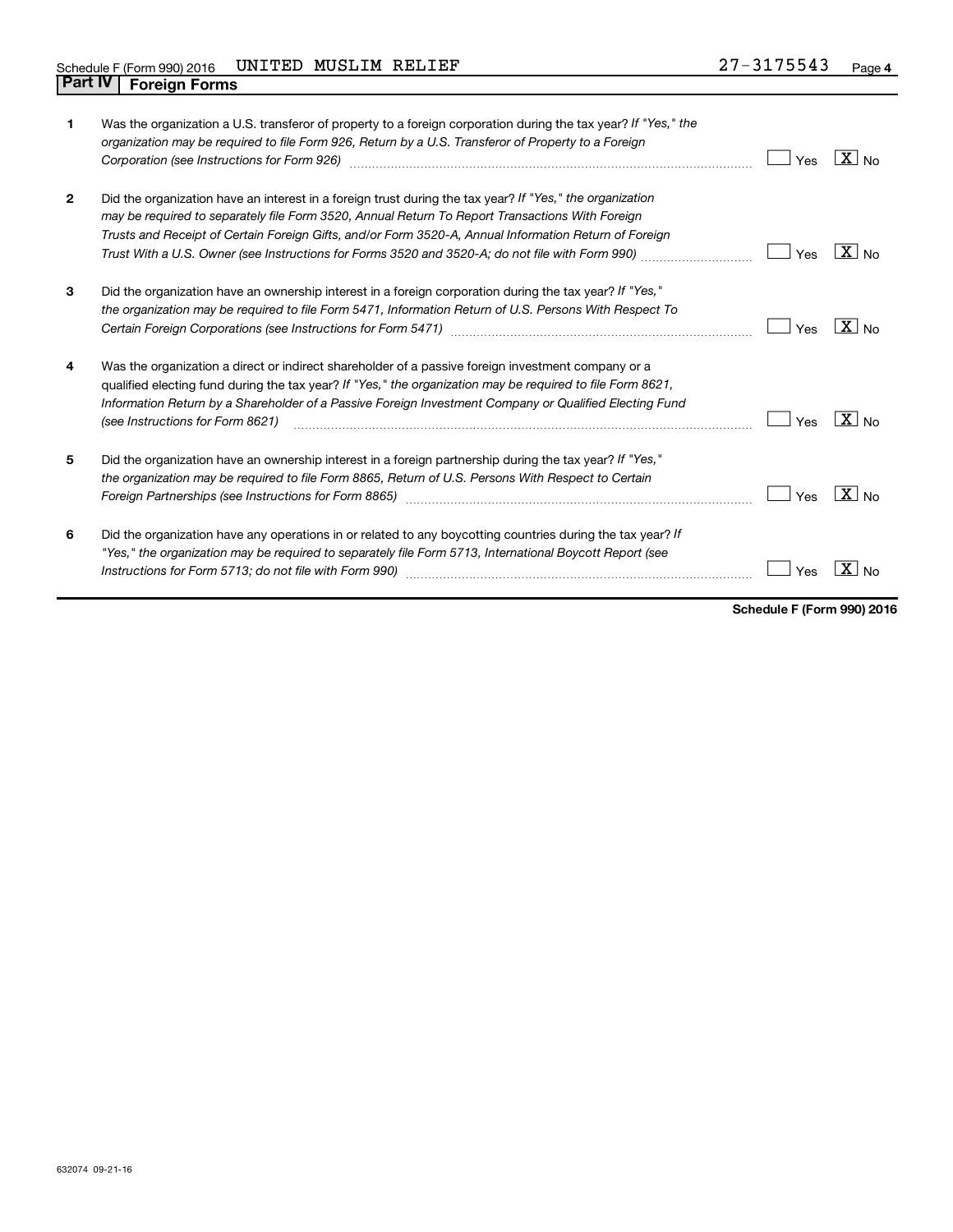Schedule F (Form 990) 2016 UNITED MUSLIM RELIEF 27-3175543

## Part IV | Foreign Forms

**1** Was the organization a U.S. transferor of property to a foreign corporation during the tax year? *If "Yes," the organization may be required to file Form 926, Return by a U.S. Transferor of Property to a Foreign Corporation (see Instructions for Form 926)* ☐ Yes ☒ No

**2** Did the organization have an interest in a foreign trust during the tax year? *If "Yes," the organization may be required to separately file Form 3520, Annual Return To Report Transactions With Foreign Trusts and Receipt of Certain Foreign Gifts, and/or Form 3520-A, Annual Information Return of Foreign Trust With a U.S. Owner (see Instructions for Forms 3520 and 3520-A; do not file with Form 990)* ☐ Yes ☒ No

**3** Did the organization have an ownership interest in a foreign corporation during the tax year? *If "Yes," the organization may be required to file Form 5471, Information Return of U.S. Persons With Respect To Certain Foreign Corporations (see Instructions for Form 5471)* ☐ Yes ☒ No

**4** Was the organization a direct or indirect shareholder of a passive foreign investment company or a qualified electing fund during the tax year? *If "Yes," the organization may be required to file Form 8621, Information Return by a Shareholder of a Passive Foreign Investment Company or Qualified Electing Fund (see Instructions for Form 8621)* ☐ Yes ☒ No

**5** Did the organization have an ownership interest in a foreign partnership during the tax year? *If "Yes," the organization may be required to file Form 8865, Return of U.S. Persons With Respect to Certain Foreign Partnerships (see Instructions for Form 8865)* ☐ Yes ☒ No

**6** Did the organization have any operations in or related to any boycotting countries during the tax year? *If "Yes," the organization may be required to separately file Form 5713, International Boycott Report (see Instructions for Form 5713; do not file with Form 990)* ☐ Yes ☒ No

**Schedule F (Form 990) 2016**

632074 09-21-16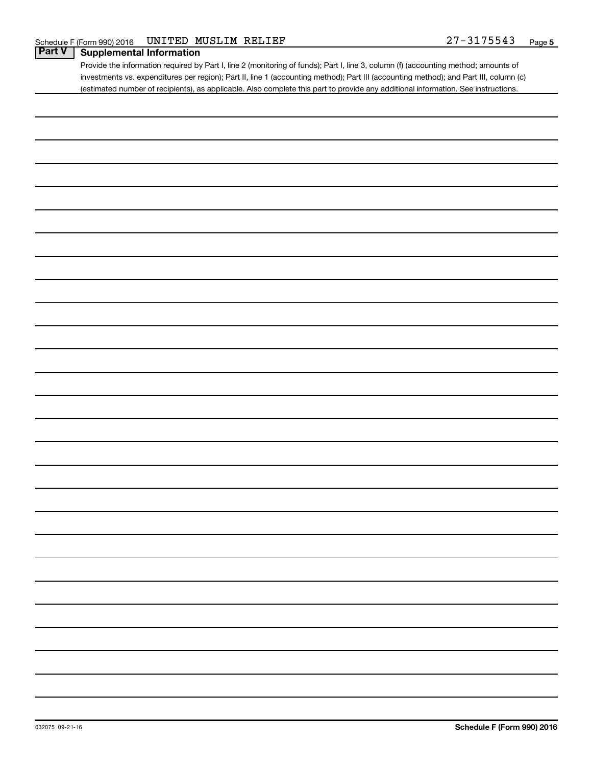Schedule F (Form 990) 2016 UNITED MUSLIM RELIEF 27-3175543

## Part V Supplemental Information

Provide the information required by Part I, line 2 (monitoring of funds); Part I, line 3, column (f) (accounting method; amounts of investments vs. expenditures per region); Part II, line 1 (accounting method); Part III (accounting method); and Part III, column (c) (estimated number of recipients), as applicable. Also complete this part to provide any additional information. See instructions.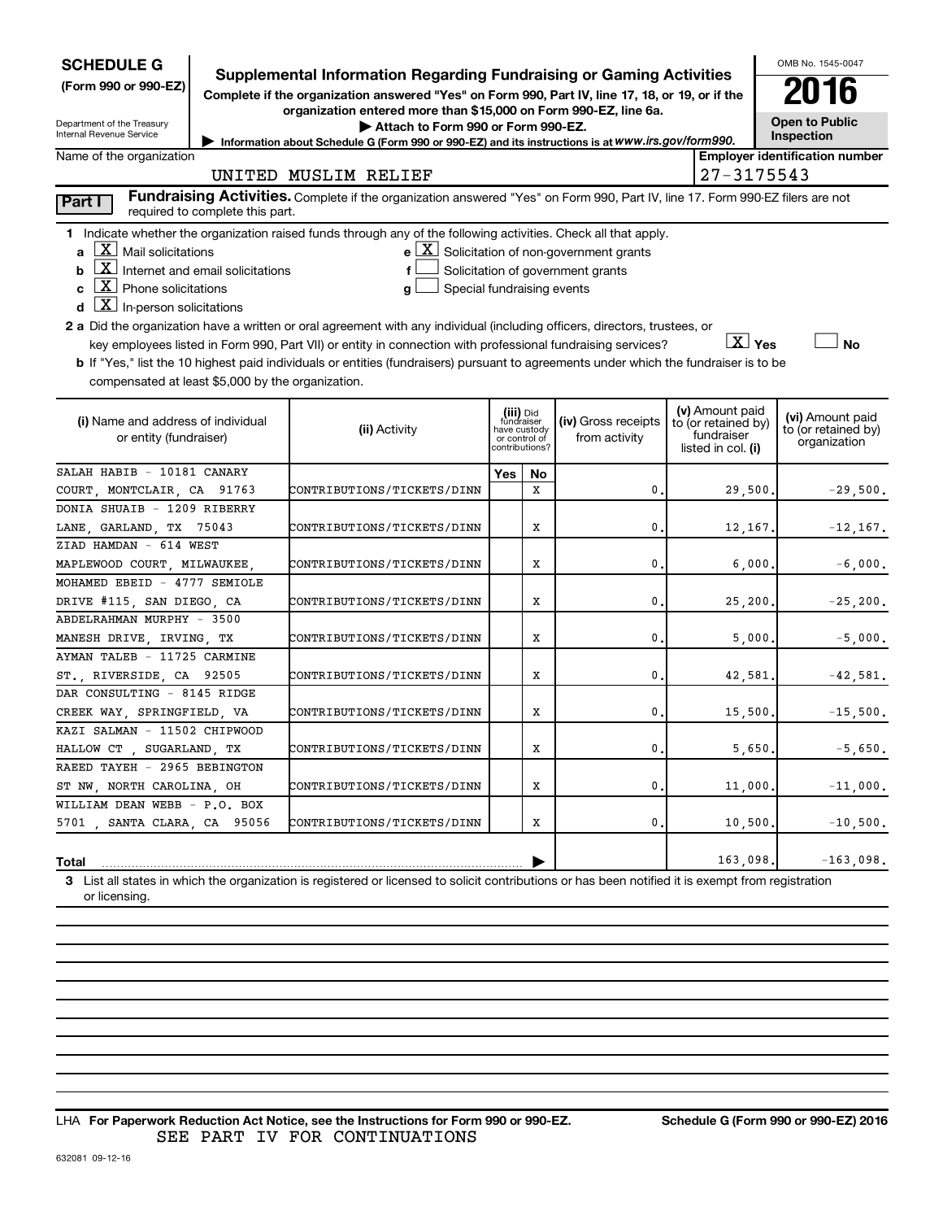**SCHEDULE G**
**(Form 990 or 990-EZ)**

Department of the Treasury
Internal Revenue Service

# Supplemental Information Regarding Fundraising or Gaming Activities

**Complete if the organization answered "Yes" on Form 990, Part IV, line 17, 18, or 19, or if the organization entered more than $15,000 on Form 990-EZ, line 6a.**

**▶ Attach to Form 990 or Form 990-EZ.**

▶ Information about Schedule G (Form 990 or 990-EZ) and its instructions is at www.irs.gov/form990.

OMB No. 1545-0047

**2016**

**Open to Public Inspection**

Name of the organization: UNITED MUSLIM RELIEF

Employer identification number: 27-3175543

**Part I** **Fundraising Activities.** Complete if the organization answered "Yes" on Form 990, Part IV, line 17. Form 990-EZ filers are not required to complete this part.

**1** Indicate whether the organization raised funds through any of the following activities. Check all that apply.

- **a** [X] Mail solicitations
- **b** [X] Internet and email solicitations
- **c** [X] Phone solicitations
- **d** [X] In-person solicitations
- **e** [X] Solicitation of non-government grants
- **f** [ ] Solicitation of government grants
- **g** [ ] Special fundraising events

**2 a** Did the organization have a written or oral agreement with any individual (including officers, directors, trustees, or key employees listed in Form 990, Part VII) or entity in connection with professional fundraising services? [X] Yes [ ] No

**b** If "Yes," list the 10 highest paid individuals or entities (fundraisers) pursuant to agreements under which the fundraiser is to be compensated at least $5,000 by the organization.

| (i) Name and address of individual or entity (fundraiser) | (ii) Activity | (iii) Did fundraiser have custody or control of contributions? Yes | No | (iv) Gross receipts from activity | (v) Amount paid to (or retained by) fundraiser listed in col. (i) | (vi) Amount paid to (or retained by) organization |
|---|---|---|---|---|---|---|
| SALAH HABIB - 10181 CANARY COURT, MONTCLAIR, CA 91763 | CONTRIBUTIONS/TICKETS/DINN | | X | 0. | 29,500. | -29,500. |
| DONIA SHUAIB - 1209 RIBERRY LANE, GARLAND, TX 75043 | CONTRIBUTIONS/TICKETS/DINN | | X | 0. | 12,167. | -12,167. |
| ZIAD HAMDAN - 614 WEST MAPLEWOOD COURT, MILWAUKEE, | CONTRIBUTIONS/TICKETS/DINN | | X | 0. | 6,000. | -6,000. |
| MOHAMED EBEID - 4777 SEMIOLE DRIVE #115, SAN DIEGO, CA | CONTRIBUTIONS/TICKETS/DINN | | X | 0. | 25,200. | -25,200. |
| ABDELRAHMAN MURPHY - 3500 MANESH DRIVE, IRVING, TX | CONTRIBUTIONS/TICKETS/DINN | | X | 0. | 5,000. | -5,000. |
| AYMAN TALEB - 11725 CARMINE ST., RIVERSIDE, CA 92505 | CONTRIBUTIONS/TICKETS/DINN | | X | 0. | 42,581. | -42,581. |
| DAR CONSULTING - 8145 RIDGE CREEK WAY, SPRINGFIELD, VA | CONTRIBUTIONS/TICKETS/DINN | | X | 0. | 15,500. | -15,500. |
| KAZI SALMAN - 11502 CHIPWOOD HALLOW CT , SUGARLAND, TX | CONTRIBUTIONS/TICKETS/DINN | | X | 0. | 5,650. | -5,650. |
| RAEED TAYEH - 2965 BEBINGTON ST NW, NORTH CAROLINA, OH | CONTRIBUTIONS/TICKETS/DINN | | X | 0. | 11,000. | -11,000. |
| WILLIAM DEAN WEBB - P.O. BOX 5701 , SANTA CLARA, CA 95056 | CONTRIBUTIONS/TICKETS/DINN | | X | 0. | 10,500. | -10,500. |
| **Total** ▶ | | | | | 163,098. | -163,098. |

**3** List all states in which the organization is registered or licensed to solicit contributions or has been notified it is exempt from registration or licensing.

LHA **For Paperwork Reduction Act Notice, see the Instructions for Form 990 or 990-EZ.** **Schedule G (Form 990 or 990-EZ) 2016**

SEE PART IV FOR CONTINUATIONS

632081 09-12-16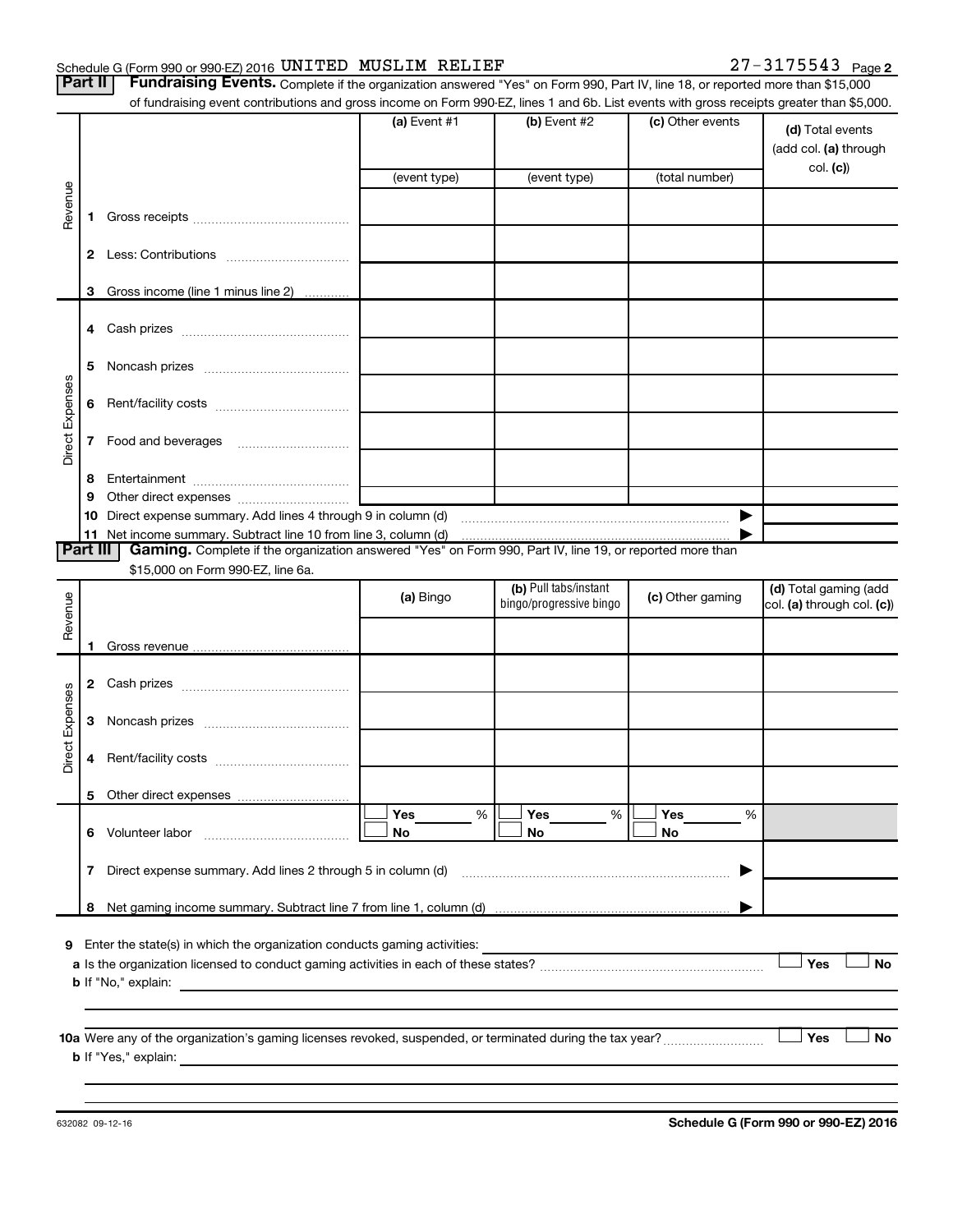Schedule G (Form 990 or 990-EZ) 2016 UNITED MUSLIM RELIEF 27-3175543 Page 2

**Part II** **Fundraising Events.** Complete if the organization answered "Yes" on Form 990, Part IV, line 18, or reported more than $15,000 of fundraising event contributions and gross income on Form 990-EZ, lines 1 and 6b. List events with gross receipts greater than $5,000.

| | | (a) Event #1 (event type) | (b) Event #2 (event type) | (c) Other events (total number) | (d) Total events (add col. (a) through col. (c)) |
|---|---|---|---|---|---|
| Revenue | 1 Gross receipts | | | | |
| | 2 Less: Contributions | | | | |
| | 3 Gross income (line 1 minus line 2) | | | | |
| Direct Expenses | 4 Cash prizes | | | | |
| | 5 Noncash prizes | | | | |
| | 6 Rent/facility costs | | | | |
| | 7 Food and beverages | | | | |
| | 8 Entertainment | | | | |
| | 9 Other direct expenses | | | | |
| | 10 Direct expense summary. Add lines 4 through 9 in column (d) ▶ | | | | |
| | 11 Net income summary. Subtract line 10 from line 3, column (d) ▶ | | | | |

**Part III** **Gaming.** Complete if the organization answered "Yes" on Form 990, Part IV, line 19, or reported more than $15,000 on Form 990-EZ, line 6a.

| | | (a) Bingo | (b) Pull tabs/instant bingo/progressive bingo | (c) Other gaming | (d) Total gaming (add col. (a) through col. (c)) |
|---|---|---|---|---|---|
| Revenue | 1 Gross revenue | | | | |
| Direct Expenses | 2 Cash prizes | | | | |
| | 3 Noncash prizes | | | | |
| | 4 Rent/facility costs | | | | |
| | 5 Other direct expenses | | | | |
| | 6 Volunteer labor | ☐ Yes ____ % ☐ No | ☐ Yes ____ % ☐ No | ☐ Yes ____ % ☐ No | |
| | 7 Direct expense summary. Add lines 2 through 5 in column (d) ▶ | | | | |
| | 8 Net gaming income summary. Subtract line 7 from line 1, column (d) ▶ | | | | |

9 Enter the state(s) in which the organization conducts gaming activities: ____________

a Is the organization licensed to conduct gaming activities in each of these states? ☐ Yes ☐ No

b If "No," explain: ____________

10a Were any of the organization's gaming licenses revoked, suspended, or terminated during the tax year? ☐ Yes ☐ No

b If "Yes," explain: ____________

632082 09-12-16 **Schedule G (Form 990 or 990-EZ) 2016**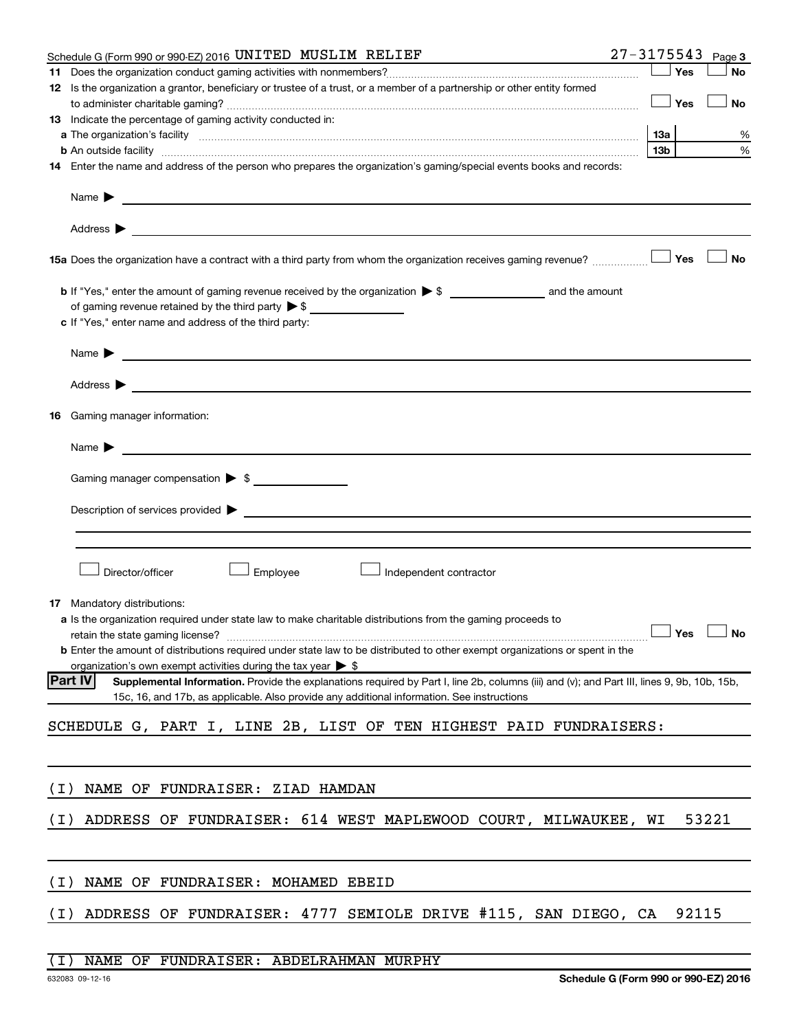Schedule G (Form 990 or 990-EZ) 2016 UNITED MUSLIM RELIEF 27-3175543 Page 3

**11** Does the organization conduct gaming activities with nonmembers? ☐ Yes ☐ No

**12** Is the organization a grantor, beneficiary or trustee of a trust, or a member of a partnership or other entity formed to administer charitable gaming? ☐ Yes ☐ No

**13** Indicate the percentage of gaming activity conducted in:

**a** The organization's facility **13a** %

**b** An outside facility **13b** %

**14** Enter the name and address of the person who prepares the organization's gaming/special events books and records:

Name ▶

Address ▶

**15a** Does the organization have a contract with a third party from whom the organization receives gaming revenue? ☐ Yes ☐ No

**b** If "Yes," enter the amount of gaming revenue received by the organization ▶ $ and the amount of gaming revenue retained by the third party ▶ $

**c** If "Yes," enter name and address of the third party:

Name ▶

Address ▶

**16** Gaming manager information:

Name ▶

Gaming manager compensation ▶ $

Description of services provided ▶

☐ Director/officer ☐ Employee ☐ Independent contractor

**17** Mandatory distributions:

**a** Is the organization required under state law to make charitable distributions from the gaming proceeds to retain the state gaming license? ☐ Yes ☐ No

**b** Enter the amount of distributions required under state law to be distributed to other exempt organizations or spent in the organization's own exempt activities during the tax year ▶ $

**Part IV** **Supplemental Information.** Provide the explanations required by Part I, line 2b, columns (iii) and (v); and Part III, lines 9, 9b, 10b, 15b, 15c, 16, and 17b, as applicable. Also provide any additional information. See instructions

SCHEDULE G, PART I, LINE 2B, LIST OF TEN HIGHEST PAID FUNDRAISERS:

(I) NAME OF FUNDRAISER: ZIAD HAMDAN

(I) ADDRESS OF FUNDRAISER: 614 WEST MAPLEWOOD COURT, MILWAUKEE, WI 53221

(I) NAME OF FUNDRAISER: MOHAMED EBEID

(I) ADDRESS OF FUNDRAISER: 4777 SEMIOLE DRIVE #115, SAN DIEGO, CA 92115

(I) NAME OF FUNDRAISER: ABDELRAHMAN MURPHY

632083 09-12-16 Schedule G (Form 990 or 990-EZ) 2016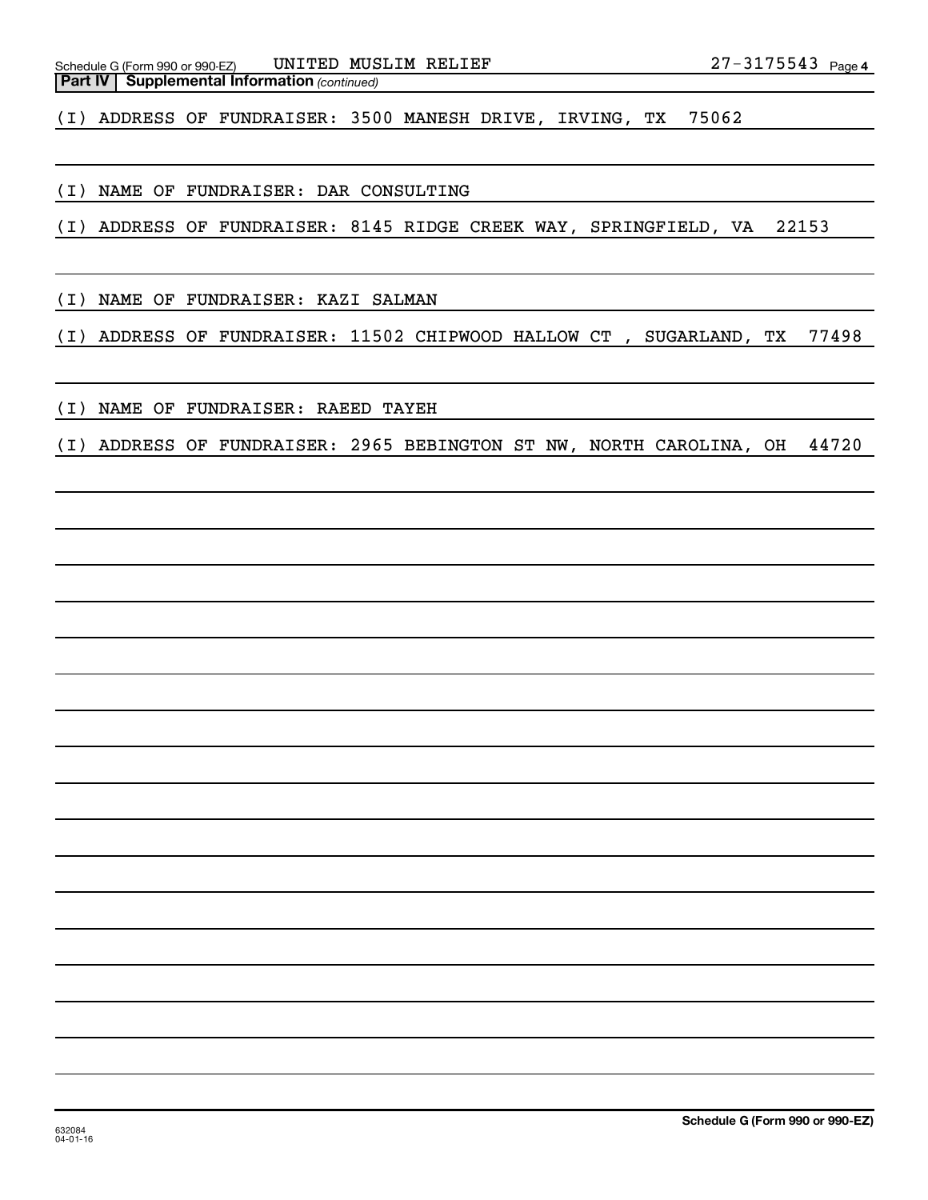Schedule G (Form 990 or 990-EZ) UNITED MUSLIM RELIEF 27-3175543 Page 4

**Part IV | Supplemental Information** *(continued)*

(I) ADDRESS OF FUNDRAISER: 3500 MANESH DRIVE, IRVING, TX 75062

(I) NAME OF FUNDRAISER: DAR CONSULTING

(I) ADDRESS OF FUNDRAISER: 8145 RIDGE CREEK WAY, SPRINGFIELD, VA 22153

(I) NAME OF FUNDRAISER: KAZI SALMAN

(I) ADDRESS OF FUNDRAISER: 11502 CHIPWOOD HALLOW CT , SUGARLAND, TX 77498

(I) NAME OF FUNDRAISER: RAEED TAYEH

(I) ADDRESS OF FUNDRAISER: 2965 BEBINGTON ST NW, NORTH CAROLINA, OH 44720

632084
04-01-16

**Schedule G (Form 990 or 990-EZ)**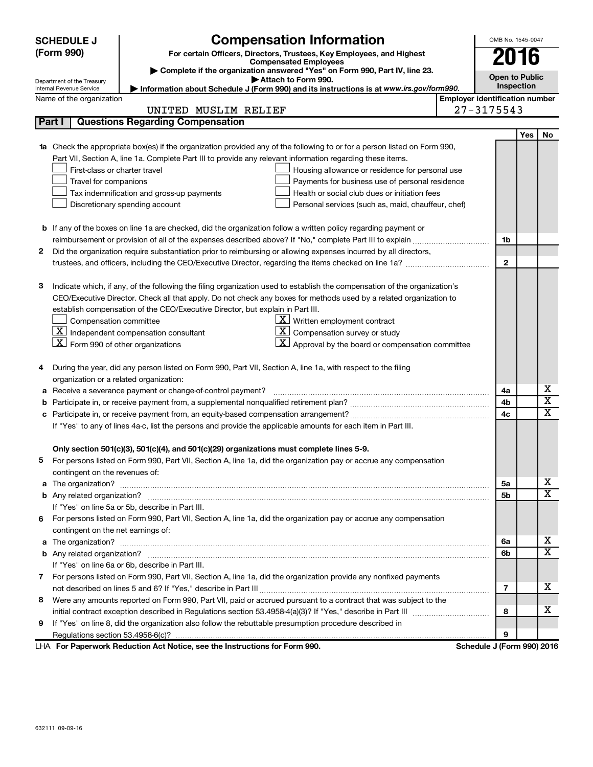**SCHEDULE J (Form 990)**

Department of the Treasury
Internal Revenue Service

# Compensation Information

**For certain Officers, Directors, Trustees, Key Employees, and Highest Compensated Employees**

▶ Complete if the organization answered "Yes" on Form 990, Part IV, line 23.
▶ Attach to Form 990.
▶ Information about Schedule J (Form 990) and its instructions is at *www.irs.gov/form990.*

OMB No. 1545-0047

**2016**

**Open to Public Inspection**

Name of the organization: UNITED MUSLIM RELIEF

Employer identification number: 27-3175543

## Part I | Questions Regarding Compensation

| | | | Yes | No |
|---|---|---|---|---|
| **1a** | Check the appropriate box(es) if the organization provided any of the following to or for a person listed on Form 990, Part VII, Section A, line 1a. Complete Part III to provide any relevant information regarding these items.<br>☐ First-class or charter travel ☐ Housing allowance or residence for personal use<br>☐ Travel for companions ☐ Payments for business use of personal residence<br>☐ Tax indemnification and gross-up payments ☐ Health or social club dues or initiation fees<br>☐ Discretionary spending account ☐ Personal services (such as, maid, chauffeur, chef) | | | |
| **b** | If any of the boxes on line 1a are checked, did the organization follow a written policy regarding payment or reimbursement or provision of all of the expenses described above? If "No," complete Part III to explain | 1b | | |
| **2** | Did the organization require substantiation prior to reimbursing or allowing expenses incurred by all directors, trustees, and officers, including the CEO/Executive Director, regarding the items checked on line 1a? | 2 | | |
| **3** | Indicate which, if any, of the following the filing organization used to establish the compensation of the organization's CEO/Executive Director. Check all that apply. Do not check any boxes for methods used by a related organization to establish compensation of the CEO/Executive Director, but explain in Part III.<br>☐ Compensation committee ☒ Written employment contract<br>☒ Independent compensation consultant ☒ Compensation survey or study<br>☒ Form 990 of other organizations ☒ Approval by the board or compensation committee | | | |
| **4** | During the year, did any person listed on Form 990, Part VII, Section A, line 1a, with respect to the filing organization or a related organization: | | | |
| **a** | Receive a severance payment or change-of-control payment? | 4a | | X |
| **b** | Participate in, or receive payment from, a supplemental nonqualified retirement plan? | 4b | | X |
| **c** | Participate in, or receive payment from, an equity-based compensation arrangement? | 4c | | X |
| | If "Yes" to any of lines 4a-c, list the persons and provide the applicable amounts for each item in Part III. | | | |
| | **Only section 501(c)(3), 501(c)(4), and 501(c)(29) organizations must complete lines 5-9.** | | | |
| **5** | For persons listed on Form 990, Part VII, Section A, line 1a, did the organization pay or accrue any compensation contingent on the revenues of: | | | |
| **a** | The organization? | 5a | | X |
| **b** | Any related organization? | 5b | | X |
| | If "Yes" on line 5a or 5b, describe in Part III. | | | |
| **6** | For persons listed on Form 990, Part VII, Section A, line 1a, did the organization pay or accrue any compensation contingent on the net earnings of: | | | |
| **a** | The organization? | 6a | | X |
| **b** | Any related organization? | 6b | | X |
| | If "Yes" on line 6a or 6b, describe in Part III. | | | |
| **7** | For persons listed on Form 990, Part VII, Section A, line 1a, did the organization provide any nonfixed payments not described on lines 5 and 6? If "Yes," describe in Part III | 7 | | X |
| **8** | Were any amounts reported on Form 990, Part VII, paid or accrued pursuant to a contract that was subject to the initial contract exception described in Regulations section 53.4958-4(a)(3)? If "Yes," describe in Part III | 8 | | X |
| **9** | If "Yes" on line 8, did the organization also follow the rebuttable presumption procedure described in Regulations section 53.4958-6(c)? | 9 | | |

LHA **For Paperwork Reduction Act Notice, see the Instructions for Form 990.** **Schedule J (Form 990) 2016**

632111 09-09-16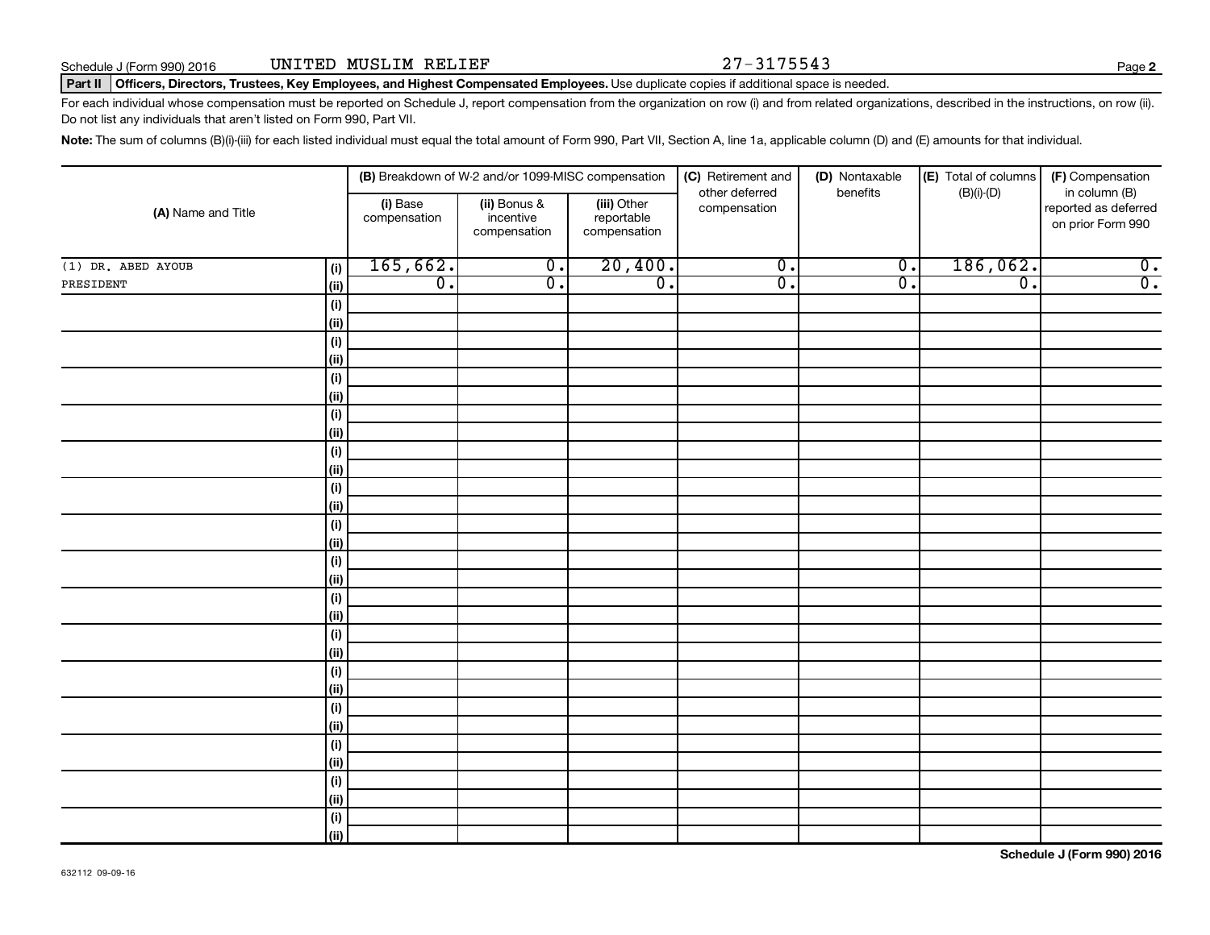Schedule J (Form 990) 2016 UNITED MUSLIM RELIEF 27-3175543

**Part II** **Officers, Directors, Trustees, Key Employees, and Highest Compensated Employees.** Use duplicate copies if additional space is needed.

For each individual whose compensation must be reported on Schedule J, report compensation from the organization on row (i) and from related organizations, described in the instructions, on row (ii). Do not list any individuals that aren't listed on Form 990, Part VII.

**Note:** The sum of columns (B)(i)-(iii) for each listed individual must equal the total amount of Form 990, Part VII, Section A, line 1a, applicable column (D) and (E) amounts for that individual.

| (A) Name and Title | | (B) Breakdown of W-2 and/or 1099-MISC compensation | | | (C) Retirement and other deferred compensation | (D) Nontaxable benefits | (E) Total of columns (B)(i)-(D) | (F) Compensation in column (B) reported as deferred on prior Form 990 |
|---|---|---|---|---|---|---|---|---|
| | | (i) Base compensation | (ii) Bonus & incentive compensation | (iii) Other reportable compensation | | | | |
| (1) DR. ABED AYOUB | (i) | 165,662. | 0. | 20,400. | 0. | 0. | 186,062. | 0. |
| PRESIDENT | (ii) | 0. | 0. | 0. | 0. | 0. | 0. | 0. |
| | (i) | | | | | | | |
| | (ii) | | | | | | | |
| | (i) | | | | | | | |
| | (ii) | | | | | | | |
| | (i) | | | | | | | |
| | (ii) | | | | | | | |
| | (i) | | | | | | | |
| | (ii) | | | | | | | |
| | (i) | | | | | | | |
| | (ii) | | | | | | | |
| | (i) | | | | | | | |
| | (ii) | | | | | | | |
| | (i) | | | | | | | |
| | (ii) | | | | | | | |
| | (i) | | | | | | | |
| | (ii) | | | | | | | |
| | (i) | | | | | | | |
| | (ii) | | | | | | | |
| | (i) | | | | | | | |
| | (ii) | | | | | | | |
| | (i) | | | | | | | |
| | (ii) | | | | | | | |
| | (i) | | | | | | | |
| | (ii) | | | | | | | |
| | (i) | | | | | | | |
| | (ii) | | | | | | | |
| | (i) | | | | | | | |
| | (ii) | | | | | | | |
| | (i) | | | | | | | |
| | (ii) | | | | | | | |

**Schedule J (Form 990) 2016**

632112 09-09-16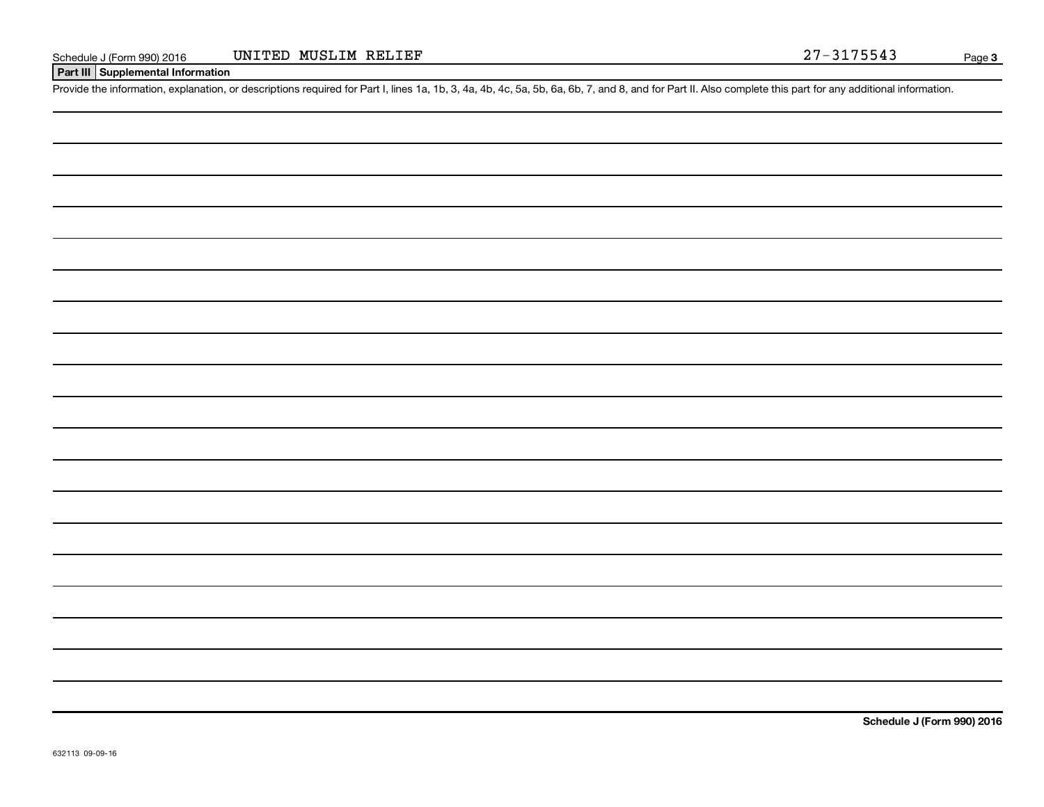## Part III Supplemental Information

Provide the information, explanation, or descriptions required for Part I, lines 1a, 1b, 3, 4a, 4b, 4c, 5a, 5b, 6a, 6b, 7, and 8, and for Part II. Also complete this part for any additional information.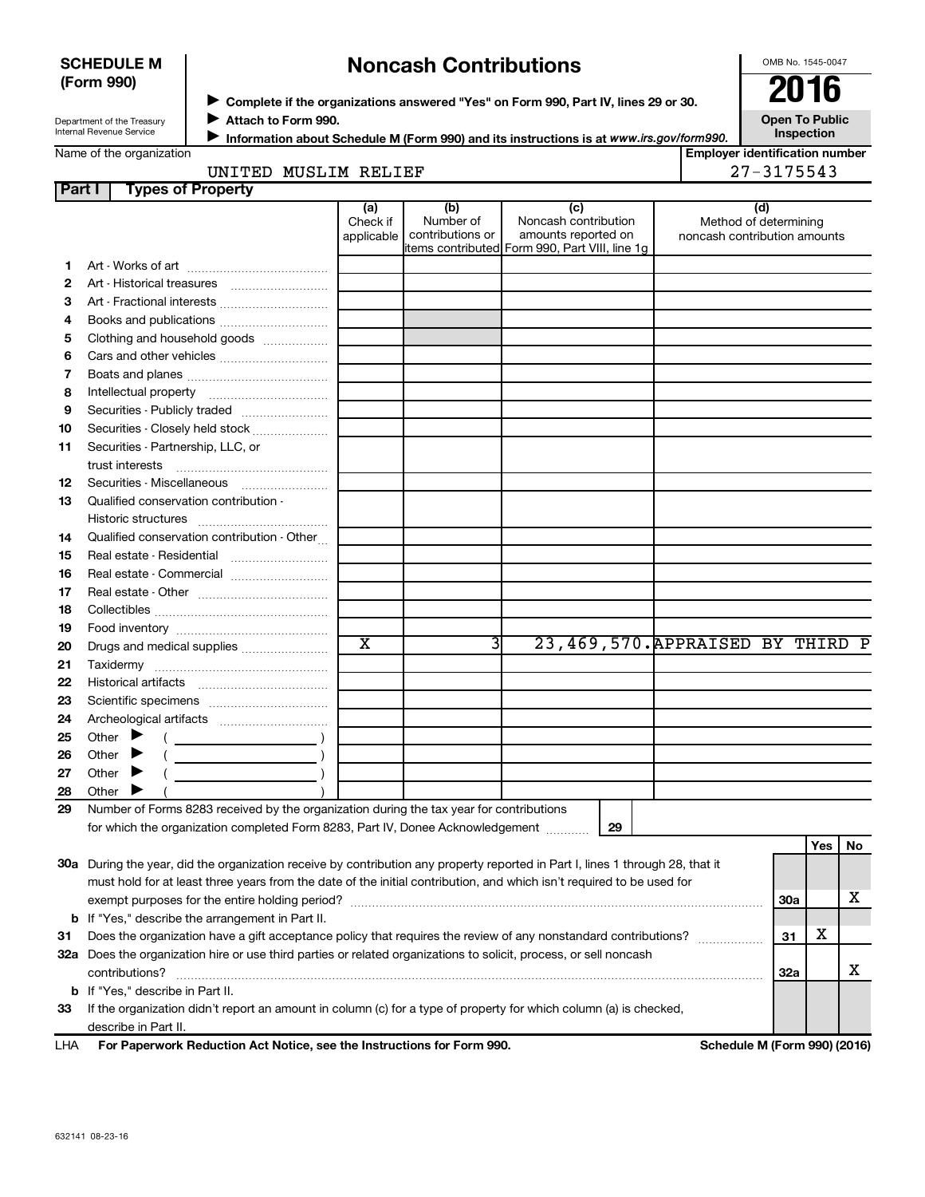**SCHEDULE M (Form 990)**

Department of the Treasury
Internal Revenue Service

# Noncash Contributions

▶ Complete if the organizations answered "Yes" on Form 990, Part IV, lines 29 or 30.
▶ Attach to Form 990.
▶ Information about Schedule M (Form 990) and its instructions is at *www.irs.gov/form990.*

OMB No. 1545-0047

**2016**

**Open To Public Inspection**

Name of the organization: UNITED MUSLIM RELIEF

Employer identification number: 27-3175543

## Part I Types of Property

| | | (a) Check if applicable | (b) Number of contributions or items contributed | (c) Noncash contribution amounts reported on Form 990, Part VIII, line 1g | (d) Method of determining noncash contribution amounts |
|---|---|---|---|---|---|
| 1 | Art - Works of art | | | | |
| 2 | Art - Historical treasures | | | | |
| 3 | Art - Fractional interests | | | | |
| 4 | Books and publications | | | | |
| 5 | Clothing and household goods | | | | |
| 6 | Cars and other vehicles | | | | |
| 7 | Boats and planes | | | | |
| 8 | Intellectual property | | | | |
| 9 | Securities - Publicly traded | | | | |
| 10 | Securities - Closely held stock | | | | |
| 11 | Securities - Partnership, LLC, or trust interests | | | | |
| 12 | Securities - Miscellaneous | | | | |
| 13 | Qualified conservation contribution - Historic structures | | | | |
| 14 | Qualified conservation contribution - Other | | | | |
| 15 | Real estate - Residential | | | | |
| 16 | Real estate - Commercial | | | | |
| 17 | Real estate - Other | | | | |
| 18 | Collectibles | | | | |
| 19 | Food inventory | | | | |
| 20 | Drugs and medical supplies | X | 3 | 23,469,570. | APPRAISED BY THIRD P |
| 21 | Taxidermy | | | | |
| 22 | Historical artifacts | | | | |
| 23 | Scientific specimens | | | | |
| 24 | Archeological artifacts | | | | |
| 25 | Other ▶ ( ) | | | | |
| 26 | Other ▶ ( ) | | | | |
| 27 | Other ▶ ( ) | | | | |
| 28 | Other ▶ ( ) | | | | |

29 Number of Forms 8283 received by the organization during the tax year for contributions for which the organization completed Form 8283, Part IV, Donee Acknowledgement .......... 29

| | | | Yes | No |
|---|---|---|---|---|
| 30a | During the year, did the organization receive by contribution any property reported in Part I, lines 1 through 28, that it must hold for at least three years from the date of the initial contribution, and which isn't required to be used for exempt purposes for the entire holding period? | 30a | | X |
| b | If "Yes," describe the arrangement in Part II. | | | |
| 31 | Does the organization have a gift acceptance policy that requires the review of any nonstandard contributions? | 31 | X | |
| 32a | Does the organization hire or use third parties or related organizations to solicit, process, or sell noncash contributions? | 32a | | X |
| b | If "Yes," describe in Part II. | | | |
| 33 | If the organization didn't report an amount in column (c) for a type of property for which column (a) is checked, describe in Part II. | | | |

LHA **For Paperwork Reduction Act Notice, see the Instructions for Form 990.** **Schedule M (Form 990) (2016)**

632141 08-23-16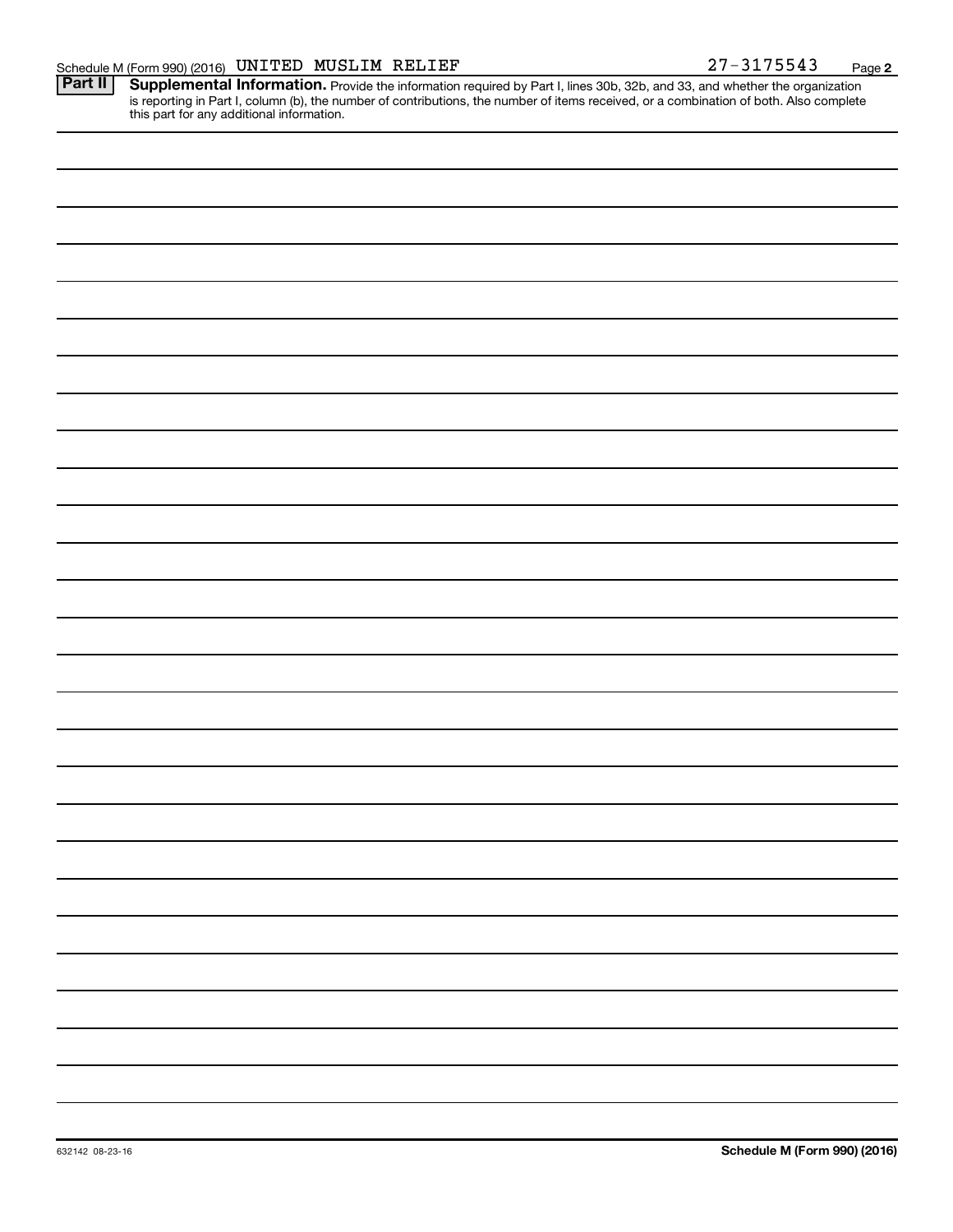Schedule M (Form 990) (2016) UNITED MUSLIM RELIEF 27-3175543 Page **2**

**Part II** **Supplemental Information.** Provide the information required by Part I, lines 30b, 32b, and 33, and whether the organization is reporting in Part I, column (b), the number of contributions, the number of items received, or a combination of both. Also complete this part for any additional information.

632142 08-23-16 **Schedule M (Form 990) (2016)**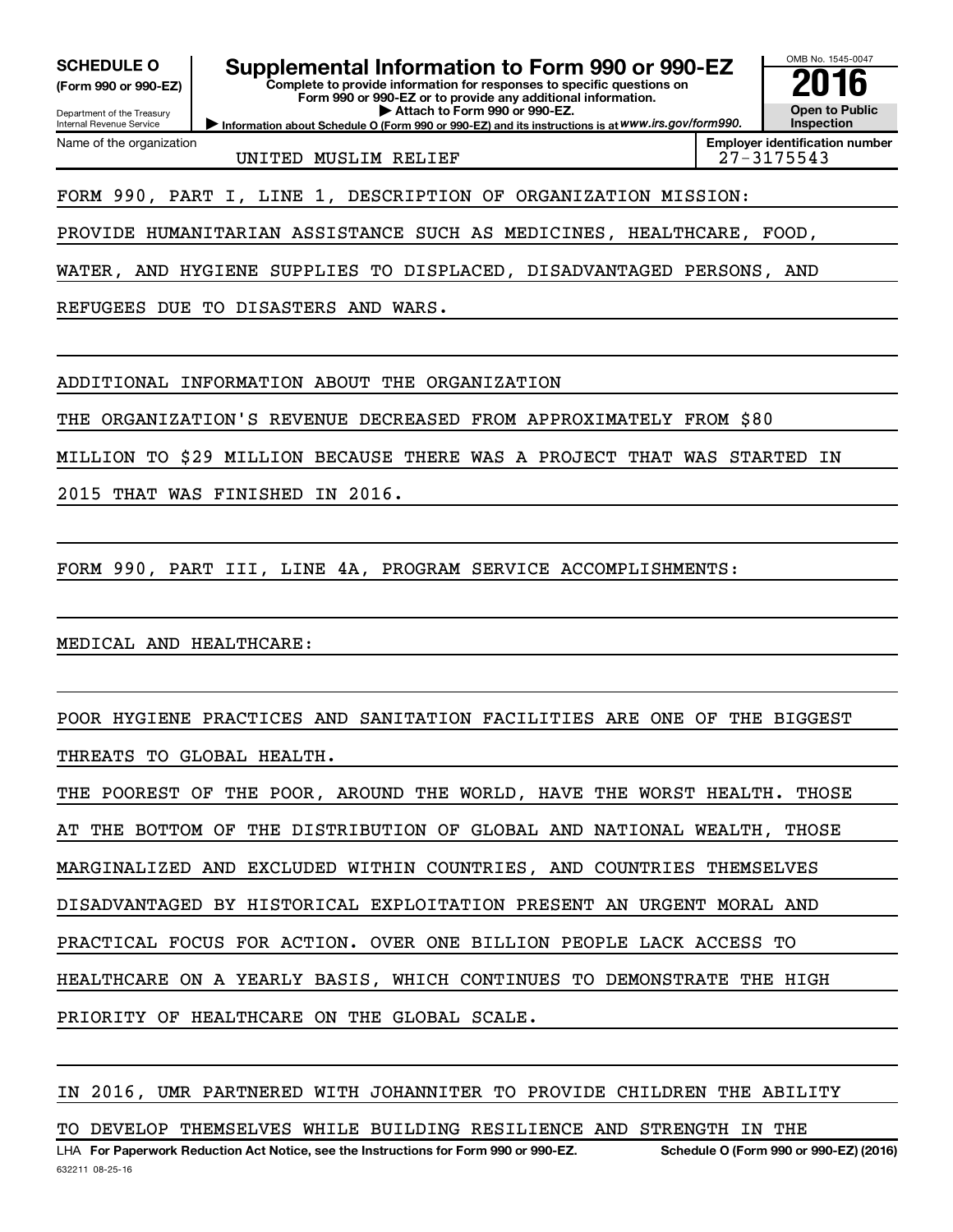**SCHEDULE O**
**(Form 990 or 990-EZ)**

Department of the Treasury
Internal Revenue Service

# Supplemental Information to Form 990 or 990-EZ

**Complete to provide information for responses to specific questions on Form 990 or 990-EZ or to provide any additional information.**
**▶ Attach to Form 990 or 990-EZ.**
**▶ Information about Schedule O (Form 990 or 990-EZ) and its instructions is at** ***www.irs.gov/form990.***

OMB No. 1545-0047
**2016**
**Open to Public Inspection**

| Name of the organization | Employer identification number |
|---|---|
| UNITED MUSLIM RELIEF | 27-3175543 |

FORM 990, PART I, LINE 1, DESCRIPTION OF ORGANIZATION MISSION:

PROVIDE HUMANITARIAN ASSISTANCE SUCH AS MEDICINES, HEALTHCARE, FOOD, WATER, AND HYGIENE SUPPLIES TO DISPLACED, DISADVANTAGED PERSONS, AND REFUGEES DUE TO DISASTERS AND WARS.

ADDITIONAL INFORMATION ABOUT THE ORGANIZATION

THE ORGANIZATION'S REVENUE DECREASED FROM APPROXIMATELY FROM $80 MILLION TO $29 MILLION BECAUSE THERE WAS A PROJECT THAT WAS STARTED IN 2015 THAT WAS FINISHED IN 2016.

FORM 990, PART III, LINE 4A, PROGRAM SERVICE ACCOMPLISHMENTS:

MEDICAL AND HEALTHCARE:

POOR HYGIENE PRACTICES AND SANITATION FACILITIES ARE ONE OF THE BIGGEST THREATS TO GLOBAL HEALTH.

THE POOREST OF THE POOR, AROUND THE WORLD, HAVE THE WORST HEALTH. THOSE AT THE BOTTOM OF THE DISTRIBUTION OF GLOBAL AND NATIONAL WEALTH, THOSE MARGINALIZED AND EXCLUDED WITHIN COUNTRIES, AND COUNTRIES THEMSELVES DISADVANTAGED BY HISTORICAL EXPLOITATION PRESENT AN URGENT MORAL AND PRACTICAL FOCUS FOR ACTION. OVER ONE BILLION PEOPLE LACK ACCESS TO HEALTHCARE ON A YEARLY BASIS, WHICH CONTINUES TO DEMONSTRATE THE HIGH PRIORITY OF HEALTHCARE ON THE GLOBAL SCALE.

IN 2016, UMR PARTNERED WITH JOHANNITER TO PROVIDE CHILDREN THE ABILITY TO DEVELOP THEMSELVES WHILE BUILDING RESILIENCE AND STRENGTH IN THE

LHA **For Paperwork Reduction Act Notice, see the Instructions for Form 990 or 990-EZ.** **Schedule O (Form 990 or 990-EZ) (2016)**
632211 08-25-16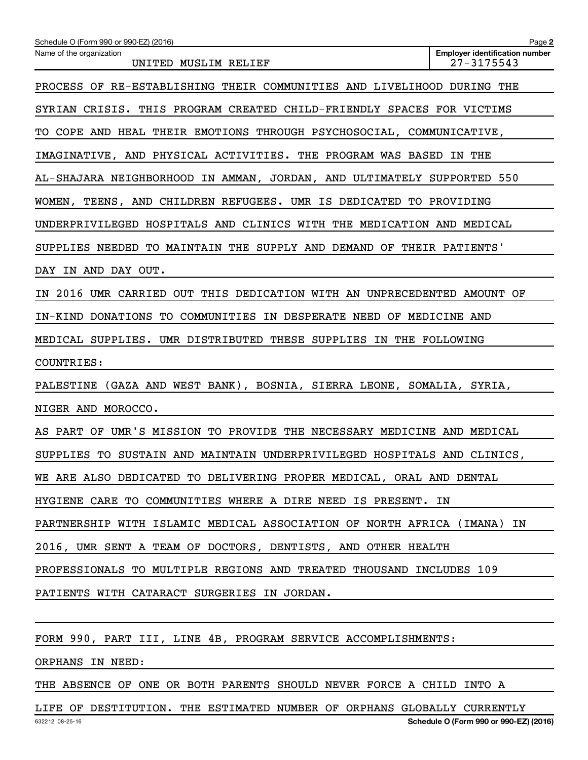Name of the organization: UNITED MUSLIM RELIEF

Employer identification number: 27-3175543

PROCESS OF RE-ESTABLISHING THEIR COMMUNITIES AND LIVELIHOOD DURING THE SYRIAN CRISIS. THIS PROGRAM CREATED CHILD-FRIENDLY SPACES FOR VICTIMS TO COPE AND HEAL THEIR EMOTIONS THROUGH PSYCHOSOCIAL, COMMUNICATIVE, IMAGINATIVE, AND PHYSICAL ACTIVITIES. THE PROGRAM WAS BASED IN THE AL-SHAJARA NEIGHBORHOOD IN AMMAN, JORDAN, AND ULTIMATELY SUPPORTED 550 WOMEN, TEENS, AND CHILDREN REFUGEES. UMR IS DEDICATED TO PROVIDING UNDERPRIVILEGED HOSPITALS AND CLINICS WITH THE MEDICATION AND MEDICAL SUPPLIES NEEDED TO MAINTAIN THE SUPPLY AND DEMAND OF THEIR PATIENTS' DAY IN AND DAY OUT.

IN 2016 UMR CARRIED OUT THIS DEDICATION WITH AN UNPRECEDENTED AMOUNT OF IN-KIND DONATIONS TO COMMUNITIES IN DESPERATE NEED OF MEDICINE AND MEDICAL SUPPLIES. UMR DISTRIBUTED THESE SUPPLIES IN THE FOLLOWING COUNTRIES:

PALESTINE (GAZA AND WEST BANK), BOSNIA, SIERRA LEONE, SOMALIA, SYRIA, NIGER AND MOROCCO.

AS PART OF UMR'S MISSION TO PROVIDE THE NECESSARY MEDICINE AND MEDICAL SUPPLIES TO SUSTAIN AND MAINTAIN UNDERPRIVILEGED HOSPITALS AND CLINICS, WE ARE ALSO DEDICATED TO DELIVERING PROPER MEDICAL, ORAL AND DENTAL HYGIENE CARE TO COMMUNITIES WHERE A DIRE NEED IS PRESENT. IN PARTNERSHIP WITH ISLAMIC MEDICAL ASSOCIATION OF NORTH AFRICA (IMANA) IN 2016, UMR SENT A TEAM OF DOCTORS, DENTISTS, AND OTHER HEALTH PROFESSIONALS TO MULTIPLE REGIONS AND TREATED THOUSAND INCLUDES 109 PATIENTS WITH CATARACT SURGERIES IN JORDAN.

FORM 990, PART III, LINE 4B, PROGRAM SERVICE ACCOMPLISHMENTS:

ORPHANS IN NEED:

THE ABSENCE OF ONE OR BOTH PARENTS SHOULD NEVER FORCE A CHILD INTO A LIFE OF DESTITUTION. THE ESTIMATED NUMBER OF ORPHANS GLOBALLY CURRENTLY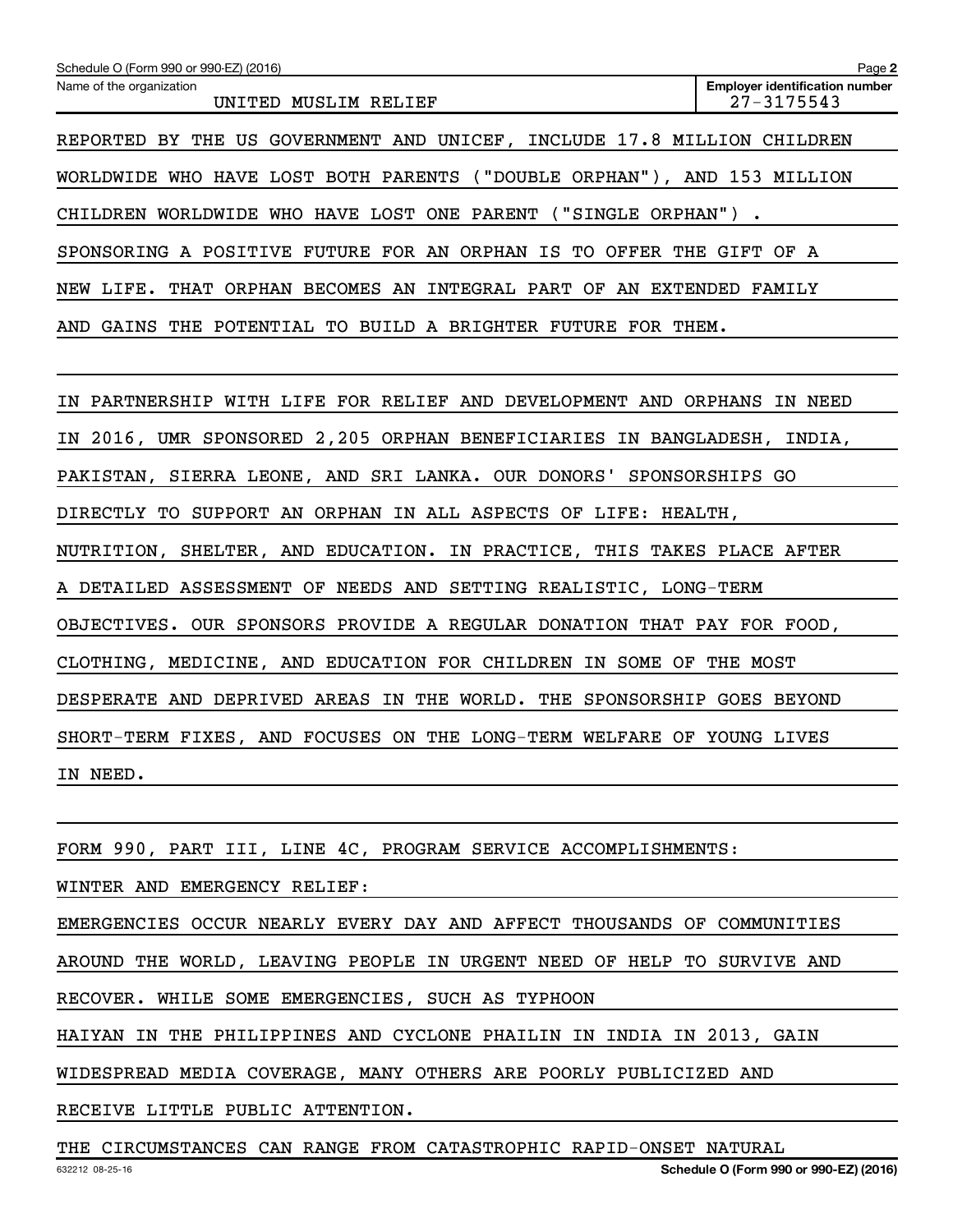Schedule O (Form 990 or 990-EZ) (2016)

Name of the organization: UNITED MUSLIM RELIEF

Employer identification number: 27-3175543

REPORTED BY THE US GOVERNMENT AND UNICEF, INCLUDE 17.8 MILLION CHILDREN WORLDWIDE WHO HAVE LOST BOTH PARENTS ("DOUBLE ORPHAN"), AND 153 MILLION CHILDREN WORLDWIDE WHO HAVE LOST ONE PARENT ("SINGLE ORPHAN") . SPONSORING A POSITIVE FUTURE FOR AN ORPHAN IS TO OFFER THE GIFT OF A NEW LIFE. THAT ORPHAN BECOMES AN INTEGRAL PART OF AN EXTENDED FAMILY AND GAINS THE POTENTIAL TO BUILD A BRIGHTER FUTURE FOR THEM.

IN PARTNERSHIP WITH LIFE FOR RELIEF AND DEVELOPMENT AND ORPHANS IN NEED IN 2016, UMR SPONSORED 2,205 ORPHAN BENEFICIARIES IN BANGLADESH, INDIA, PAKISTAN, SIERRA LEONE, AND SRI LANKA. OUR DONORS' SPONSORSHIPS GO DIRECTLY TO SUPPORT AN ORPHAN IN ALL ASPECTS OF LIFE: HEALTH, NUTRITION, SHELTER, AND EDUCATION. IN PRACTICE, THIS TAKES PLACE AFTER A DETAILED ASSESSMENT OF NEEDS AND SETTING REALISTIC, LONG-TERM OBJECTIVES. OUR SPONSORS PROVIDE A REGULAR DONATION THAT PAY FOR FOOD, CLOTHING, MEDICINE, AND EDUCATION FOR CHILDREN IN SOME OF THE MOST DESPERATE AND DEPRIVED AREAS IN THE WORLD. THE SPONSORSHIP GOES BEYOND SHORT-TERM FIXES, AND FOCUSES ON THE LONG-TERM WELFARE OF YOUNG LIVES IN NEED.

FORM 990, PART III, LINE 4C, PROGRAM SERVICE ACCOMPLISHMENTS:

WINTER AND EMERGENCY RELIEF:

EMERGENCIES OCCUR NEARLY EVERY DAY AND AFFECT THOUSANDS OF COMMUNITIES AROUND THE WORLD, LEAVING PEOPLE IN URGENT NEED OF HELP TO SURVIVE AND RECOVER. WHILE SOME EMERGENCIES, SUCH AS TYPHOON HAIYAN IN THE PHILIPPINES AND CYCLONE PHAILIN IN INDIA IN 2013, GAIN WIDESPREAD MEDIA COVERAGE, MANY OTHERS ARE POORLY PUBLICIZED AND RECEIVE LITTLE PUBLIC ATTENTION.

THE CIRCUMSTANCES CAN RANGE FROM CATASTROPHIC RAPID-ONSET NATURAL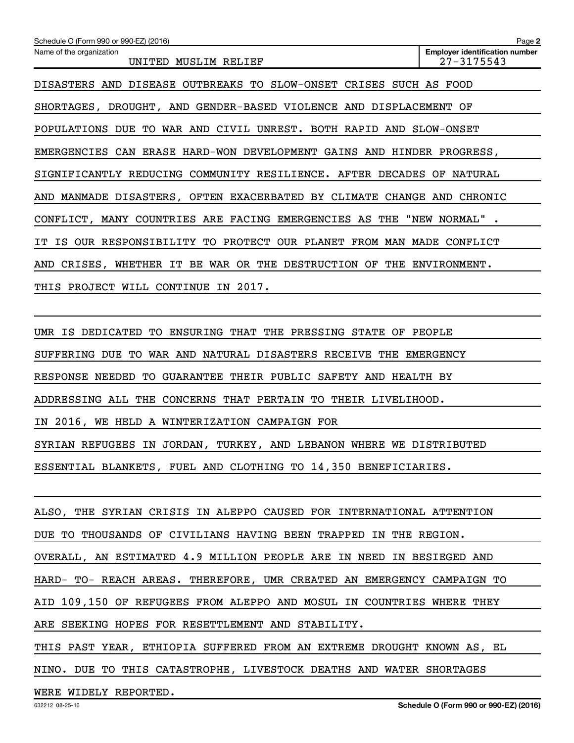Name of the organization: UNITED MUSLIM RELIEF

Employer identification number: 27-3175543

DISASTERS AND DISEASE OUTBREAKS TO SLOW-ONSET CRISES SUCH AS FOOD SHORTAGES, DROUGHT, AND GENDER-BASED VIOLENCE AND DISPLACEMENT OF POPULATIONS DUE TO WAR AND CIVIL UNREST. BOTH RAPID AND SLOW-ONSET EMERGENCIES CAN ERASE HARD-WON DEVELOPMENT GAINS AND HINDER PROGRESS, SIGNIFICANTLY REDUCING COMMUNITY RESILIENCE. AFTER DECADES OF NATURAL AND MANMADE DISASTERS, OFTEN EXACERBATED BY CLIMATE CHANGE AND CHRONIC CONFLICT, MANY COUNTRIES ARE FACING EMERGENCIES AS THE "NEW NORMAL" . IT IS OUR RESPONSIBILITY TO PROTECT OUR PLANET FROM MAN MADE CONFLICT AND CRISES, WHETHER IT BE WAR OR THE DESTRUCTION OF THE ENVIRONMENT. THIS PROJECT WILL CONTINUE IN 2017.

UMR IS DEDICATED TO ENSURING THAT THE PRESSING STATE OF PEOPLE SUFFERING DUE TO WAR AND NATURAL DISASTERS RECEIVE THE EMERGENCY RESPONSE NEEDED TO GUARANTEE THEIR PUBLIC SAFETY AND HEALTH BY ADDRESSING ALL THE CONCERNS THAT PERTAIN TO THEIR LIVELIHOOD.
IN 2016, WE HELD A WINTERIZATION CAMPAIGN FOR
SYRIAN REFUGEES IN JORDAN, TURKEY, AND LEBANON WHERE WE DISTRIBUTED ESSENTIAL BLANKETS, FUEL AND CLOTHING TO 14,350 BENEFICIARIES.

ALSO, THE SYRIAN CRISIS IN ALEPPO CAUSED FOR INTERNATIONAL ATTENTION DUE TO THOUSANDS OF CIVILIANS HAVING BEEN TRAPPED IN THE REGION. OVERALL, AN ESTIMATED 4.9 MILLION PEOPLE ARE IN NEED IN BESIEGED AND HARD- TO- REACH AREAS. THEREFORE, UMR CREATED AN EMERGENCY CAMPAIGN TO AID 109,150 OF REFUGEES FROM ALEPPO AND MOSUL IN COUNTRIES WHERE THEY ARE SEEKING HOPES FOR RESETTLEMENT AND STABILITY.
THIS PAST YEAR, ETHIOPIA SUFFERED FROM AN EXTREME DROUGHT KNOWN AS, EL NINO. DUE TO THIS CATASTROPHE, LIVESTOCK DEATHS AND WATER SHORTAGES WERE WIDELY REPORTED.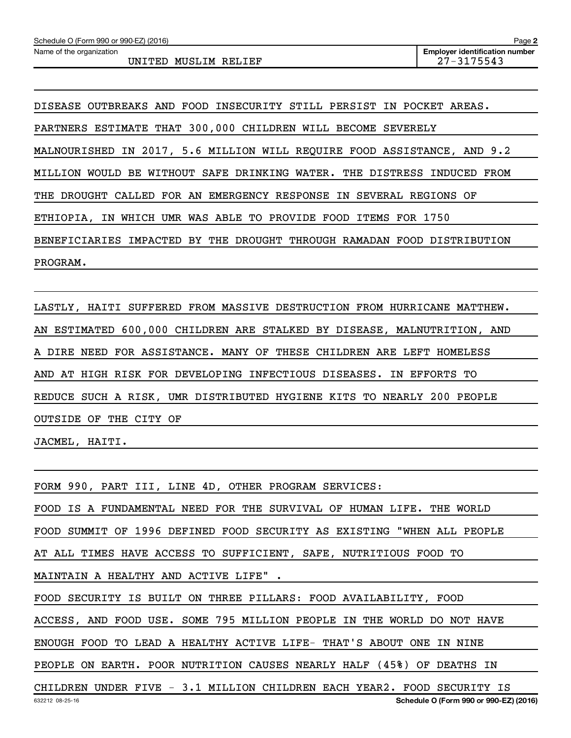Name of the organization: UNITED MUSLIM RELIEF

Employer identification number: 27-3175543

DISEASE OUTBREAKS AND FOOD INSECURITY STILL PERSIST IN POCKET AREAS. PARTNERS ESTIMATE THAT 300,000 CHILDREN WILL BECOME SEVERELY MALNOURISHED IN 2017, 5.6 MILLION WILL REQUIRE FOOD ASSISTANCE, AND 9.2 MILLION WOULD BE WITHOUT SAFE DRINKING WATER. THE DISTRESS INDUCED FROM THE DROUGHT CALLED FOR AN EMERGENCY RESPONSE IN SEVERAL REGIONS OF ETHIOPIA, IN WHICH UMR WAS ABLE TO PROVIDE FOOD ITEMS FOR 1750 BENEFICIARIES IMPACTED BY THE DROUGHT THROUGH RAMADAN FOOD DISTRIBUTION PROGRAM.

LASTLY, HAITI SUFFERED FROM MASSIVE DESTRUCTION FROM HURRICANE MATTHEW. AN ESTIMATED 600,000 CHILDREN ARE STALKED BY DISEASE, MALNUTRITION, AND A DIRE NEED FOR ASSISTANCE. MANY OF THESE CHILDREN ARE LEFT HOMELESS AND AT HIGH RISK FOR DEVELOPING INFECTIOUS DISEASES. IN EFFORTS TO REDUCE SUCH A RISK, UMR DISTRIBUTED HYGIENE KITS TO NEARLY 200 PEOPLE OUTSIDE OF THE CITY OF JACMEL, HAITI.

FORM 990, PART III, LINE 4D, OTHER PROGRAM SERVICES:

FOOD IS A FUNDAMENTAL NEED FOR THE SURVIVAL OF HUMAN LIFE. THE WORLD FOOD SUMMIT OF 1996 DEFINED FOOD SECURITY AS EXISTING "WHEN ALL PEOPLE AT ALL TIMES HAVE ACCESS TO SUFFICIENT, SAFE, NUTRITIOUS FOOD TO MAINTAIN A HEALTHY AND ACTIVE LIFE" .

FOOD SECURITY IS BUILT ON THREE PILLARS: FOOD AVAILABILITY, FOOD ACCESS, AND FOOD USE. SOME 795 MILLION PEOPLE IN THE WORLD DO NOT HAVE ENOUGH FOOD TO LEAD A HEALTHY ACTIVE LIFE- THAT'S ABOUT ONE IN NINE PEOPLE ON EARTH. POOR NUTRITION CAUSES NEARLY HALF (45%) OF DEATHS IN CHILDREN UNDER FIVE - 3.1 MILLION CHILDREN EACH YEAR2. FOOD SECURITY IS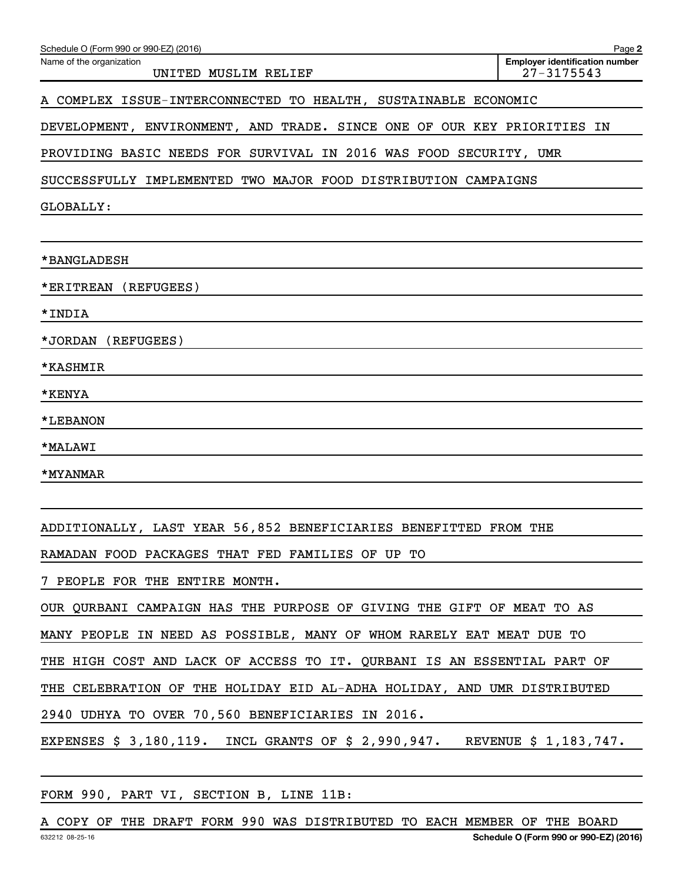Schedule O (Form 990 or 990-EZ) (2016)

Name of the organization: UNITED MUSLIM RELIEF

Employer identification number: 27-3175543

A COMPLEX ISSUE-INTERCONNECTED TO HEALTH, SUSTAINABLE ECONOMIC DEVELOPMENT, ENVIRONMENT, AND TRADE. SINCE ONE OF OUR KEY PRIORITIES IN PROVIDING BASIC NEEDS FOR SURVIVAL IN 2016 WAS FOOD SECURITY, UMR SUCCESSFULLY IMPLEMENTED TWO MAJOR FOOD DISTRIBUTION CAMPAIGNS GLOBALLY:

*BANGLADESH

*ERITREAN (REFUGEES)

*INDIA

*JORDAN (REFUGEES)

*KASHMIR

*KENYA

*LEBANON

*MALAWI

*MYANMAR

ADDITIONALLY, LAST YEAR 56,852 BENEFICIARIES BENEFITTED FROM THE RAMADAN FOOD PACKAGES THAT FED FAMILIES OF UP TO 7 PEOPLE FOR THE ENTIRE MONTH.

OUR QURBANI CAMPAIGN HAS THE PURPOSE OF GIVING THE GIFT OF MEAT TO AS MANY PEOPLE IN NEED AS POSSIBLE, MANY OF WHOM RARELY EAT MEAT DUE TO THE HIGH COST AND LACK OF ACCESS TO IT. QURBANI IS AN ESSENTIAL PART OF THE CELEBRATION OF THE HOLIDAY EID AL-ADHA HOLIDAY, AND UMR DISTRIBUTED 2940 UDHYA TO OVER 70,560 BENEFICIARIES IN 2016.

EXPENSES $ 3,180,119. INCL GRANTS OF $ 2,990,947. REVENUE $ 1,183,747.

FORM 990, PART VI, SECTION B, LINE 11B:

A COPY OF THE DRAFT FORM 990 WAS DISTRIBUTED TO EACH MEMBER OF THE BOARD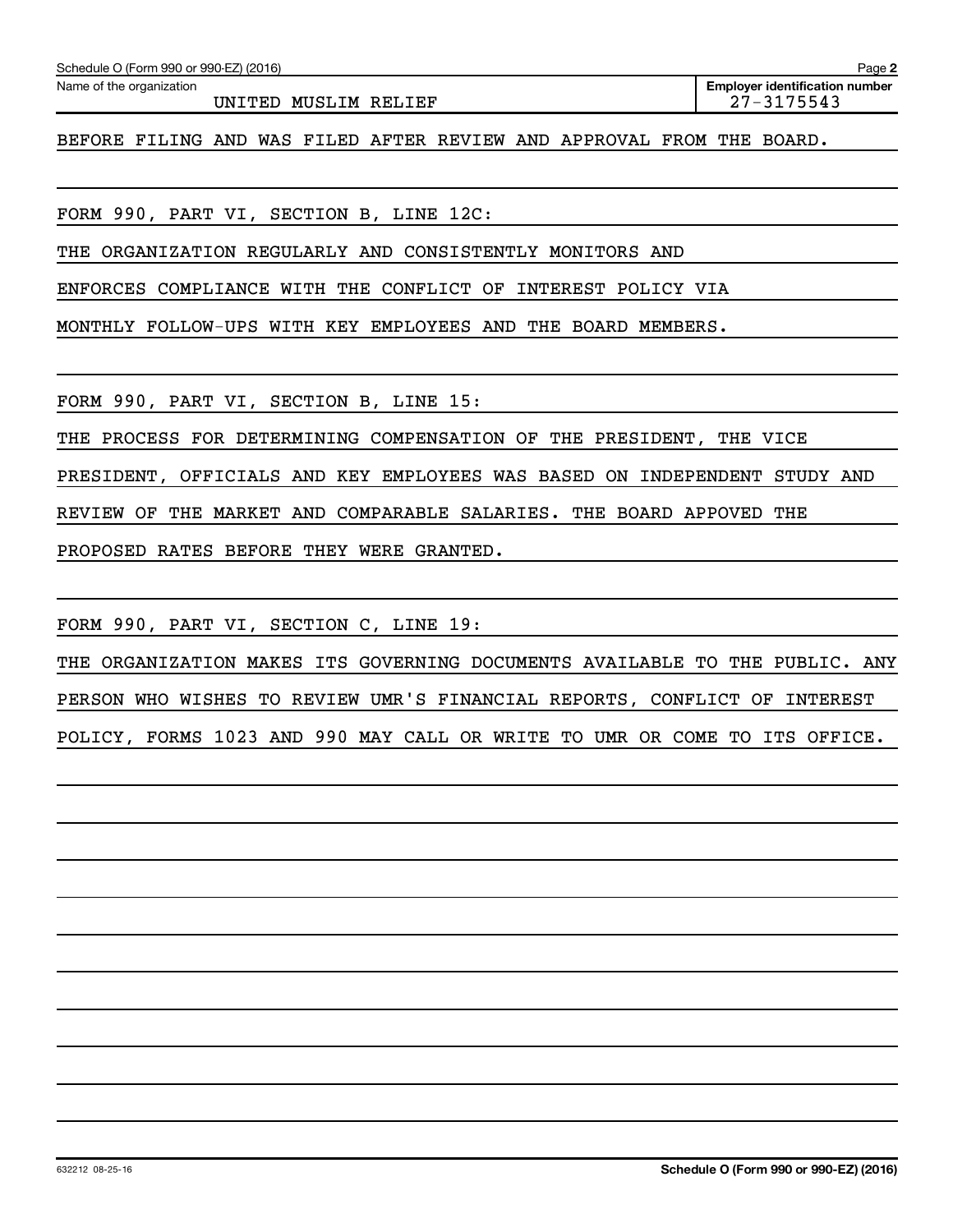Name of the organization

UNITED MUSLIM RELIEF

**Employer identification number**

27-3175543

BEFORE FILING AND WAS FILED AFTER REVIEW AND APPROVAL FROM THE BOARD.

FORM 990, PART VI, SECTION B, LINE 12C:

THE ORGANIZATION REGULARLY AND CONSISTENTLY MONITORS AND ENFORCES COMPLIANCE WITH THE CONFLICT OF INTEREST POLICY VIA MONTHLY FOLLOW-UPS WITH KEY EMPLOYEES AND THE BOARD MEMBERS.

FORM 990, PART VI, SECTION B, LINE 15:

THE PROCESS FOR DETERMINING COMPENSATION OF THE PRESIDENT, THE VICE PRESIDENT, OFFICIALS AND KEY EMPLOYEES WAS BASED ON INDEPENDENT STUDY AND REVIEW OF THE MARKET AND COMPARABLE SALARIES. THE BOARD APPOVED THE PROPOSED RATES BEFORE THEY WERE GRANTED.

FORM 990, PART VI, SECTION C, LINE 19:

THE ORGANIZATION MAKES ITS GOVERNING DOCUMENTS AVAILABLE TO THE PUBLIC. ANY PERSON WHO WISHES TO REVIEW UMR'S FINANCIAL REPORTS, CONFLICT OF INTEREST POLICY, FORMS 1023 AND 990 MAY CALL OR WRITE TO UMR OR COME TO ITS OFFICE.